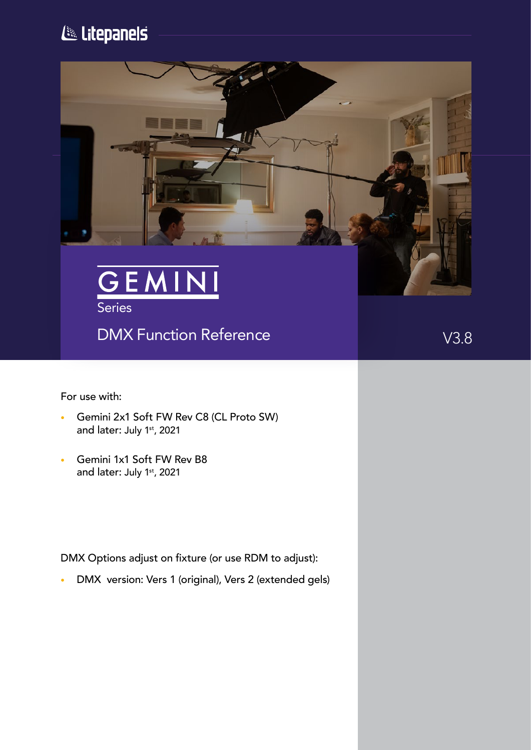Litepanels

# GEMINI

Series

## DMX Function Reference

V3.8

For use with:

- Gemini 2x1 Soft FW Rev C8 (CL Proto SW) and later: July 1st, 2021
- Gemini 1x1 Soft FW Rev B8 and later: July 1st, 2021

DMX Options adjust on fixture (or use RDM to adjust):

- DMX version: Vers 1 (original), Vers 2 (extended gels)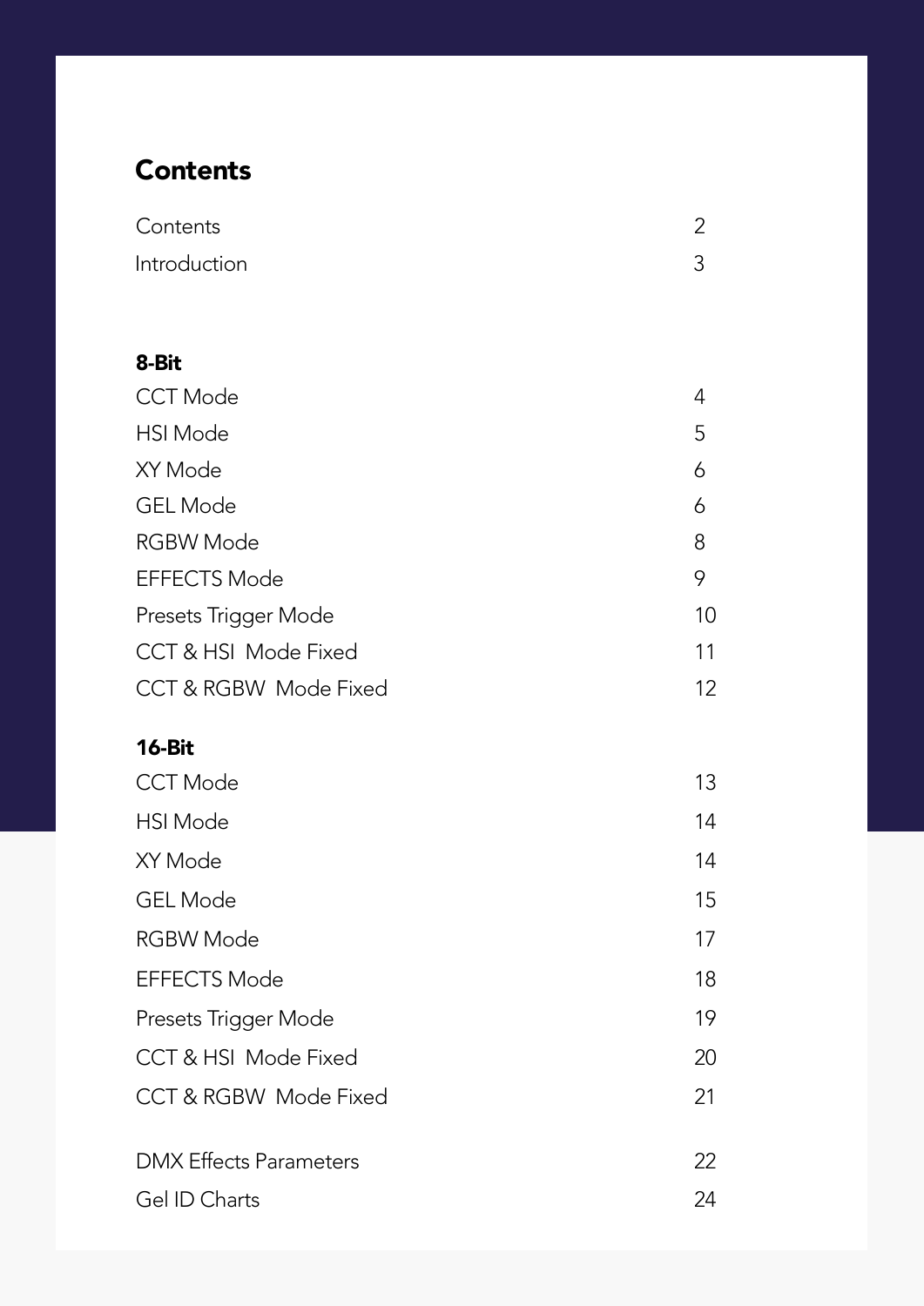# Contents

| | |
|---|---|
| Contents | 2 |
| Introduction | 3 |

**8-Bit**

| | |
|---|---|
| CCT Mode | 4 |
| HSI Mode | 5 |
| XY Mode | 6 |
| GEL Mode | 6 |
| RGBW Mode | 8 |
| EFFECTS Mode | 9 |
| Presets Trigger Mode | 10 |
| CCT & HSI  Mode Fixed | 11 |
| CCT & RGBW  Mode Fixed | 12 |

**16-Bit**

| | |
|---|---|
| CCT Mode | 13 |
| HSI Mode | 14 |
| XY Mode | 14 |
| GEL Mode | 15 |
| RGBW Mode | 17 |
| EFFECTS Mode | 18 |
| Presets Trigger Mode | 19 |
| CCT & HSI  Mode Fixed | 20 |
| CCT & RGBW  Mode Fixed | 21 |

| | |
|---|---|
| DMX Effects Parameters | 22 |
| Gel ID Charts | 24 |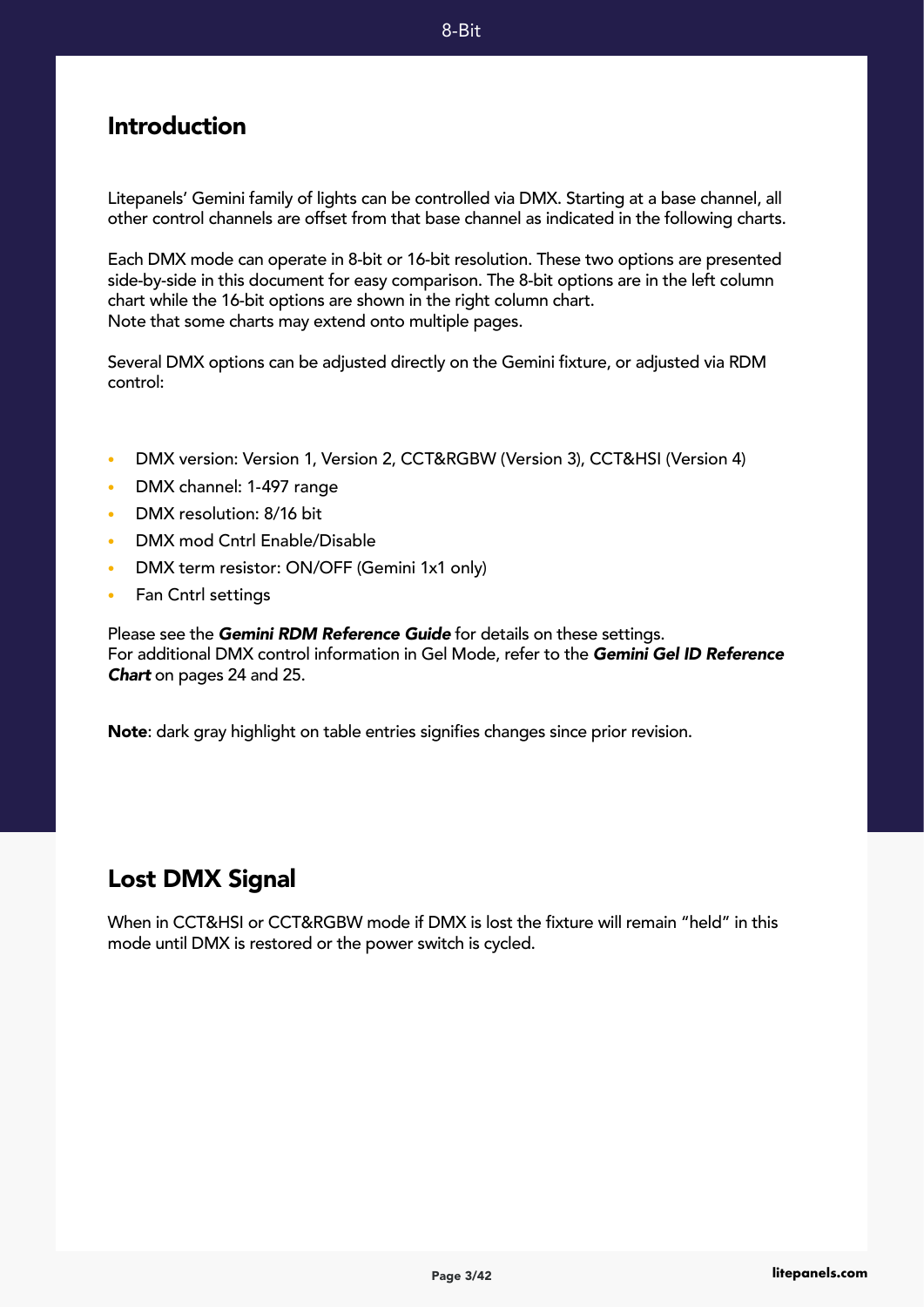## Introduction

Litepanels' Gemini family of lights can be controlled via DMX. Starting at a base channel, all other control channels are offset from that base channel as indicated in the following charts.

Each DMX mode can operate in 8-bit or 16-bit resolution. These two options are presented side-by-side in this document for easy comparison. The 8-bit options are in the left column chart while the 16-bit options are shown in the right column chart.
Note that some charts may extend onto multiple pages.

Several DMX options can be adjusted directly on the Gemini fixture, or adjusted via RDM control:

- DMX version: Version 1, Version 2, CCT&RGBW (Version 3), CCT&HSI (Version 4)
- DMX channel: 1-497 range
- DMX resolution: 8/16 bit
- DMX mod Cntrl Enable/Disable
- DMX term resistor: ON/OFF (Gemini 1x1 only)
- Fan Cntrl settings

Please see the ***Gemini RDM Reference Guide*** for details on these settings.
For additional DMX control information in Gel Mode, refer to the ***Gemini Gel ID Reference Chart*** on pages 24 and 25.

**Note**: dark gray highlight on table entries signifies changes since prior revision.

## Lost DMX Signal

When in CCT&HSI or CCT&RGBW mode if DMX is lost the fixture will remain "held" in this mode until DMX is restored or the power switch is cycled.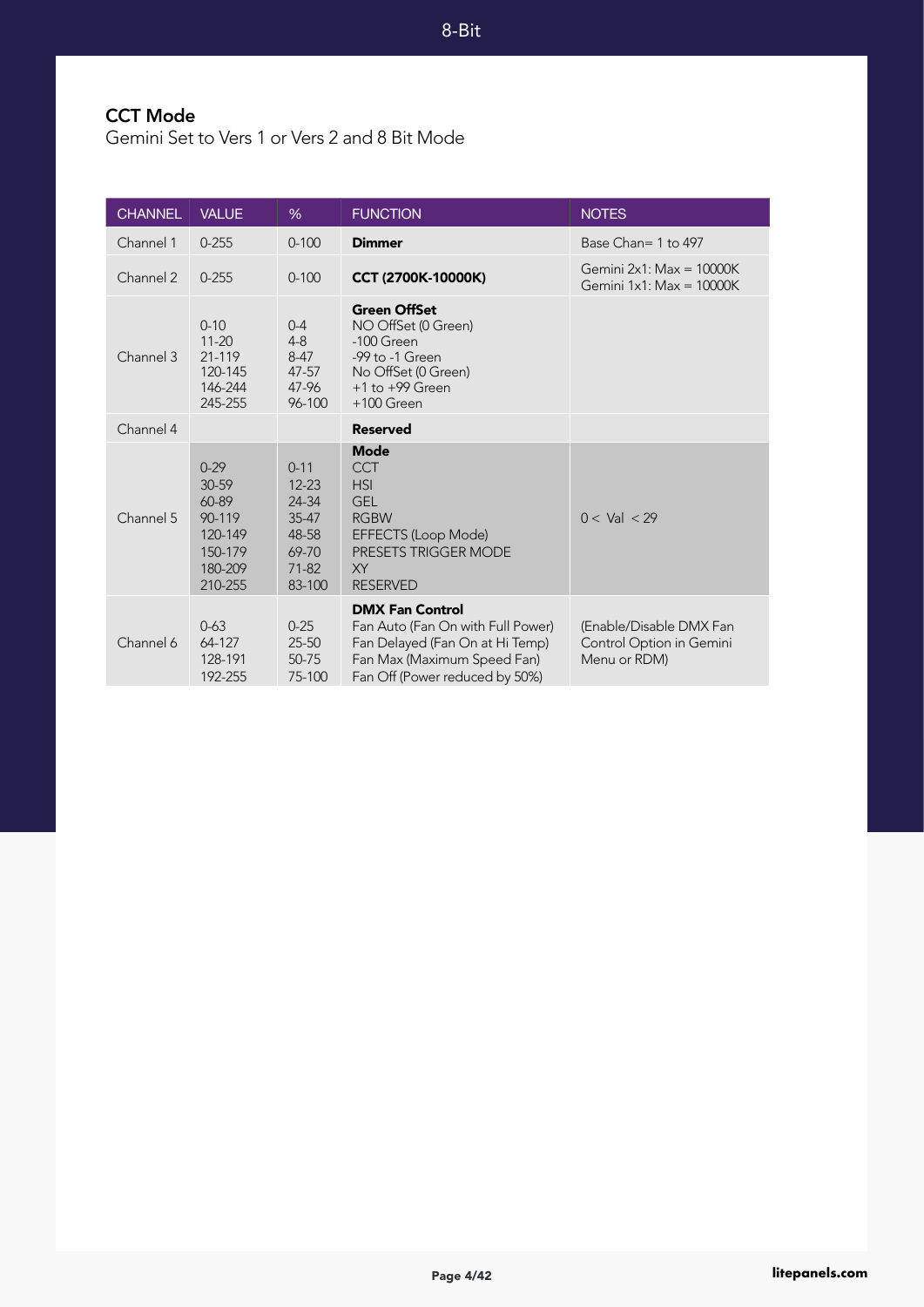### CCT Mode

Gemini Set to Vers 1 or Vers 2 and 8 Bit Mode

| CHANNEL | VALUE | % | FUNCTION | NOTES |
|---|---|---|---|---|
| Channel 1 | 0-255 | 0-100 | **Dimmer** | Base Chan= 1 to 497 |
| Channel 2 | 0-255 | 0-100 | **CCT (2700K-10000K)** | Gemini 2x1: Max = 10000K<br>Gemini 1x1: Max = 10000K |
| Channel 3 | 0-10<br>11-20<br>21-119<br>120-145<br>146-244<br>245-255 | 0-4<br>4-8<br>8-47<br>47-57<br>47-96<br>96-100 | **Green OffSet**<br>NO OffSet (0 Green)<br>-100 Green<br>-99 to -1 Green<br>No OffSet (0 Green)<br>+1 to +99 Green<br>+100 Green | |
| Channel 4 | | | **Reserved** | |
| Channel 5 | 0-29<br>30-59<br>60-89<br>90-119<br>120-149<br>150-179<br>180-209<br>210-255 | 0-11<br>12-23<br>24-34<br>35-47<br>48-58<br>69-70<br>71-82<br>83-100 | **Mode**<br>CCT<br>HSI<br>GEL<br>RGBW<br>EFFECTS (Loop Mode)<br>PRESETS TRIGGER MODE<br>XY<br>RESERVED | 0 < Val < 29 |
| Channel 6 | 0-63<br>64-127<br>128-191<br>192-255 | 0-25<br>25-50<br>50-75<br>75-100 | **DMX Fan Control**<br>Fan Auto (Fan On with Full Power)<br>Fan Delayed (Fan On at Hi Temp)<br>Fan Max (Maximum Speed Fan)<br>Fan Off (Power reduced by 50%) | (Enable/Disable DMX Fan Control Option in Gemini Menu or RDM) |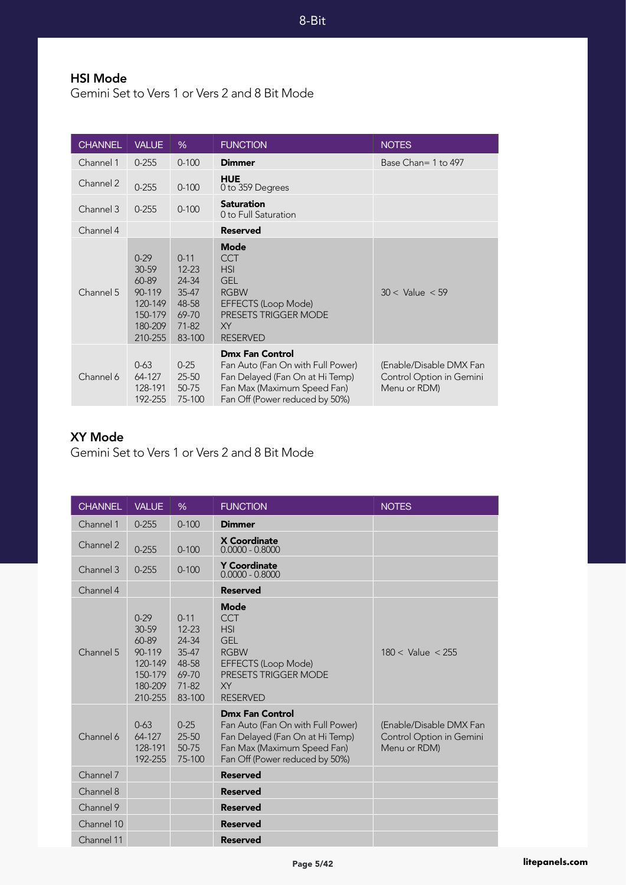## HSI Mode

Gemini Set to Vers 1 or Vers 2 and 8 Bit Mode

| CHANNEL | VALUE | % | FUNCTION | NOTES |
|---|---|---|---|---|
| Channel 1 | 0-255 | 0-100 | **Dimmer** | Base Chan= 1 to 497 |
| Channel 2 | 0-255 | 0-100 | **HUE**<br>0 to 359 Degrees | |
| Channel 3 | 0-255 | 0-100 | **Saturation**<br>0 to Full Saturation | |
| Channel 4 | | | **Reserved** | |
| Channel 5 | 0-29<br>30-59<br>60-89<br>90-119<br>120-149<br>150-179<br>180-209<br>210-255 | 0-11<br>12-23<br>24-34<br>35-47<br>48-58<br>69-70<br>71-82<br>83-100 | **Mode**<br>CCT<br>HSI<br>GEL<br>RGBW<br>EFFECTS (Loop Mode)<br>PRESETS TRIGGER MODE<br>XY<br>RESERVED | 30 < Value < 59 |
| Channel 6 | 0-63<br>64-127<br>128-191<br>192-255 | 0-25<br>25-50<br>50-75<br>75-100 | **Dmx Fan Control**<br>Fan Auto (Fan On with Full Power)<br>Fan Delayed (Fan On at Hi Temp)<br>Fan Max (Maximum Speed Fan)<br>Fan Off (Power reduced by 50%) | (Enable/Disable DMX Fan Control Option in Gemini Menu or RDM) |

## XY Mode

Gemini Set to Vers 1 or Vers 2 and 8 Bit Mode

| CHANNEL | VALUE | % | FUNCTION | NOTES |
|---|---|---|---|---|
| Channel 1 | 0-255 | 0-100 | **Dimmer** | |
| Channel 2 | 0-255 | 0-100 | **X Coordinate**<br>0.0000 - 0.8000 | |
| Channel 3 | 0-255 | 0-100 | **Y Coordinate**<br>0.0000 - 0.8000 | |
| Channel 4 | | | **Reserved** | |
| Channel 5 | 0-29<br>30-59<br>60-89<br>90-119<br>120-149<br>150-179<br>180-209<br>210-255 | 0-11<br>12-23<br>24-34<br>35-47<br>48-58<br>69-70<br>71-82<br>83-100 | **Mode**<br>CCT<br>HSI<br>GEL<br>RGBW<br>EFFECTS (Loop Mode)<br>PRESETS TRIGGER MODE<br>XY<br>RESERVED | 180 < Value < 255 |
| Channel 6 | 0-63<br>64-127<br>128-191<br>192-255 | 0-25<br>25-50<br>50-75<br>75-100 | **Dmx Fan Control**<br>Fan Auto (Fan On with Full Power)<br>Fan Delayed (Fan On at Hi Temp)<br>Fan Max (Maximum Speed Fan)<br>Fan Off (Power reduced by 50%) | (Enable/Disable DMX Fan Control Option in Gemini Menu or RDM) |
| Channel 7 | | | **Reserved** | |
| Channel 8 | | | **Reserved** | |
| Channel 9 | | | **Reserved** | |
| Channel 10 | | | **Reserved** | |
| Channel 11 | | | **Reserved** | |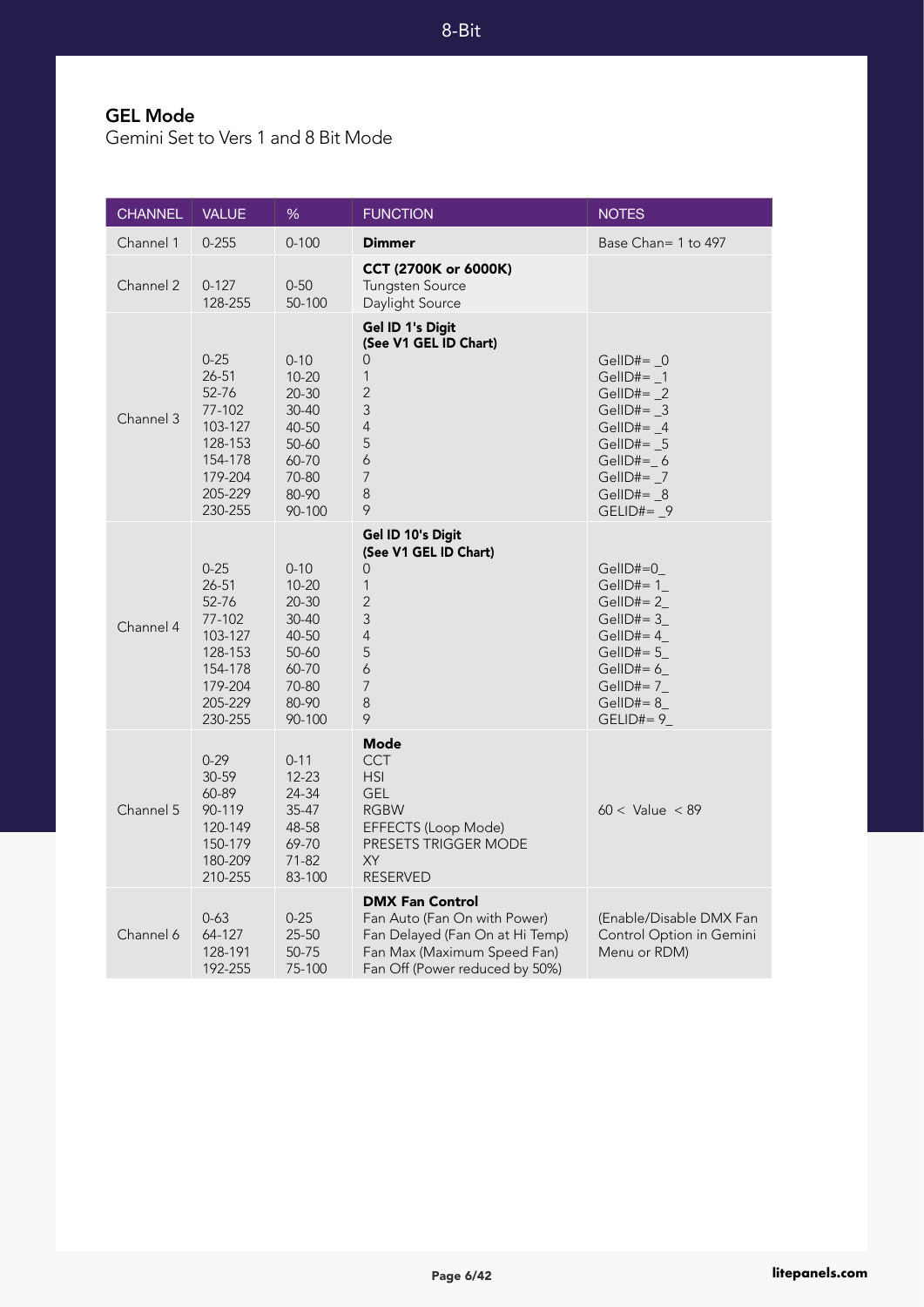## GEL Mode

Gemini Set to Vers 1 and 8 Bit Mode

| CHANNEL | VALUE | % | FUNCTION | NOTES |
|---|---|---|---|---|
| Channel 1 | 0-255 | 0-100 | **Dimmer** | Base Chan= 1 to 497 |
| Channel 2 | 0-127<br>128-255 | 0-50<br>50-100 | **CCT (2700K or 6000K)**<br>Tungsten Source<br>Daylight Source | |
| Channel 3 | 0-25<br>26-51<br>52-76<br>77-102<br>103-127<br>128-153<br>154-178<br>179-204<br>205-229<br>230-255 | 0-10<br>10-20<br>20-30<br>30-40<br>40-50<br>50-60<br>60-70<br>70-80<br>80-90<br>90-100 | **Gel ID 1's Digit (See V1 GEL ID Chart)**<br>0<br>1<br>2<br>3<br>4<br>5<br>6<br>7<br>8<br>9 | GelID#= _0<br>GelID#= _1<br>GelID#= _2<br>GelID#= _3<br>GelID#= _4<br>GelID#= _5<br>GelID#=_ 6<br>GelID#= _7<br>GelID#= _8<br>GELID#= _9 |
| Channel 4 | 0-25<br>26-51<br>52-76<br>77-102<br>103-127<br>128-153<br>154-178<br>179-204<br>205-229<br>230-255 | 0-10<br>10-20<br>20-30<br>30-40<br>40-50<br>50-60<br>60-70<br>70-80<br>80-90<br>90-100 | **Gel ID 10's Digit (See V1 GEL ID Chart)**<br>0<br>1<br>2<br>3<br>4<br>5<br>6<br>7<br>8<br>9 | GelID#=0_<br>GelID#= 1_<br>GelID#= 2_<br>GelID#= 3_<br>GelID#= 4_<br>GelID#= 5_<br>GelID#= 6_<br>GelID#= 7_<br>GelID#= 8_<br>GELID#= 9_ |
| Channel 5 | 0-29<br>30-59<br>60-89<br>90-119<br>120-149<br>150-179<br>180-209<br>210-255 | 0-11<br>12-23<br>24-34<br>35-47<br>48-58<br>69-70<br>71-82<br>83-100 | **Mode**<br>CCT<br>HSI<br>GEL<br>RGBW<br>EFFECTS (Loop Mode)<br>PRESETS TRIGGER MODE<br>XY<br>RESERVED | 60 < Value < 89 |
| Channel 6 | 0-63<br>64-127<br>128-191<br>192-255 | 0-25<br>25-50<br>50-75<br>75-100 | **DMX Fan Control**<br>Fan Auto (Fan On with Power)<br>Fan Delayed (Fan On at Hi Temp)<br>Fan Max (Maximum Speed Fan)<br>Fan Off (Power reduced by 50%) | (Enable/Disable DMX Fan Control Option in Gemini Menu or RDM) |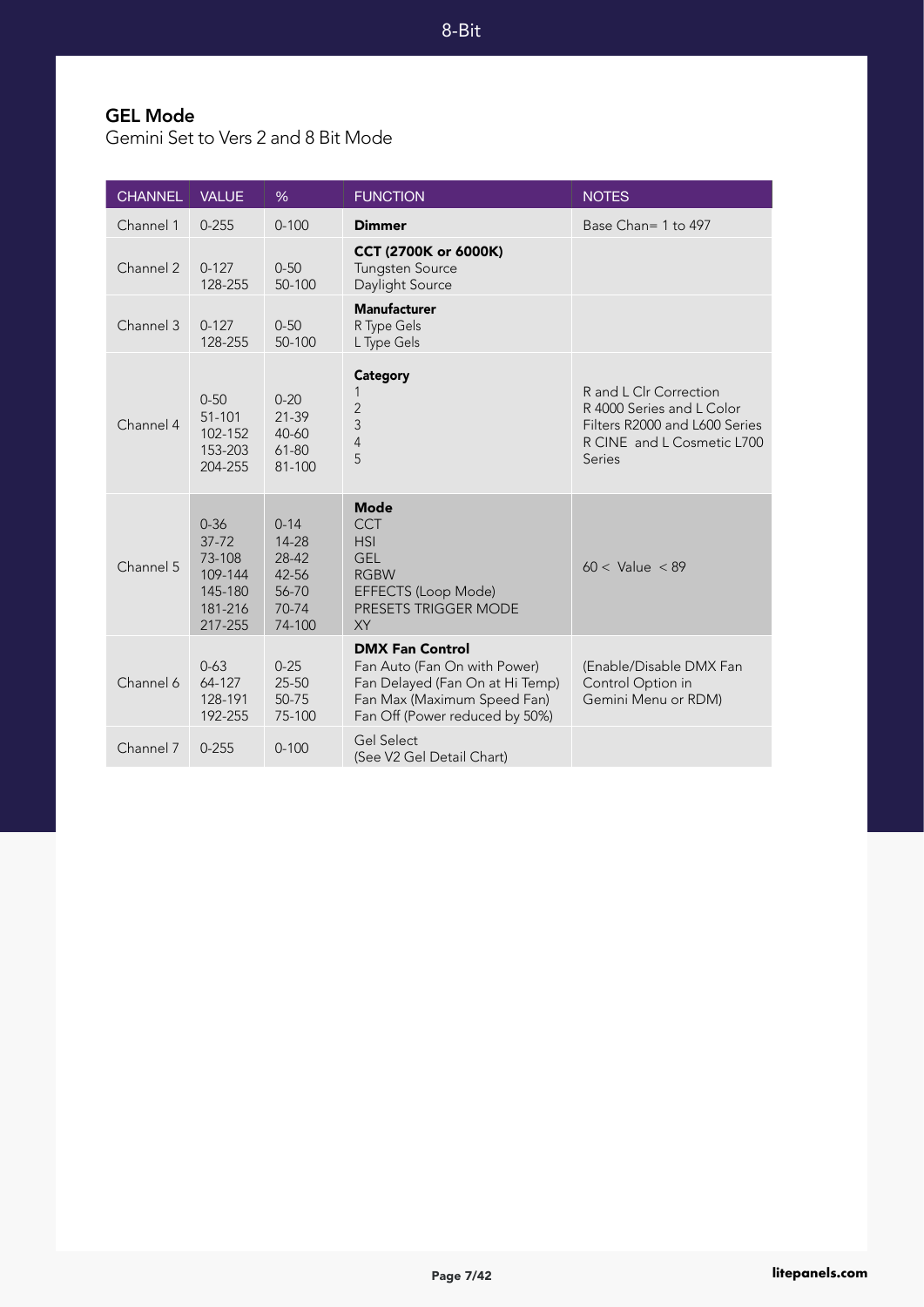## GEL Mode

Gemini Set to Vers 2 and 8 Bit Mode

| CHANNEL | VALUE | % | FUNCTION | NOTES |
|---|---|---|---|---|
| Channel 1 | 0-255 | 0-100 | **Dimmer** | Base Chan= 1 to 497 |
| Channel 2 | 0-127<br>128-255 | 0-50<br>50-100 | **CCT (2700K or 6000K)**<br>Tungsten Source<br>Daylight Source | |
| Channel 3 | 0-127<br>128-255 | 0-50<br>50-100 | **Manufacturer**<br>R Type Gels<br>L Type Gels | |
| Channel 4 | 0-50<br>51-101<br>102-152<br>153-203<br>204-255 | 0-20<br>21-39<br>40-60<br>61-80<br>81-100 | **Category**<br>1<br>2<br>3<br>4<br>5 | R and L Clr Correction<br>R 4000 Series and L Color Filters R2000 and L600 Series<br>R CINE and L Cosmetic L700 Series |
| Channel 5 | 0-36<br>37-72<br>73-108<br>109-144<br>145-180<br>181-216<br>217-255 | 0-14<br>14-28<br>28-42<br>42-56<br>56-70<br>70-74<br>74-100 | **Mode**<br>CCT<br>HSI<br>GEL<br>RGBW<br>EFFECTS (Loop Mode)<br>PRESETS TRIGGER MODE<br>XY | 60 < Value < 89 |
| Channel 6 | 0-63<br>64-127<br>128-191<br>192-255 | 0-25<br>25-50<br>50-75<br>75-100 | **DMX Fan Control**<br>Fan Auto (Fan On with Power)<br>Fan Delayed (Fan On at Hi Temp)<br>Fan Max (Maximum Speed Fan)<br>Fan Off (Power reduced by 50%) | (Enable/Disable DMX Fan Control Option in Gemini Menu or RDM) |
| Channel 7 | 0-255 | 0-100 | Gel Select<br>(See V2 Gel Detail Chart) | |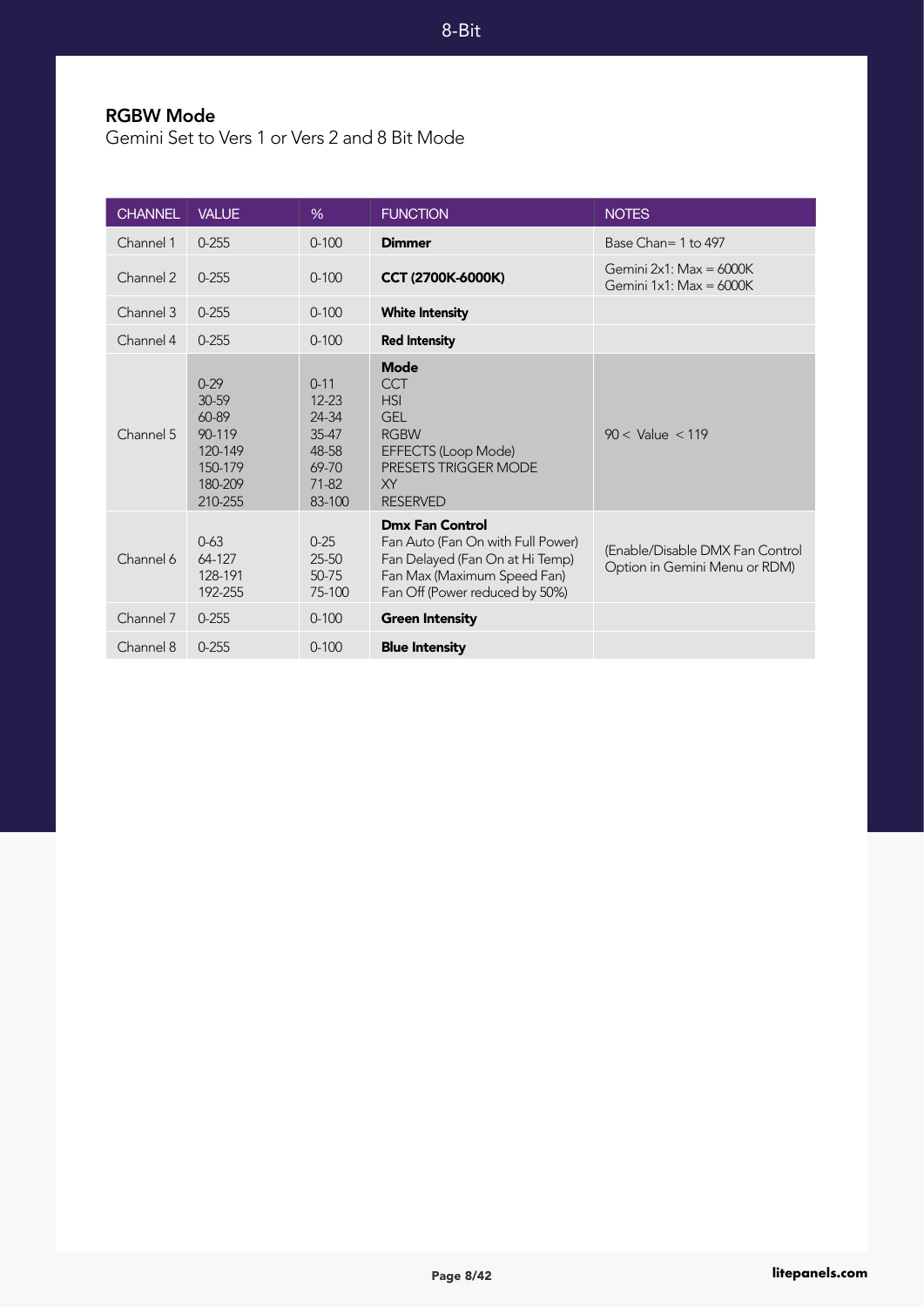## RGBW Mode

Gemini Set to Vers 1 or Vers 2 and 8 Bit Mode

| CHANNEL | VALUE | % | FUNCTION | NOTES |
|---|---|---|---|---|
| Channel 1 | 0-255 | 0-100 | **Dimmer** | Base Chan= 1 to 497 |
| Channel 2 | 0-255 | 0-100 | **CCT (2700K-6000K)** | Gemini 2x1: Max = 6000K<br>Gemini 1x1: Max = 6000K |
| Channel 3 | 0-255 | 0-100 | **White Intensity** | |
| Channel 4 | 0-255 | 0-100 | **Red Intensity** | |
| Channel 5 | 0-29<br>30-59<br>60-89<br>90-119<br>120-149<br>150-179<br>180-209<br>210-255 | 0-11<br>12-23<br>24-34<br>35-47<br>48-58<br>69-70<br>71-82<br>83-100 | **Mode**<br>CCT<br>HSI<br>GEL<br>RGBW<br>EFFECTS (Loop Mode)<br>PRESETS TRIGGER MODE<br>XY<br>RESERVED | 90 < Value < 119 |
| Channel 6 | 0-63<br>64-127<br>128-191<br>192-255 | 0-25<br>25-50<br>50-75<br>75-100 | **Dmx Fan Control**<br>Fan Auto (Fan On with Full Power)<br>Fan Delayed (Fan On at Hi Temp)<br>Fan Max (Maximum Speed Fan)<br>Fan Off (Power reduced by 50%) | (Enable/Disable DMX Fan Control Option in Gemini Menu or RDM) |
| Channel 7 | 0-255 | 0-100 | **Green Intensity** | |
| Channel 8 | 0-255 | 0-100 | **Blue Intensity** | |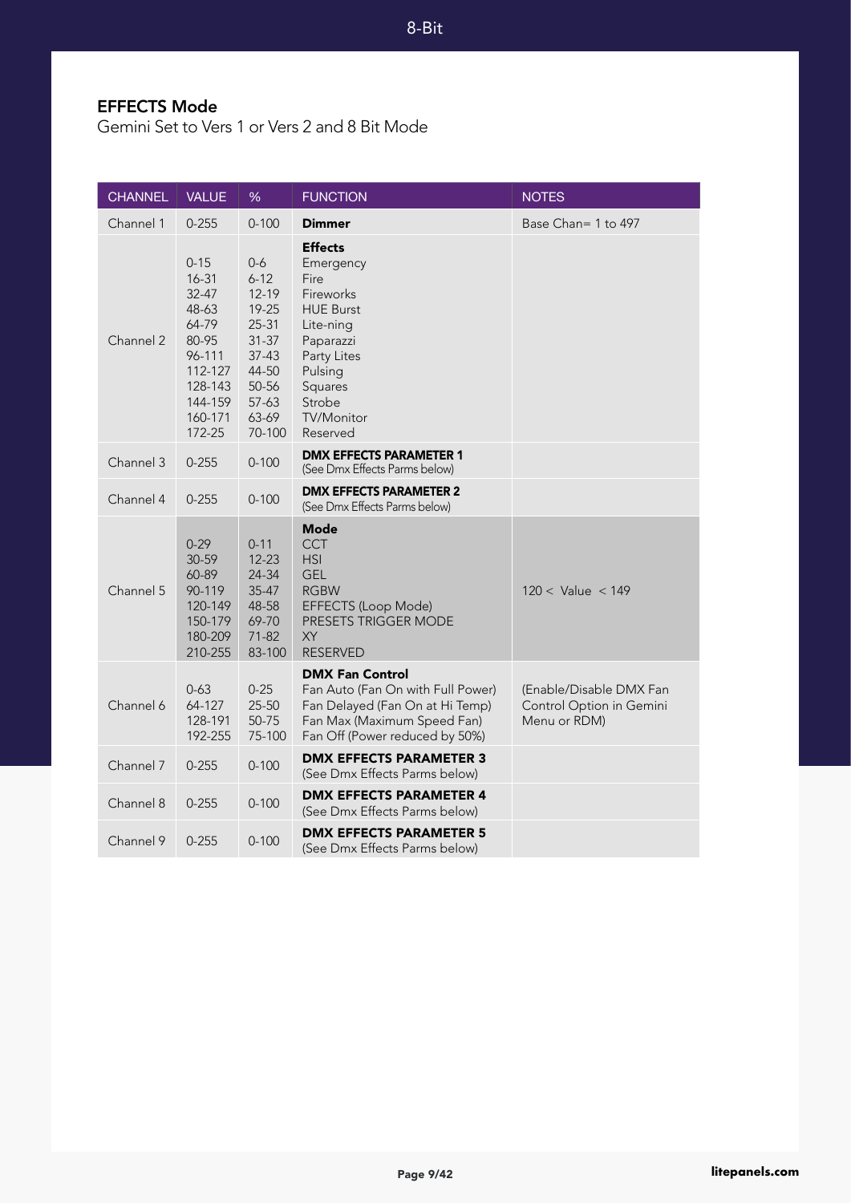## EFFECTS Mode

Gemini Set to Vers 1 or Vers 2 and 8 Bit Mode

| CHANNEL | VALUE | % | FUNCTION | NOTES |
|---|---|---|---|---|
| Channel 1 | 0-255 | 0-100 | **Dimmer** | Base Chan= 1 to 497 |
| Channel 2 | <br>0-15<br>16-31<br>32-47<br>48-63<br>64-79<br>80-95<br>96-111<br>112-127<br>128-143<br>144-159<br>160-171<br>172-25 | <br>0-6<br>6-12<br>12-19<br>19-25<br>25-31<br>31-37<br>37-43<br>44-50<br>50-56<br>57-63<br>63-69<br>70-100 | **Effects**<br>Emergency<br>Fire<br>Fireworks<br>HUE Burst<br>Lite-ning<br>Paparazzi<br>Party Lites<br>Pulsing<br>Squares<br>Strobe<br>TV/Monitor<br>Reserved | |
| Channel 3 | 0-255 | 0-100 | **DMX EFFECTS PARAMETER 1**<br>(See Dmx Effects Parms below) | |
| Channel 4 | 0-255 | 0-100 | **DMX EFFECTS PARAMETER 2**<br>(See Dmx Effects Parms below) | |
| Channel 5 | <br>0-29<br>30-59<br>60-89<br>90-119<br>120-149<br>150-179<br>180-209<br>210-255 | <br>0-11<br>12-23<br>24-34<br>35-47<br>48-58<br>69-70<br>71-82<br>83-100 | **Mode**<br>CCT<br>HSI<br>GEL<br>RGBW<br>EFFECTS (Loop Mode)<br>PRESETS TRIGGER MODE<br>XY<br>RESERVED | 120 < Value < 149 |
| Channel 6 | 0-63<br>64-127<br>128-191<br>192-255 | 0-25<br>25-50<br>50-75<br>75-100 | **DMX Fan Control**<br>Fan Auto (Fan On with Full Power)<br>Fan Delayed (Fan On at Hi Temp)<br>Fan Max (Maximum Speed Fan)<br>Fan Off (Power reduced by 50%) | (Enable/Disable DMX Fan Control Option in Gemini Menu or RDM) |
| Channel 7 | 0-255 | 0-100 | **DMX EFFECTS PARAMETER 3**<br>(See Dmx Effects Parms below) | |
| Channel 8 | 0-255 | 0-100 | **DMX EFFECTS PARAMETER 4**<br>(See Dmx Effects Parms below) | |
| Channel 9 | 0-255 | 0-100 | **DMX EFFECTS PARAMETER 5**<br>(See Dmx Effects Parms below) | |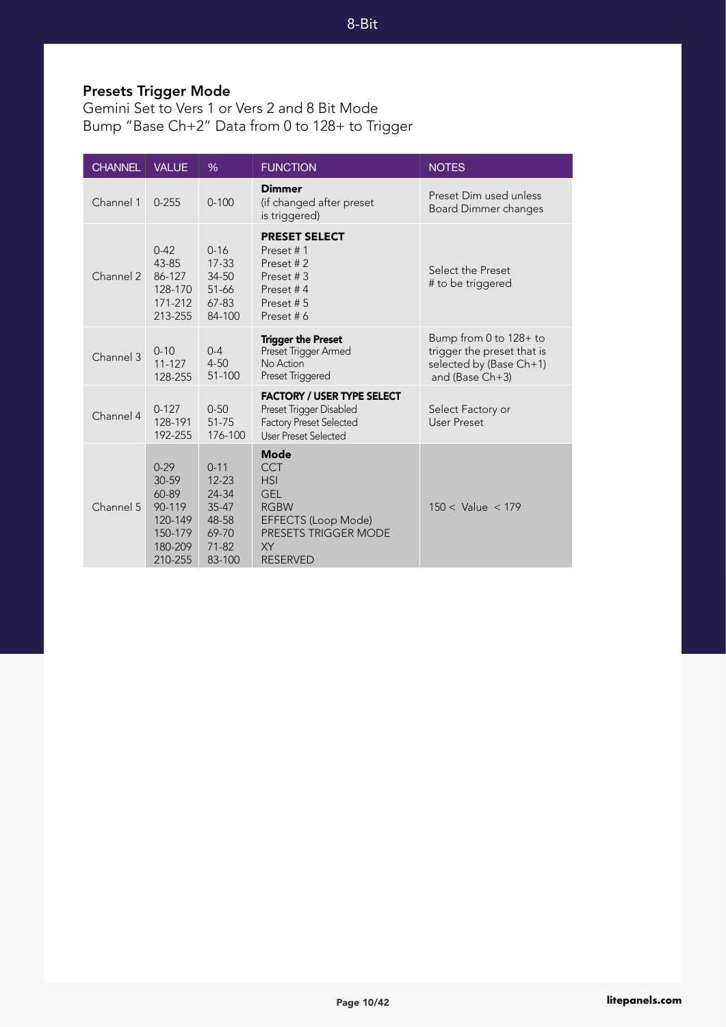## Presets Trigger Mode

Gemini Set to Vers 1 or Vers 2 and 8 Bit Mode
Bump "Base Ch+2" Data from 0 to 128+ to Trigger

| CHANNEL | VALUE | % | FUNCTION | NOTES |
|---|---|---|---|---|
| Channel 1 | 0-255 | 0-100 | **Dimmer**<br>(if changed after preset is triggered) | Preset Dim used unless Board Dimmer changes |
| Channel 2 | 0-42<br>43-85<br>86-127<br>128-170<br>171-212<br>213-255 | 0-16<br>17-33<br>34-50<br>51-66<br>67-83<br>84-100 | **PRESET SELECT**<br>Preset # 1<br>Preset # 2<br>Preset # 3<br>Preset # 4<br>Preset # 5<br>Preset # 6 | Select the Preset # to be triggered |
| Channel 3 | 0-10<br>11-127<br>128-255 | 0-4<br>4-50<br>51-100 | **Trigger the Preset**<br>Preset Trigger Armed<br>No Action<br>Preset Triggered | Bump from 0 to 128+ to trigger the preset that is selected by (Base Ch+1) and (Base Ch+3) |
| Channel 4 | 0-127<br>128-191<br>192-255 | 0-50<br>51-75<br>176-100 | **FACTORY / USER TYPE SELECT**<br>Preset Trigger Disabled<br>Factory Preset Selected<br>User Preset Selected | Select Factory or User Preset |
| Channel 5 | 0-29<br>30-59<br>60-89<br>90-119<br>120-149<br>150-179<br>180-209<br>210-255 | 0-11<br>12-23<br>24-34<br>35-47<br>48-58<br>69-70<br>71-82<br>83-100 | **Mode**<br>CCT<br>HSI<br>GEL<br>RGBW<br>EFFECTS (Loop Mode)<br>PRESETS TRIGGER MODE<br>XY<br>RESERVED | 150 < Value < 179 |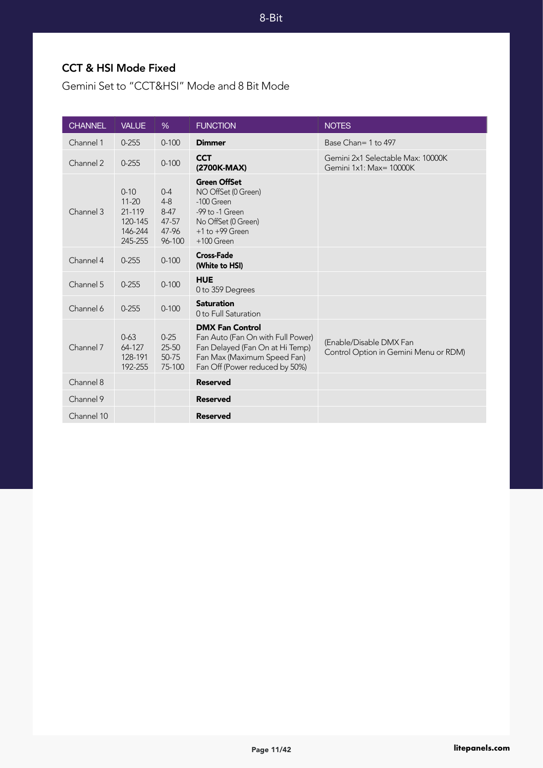8-Bit

## CCT & HSI Mode Fixed

Gemini Set to "CCT&HSI" Mode and 8 Bit Mode

| CHANNEL | VALUE | % | FUNCTION | NOTES |
|---|---|---|---|---|
| Channel 1 | 0-255 | 0-100 | **Dimmer** | Base Chan= 1 to 497 |
| Channel 2 | 0-255 | 0-100 | **CCT (2700K-MAX)** | Gemini 2x1 Selectable Max: 10000K<br>Gemini 1x1: Max= 10000K |
| Channel 3 | 0-10<br>11-20<br>21-119<br>120-145<br>146-244<br>245-255 | 0-4<br>4-8<br>8-47<br>47-57<br>47-96<br>96-100 | **Green OffSet**<br>NO OffSet (0 Green)<br>-100 Green<br>-99 to -1 Green<br>No OffSet (0 Green)<br>+1 to +99 Green<br>+100 Green | |
| Channel 4 | 0-255 | 0-100 | **Cross-Fade (White to HSI)** | |
| Channel 5 | 0-255 | 0-100 | **HUE**<br>0 to 359 Degrees | |
| Channel 6 | 0-255 | 0-100 | **Saturation**<br>0 to Full Saturation | |
| Channel 7 | 0-63<br>64-127<br>128-191<br>192-255 | 0-25<br>25-50<br>50-75<br>75-100 | **DMX Fan Control**<br>Fan Auto (Fan On with Full Power)<br>Fan Delayed (Fan On at Hi Temp)<br>Fan Max (Maximum Speed Fan)<br>Fan Off (Power reduced by 50%) | (Enable/Disable DMX Fan Control Option in Gemini Menu or RDM) |
| Channel 8 | | | **Reserved** | |
| Channel 9 | | | **Reserved** | |
| Channel 10 | | | **Reserved** | |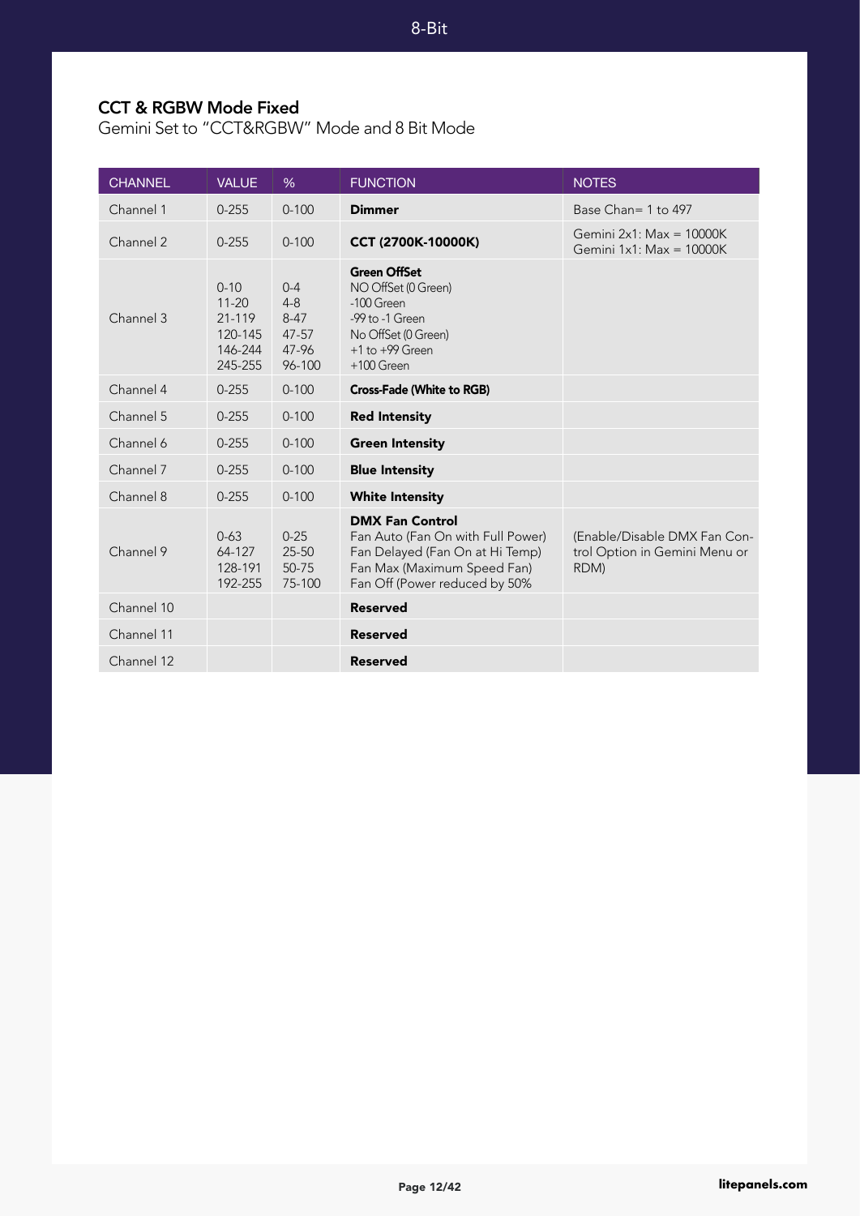8-Bit

## CCT & RGBW Mode Fixed

Gemini Set to “CCT&RGBW” Mode and 8 Bit Mode

| CHANNEL | VALUE | % | FUNCTION | NOTES |
|---|---|---|---|---|
| Channel 1 | 0-255 | 0-100 | **Dimmer** | Base Chan= 1 to 497 |
| Channel 2 | 0-255 | 0-100 | **CCT (2700K-10000K)** | Gemini 2x1: Max = 10000K<br>Gemini 1x1: Max = 10000K |
| Channel 3 | 0-10<br>11-20<br>21-119<br>120-145<br>146-244<br>245-255 | 0-4<br>4-8<br>8-47<br>47-57<br>47-96<br>96-100 | **Green OffSet**<br>NO OffSet (0 Green)<br>-100 Green<br>-99 to -1 Green<br>No OffSet (0 Green)<br>+1 to +99 Green<br>+100 Green | |
| Channel 4 | 0-255 | 0-100 | **Cross-Fade (White to RGB)** | |
| Channel 5 | 0-255 | 0-100 | **Red Intensity** | |
| Channel 6 | 0-255 | 0-100 | **Green Intensity** | |
| Channel 7 | 0-255 | 0-100 | **Blue Intensity** | |
| Channel 8 | 0-255 | 0-100 | **White Intensity** | |
| Channel 9 | 0-63<br>64-127<br>128-191<br>192-255 | 0-25<br>25-50<br>50-75<br>75-100 | **DMX Fan Control**<br>Fan Auto (Fan On with Full Power)<br>Fan Delayed (Fan On at Hi Temp)<br>Fan Max (Maximum Speed Fan)<br>Fan Off (Power reduced by 50% | (Enable/Disable DMX Fan Control Option in Gemini Menu or RDM) |
| Channel 10 | | | **Reserved** | |
| Channel 11 | | | **Reserved** | |
| Channel 12 | | | **Reserved** | |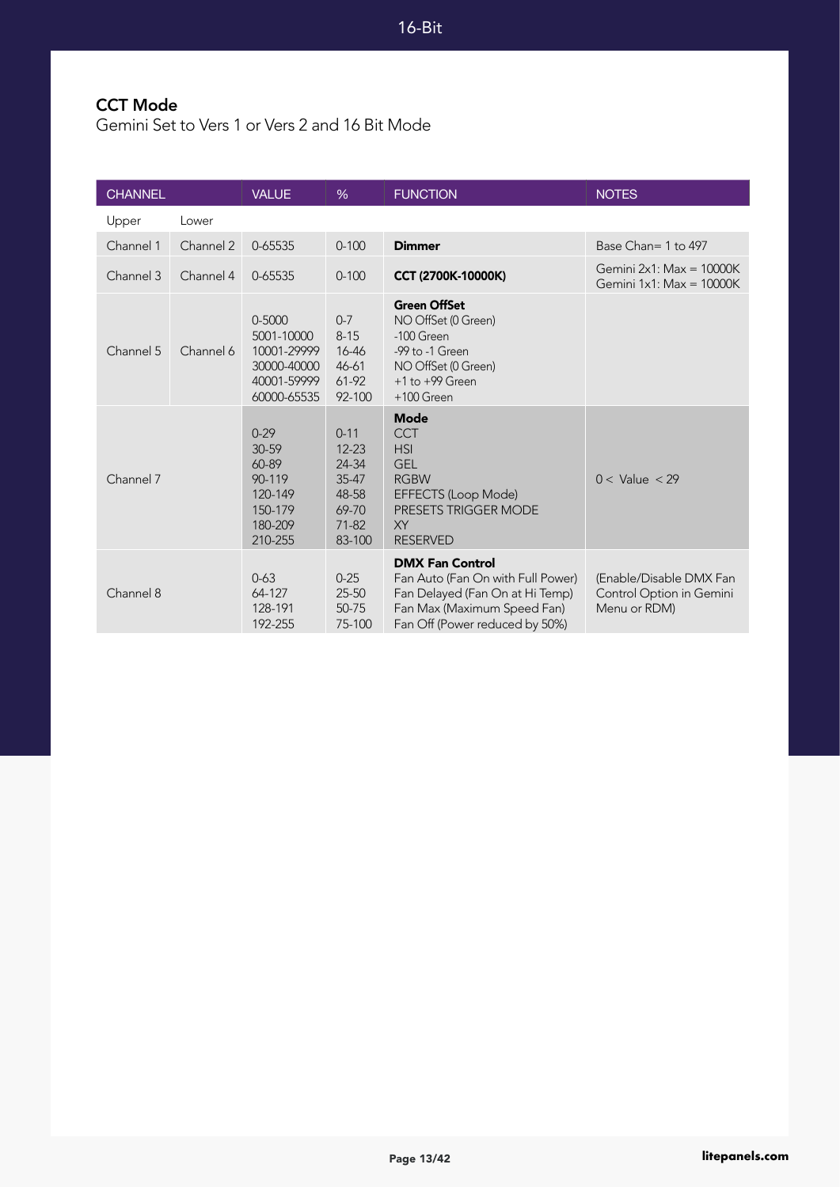## CCT Mode

Gemini Set to Vers 1 or Vers 2 and 16 Bit Mode

| CHANNEL | | VALUE | % | FUNCTION | NOTES |
|---|---|---|---|---|---|
| Upper | Lower | | | | |
| Channel 1 | Channel 2 | 0-65535 | 0-100 | **Dimmer** | Base Chan= 1 to 497 |
| Channel 3 | Channel 4 | 0-65535 | 0-100 | **CCT (2700K-10000K)** | Gemini 2x1: Max = 10000K<br>Gemini 1x1: Max = 10000K |
| Channel 5 | Channel 6 | 0-5000<br>5001-10000<br>10001-29999<br>30000-40000<br>40001-59999<br>60000-65535 | 0-7<br>8-15<br>16-46<br>46-61<br>61-92<br>92-100 | **Green OffSet**<br>NO OffSet (0 Green)<br>-100 Green<br>-99 to -1 Green<br>NO OffSet (0 Green)<br>+1 to +99 Green<br>+100 Green | |
| Channel 7 | | 0-29<br>30-59<br>60-89<br>90-119<br>120-149<br>150-179<br>180-209<br>210-255 | 0-11<br>12-23<br>24-34<br>35-47<br>48-58<br>69-70<br>71-82<br>83-100 | **Mode**<br>CCT<br>HSI<br>GEL<br>RGBW<br>EFFECTS (Loop Mode)<br>PRESETS TRIGGER MODE<br>XY<br>RESERVED | 0 < Value < 29 |
| Channel 8 | | 0-63<br>64-127<br>128-191<br>192-255 | 0-25<br>25-50<br>50-75<br>75-100 | **DMX Fan Control**<br>Fan Auto (Fan On with Full Power)<br>Fan Delayed (Fan On at Hi Temp)<br>Fan Max (Maximum Speed Fan)<br>Fan Off (Power reduced by 50%) | (Enable/Disable DMX Fan Control Option in Gemini Menu or RDM) |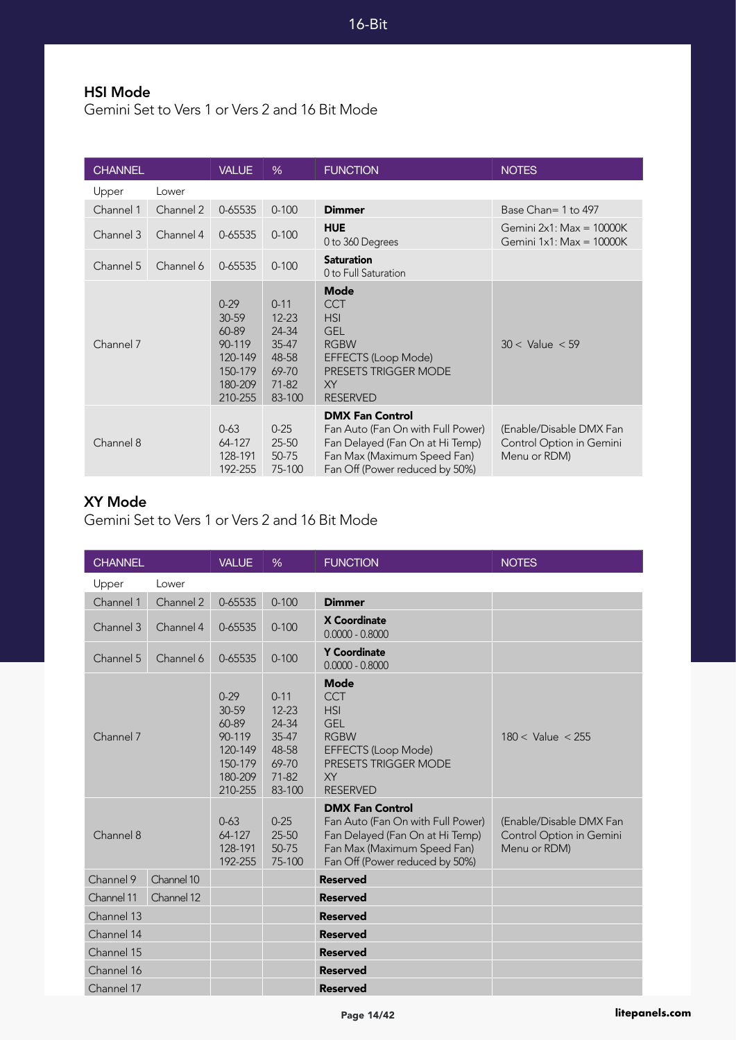## HSI Mode

Gemini Set to Vers 1 or Vers 2 and 16 Bit Mode

| CHANNEL | | VALUE | % | FUNCTION | NOTES |
|---|---|---|---|---|---|
| Upper | Lower | | | | |
| Channel 1 | Channel 2 | 0-65535 | 0-100 | **Dimmer** | Base Chan= 1 to 497 |
| Channel 3 | Channel 4 | 0-65535 | 0-100 | **HUE**<br>0 to 360 Degrees | Gemini 2x1: Max = 10000K<br>Gemini 1x1: Max = 10000K |
| Channel 5 | Channel 6 | 0-65535 | 0-100 | **Saturation**<br>0 to Full Saturation | |
| Channel 7 | | 0-29<br>30-59<br>60-89<br>90-119<br>120-149<br>150-179<br>180-209<br>210-255 | 0-11<br>12-23<br>24-34<br>35-47<br>48-58<br>69-70<br>71-82<br>83-100 | **Mode**<br>CCT<br>HSI<br>GEL<br>RGBW<br>EFFECTS (Loop Mode)<br>PRESETS TRIGGER MODE<br>XY<br>RESERVED | 30 < Value < 59 |
| Channel 8 | | 0-63<br>64-127<br>128-191<br>192-255 | 0-25<br>25-50<br>50-75<br>75-100 | **DMX Fan Control**<br>Fan Auto (Fan On with Full Power)<br>Fan Delayed (Fan On at Hi Temp)<br>Fan Max (Maximum Speed Fan)<br>Fan Off (Power reduced by 50%) | (Enable/Disable DMX Fan Control Option in Gemini Menu or RDM) |

## XY Mode

Gemini Set to Vers 1 or Vers 2 and 16 Bit Mode

| CHANNEL | | VALUE | % | FUNCTION | NOTES |
|---|---|---|---|---|---|
| Upper | Lower | | | | |
| Channel 1 | Channel 2 | 0-65535 | 0-100 | **Dimmer** | |
| Channel 3 | Channel 4 | 0-65535 | 0-100 | **X Coordinate**<br>0.0000 - 0.8000 | |
| Channel 5 | Channel 6 | 0-65535 | 0-100 | **Y Coordinate**<br>0.0000 - 0.8000 | |
| Channel 7 | | 0-29<br>30-59<br>60-89<br>90-119<br>120-149<br>150-179<br>180-209<br>210-255 | 0-11<br>12-23<br>24-34<br>35-47<br>48-58<br>69-70<br>71-82<br>83-100 | **Mode**<br>CCT<br>HSI<br>GEL<br>RGBW<br>EFFECTS (Loop Mode)<br>PRESETS TRIGGER MODE<br>XY<br>RESERVED | 180 < Value < 255 |
| Channel 8 | | 0-63<br>64-127<br>128-191<br>192-255 | 0-25<br>25-50<br>50-75<br>75-100 | **DMX Fan Control**<br>Fan Auto (Fan On with Full Power)<br>Fan Delayed (Fan On at Hi Temp)<br>Fan Max (Maximum Speed Fan)<br>Fan Off (Power reduced by 50%) | (Enable/Disable DMX Fan Control Option in Gemini Menu or RDM) |
| Channel 9 | Channel 10 | | | **Reserved** | |
| Channel 11 | Channel 12 | | | **Reserved** | |
| Channel 13 | | | | **Reserved** | |
| Channel 14 | | | | **Reserved** | |
| Channel 15 | | | | **Reserved** | |
| Channel 16 | | | | **Reserved** | |
| Channel 17 | | | | **Reserved** | |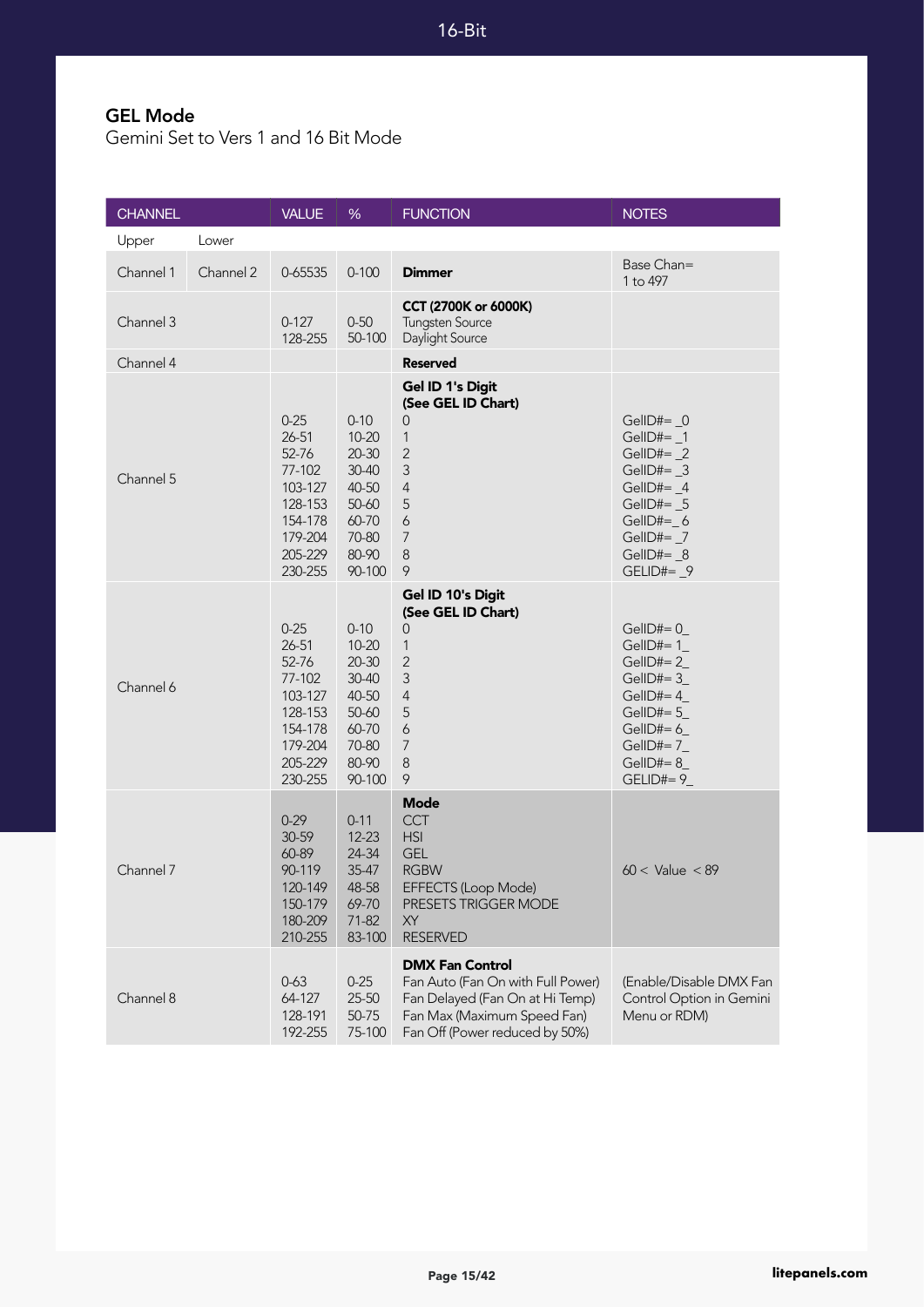## GEL Mode

Gemini Set to Vers 1 and 16 Bit Mode

| CHANNEL | | VALUE | % | FUNCTION | NOTES |
|---|---|---|---|---|---|
| Upper | Lower | | | | |
| Channel 1 | Channel 2 | 0-65535 | 0-100 | **Dimmer** | Base Chan= 1 to 497 |
| Channel 3 | | 0-127<br>128-255 | 0-50<br>50-100 | **CCT (2700K or 6000K)**<br>Tungsten Source<br>Daylight Source | |
| Channel 4 | | | | **Reserved** | |
| Channel 5 | | 0-25<br>26-51<br>52-76<br>77-102<br>103-127<br>128-153<br>154-178<br>179-204<br>205-229<br>230-255 | 0-10<br>10-20<br>20-30<br>30-40<br>40-50<br>50-60<br>60-70<br>70-80<br>80-90<br>90-100 | **Gel ID 1's Digit (See GEL ID Chart)**<br>0<br>1<br>2<br>3<br>4<br>5<br>6<br>7<br>8<br>9 | GelID#= _0<br>GelID#= _1<br>GelID#= _2<br>GelID#= _3<br>GelID#= _4<br>GelID#= _5<br>GelID#=_ 6<br>GelID#= _7<br>GelID#= _8<br>GELID#= _9 |
| Channel 6 | | 0-25<br>26-51<br>52-76<br>77-102<br>103-127<br>128-153<br>154-178<br>179-204<br>205-229<br>230-255 | 0-10<br>10-20<br>20-30<br>30-40<br>40-50<br>50-60<br>60-70<br>70-80<br>80-90<br>90-100 | **Gel ID 10's Digit (See GEL ID Chart)**<br>0<br>1<br>2<br>3<br>4<br>5<br>6<br>7<br>8<br>9 | GelID#= 0_<br>GelID#= 1_<br>GelID#= 2_<br>GelID#= 3_<br>GelID#= 4_<br>GelID#= 5_<br>GelID#= 6_<br>GelID#= 7_<br>GelID#= 8_<br>GELID#= 9_ |
| Channel 7 | | 0-29<br>30-59<br>60-89<br>90-119<br>120-149<br>150-179<br>180-209<br>210-255 | 0-11<br>12-23<br>24-34<br>35-47<br>48-58<br>69-70<br>71-82<br>83-100 | **Mode**<br>CCT<br>HSI<br>GEL<br>RGBW<br>EFFECTS (Loop Mode)<br>PRESETS TRIGGER MODE<br>XY<br>RESERVED | 60 < Value < 89 |
| Channel 8 | | 0-63<br>64-127<br>128-191<br>192-255 | 0-25<br>25-50<br>50-75<br>75-100 | **DMX Fan Control**<br>Fan Auto (Fan On with Full Power)<br>Fan Delayed (Fan On at Hi Temp)<br>Fan Max (Maximum Speed Fan)<br>Fan Off (Power reduced by 50%) | (Enable/Disable DMX Fan Control Option in Gemini Menu or RDM) |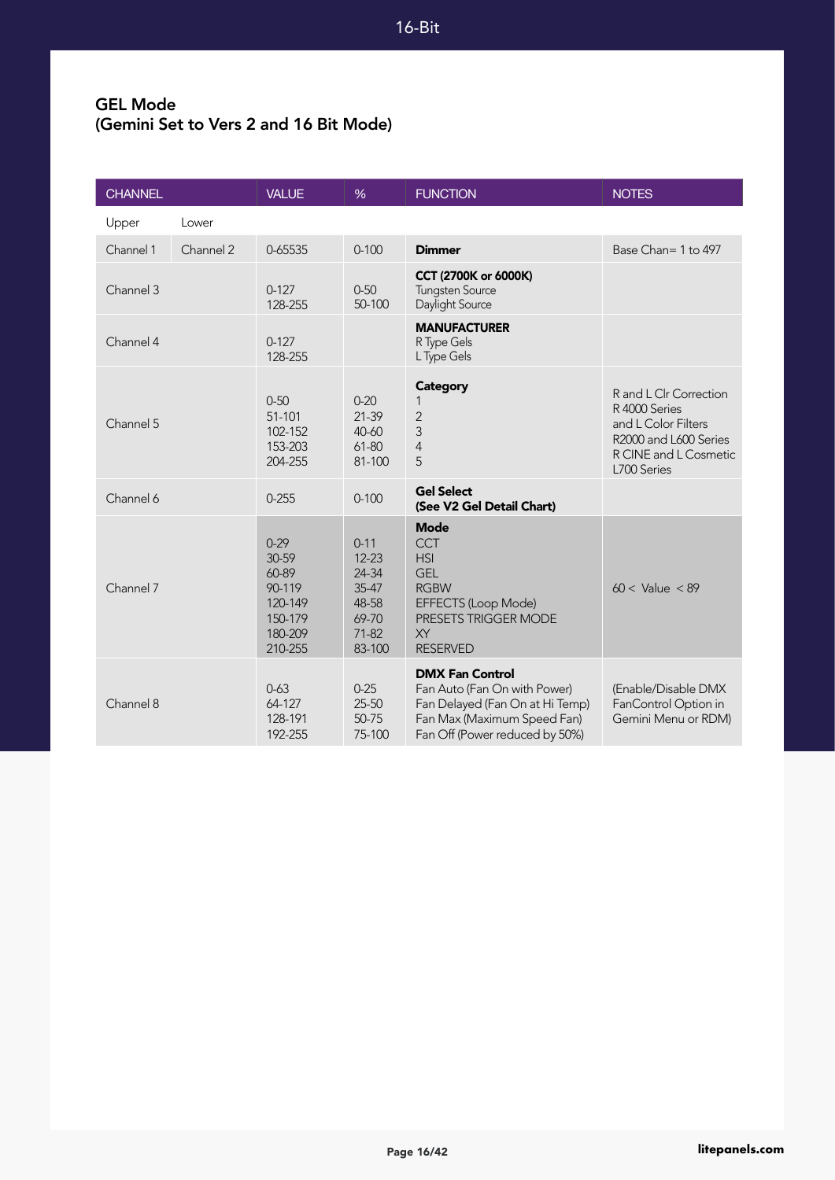## GEL Mode
## (Gemini Set to Vers 2 and 16 Bit Mode)

| CHANNEL | | VALUE | % | FUNCTION | NOTES |
|---|---|---|---|---|---|
| Upper | Lower | | | | |
| Channel 1 | Channel 2 | 0-65535 | 0-100 | **Dimmer** | Base Chan= 1 to 497 |
| Channel 3 | | 0-127<br>128-255 | 0-50<br>50-100 | **CCT (2700K or 6000K)**<br>Tungsten Source<br>Daylight Source | |
| Channel 4 | | 0-127<br>128-255 | | **MANUFACTURER**<br>R Type Gels<br>L Type Gels | |
| Channel 5 | | 0-50<br>51-101<br>102-152<br>153-203<br>204-255 | 0-20<br>21-39<br>40-60<br>61-80<br>81-100 | **Category**<br>1<br>2<br>3<br>4<br>5 | R and L Clr Correction<br>R 4000 Series<br>and L Color Filters<br>R2000 and L600 Series<br>R CINE and L Cosmetic<br>L700 Series |
| Channel 6 | | 0-255 | 0-100 | **Gel Select**<br>**(See V2 Gel Detail Chart)** | |
| Channel 7 | | 0-29<br>30-59<br>60-89<br>90-119<br>120-149<br>150-179<br>180-209<br>210-255 | 0-11<br>12-23<br>24-34<br>35-47<br>48-58<br>69-70<br>71-82<br>83-100 | **Mode**<br>CCT<br>HSI<br>GEL<br>RGBW<br>EFFECTS (Loop Mode)<br>PRESETS TRIGGER MODE<br>XY<br>RESERVED | 60 < Value < 89 |
| Channel 8 | | 0-63<br>64-127<br>128-191<br>192-255 | 0-25<br>25-50<br>50-75<br>75-100 | **DMX Fan Control**<br>Fan Auto (Fan On with Power)<br>Fan Delayed (Fan On at Hi Temp)<br>Fan Max (Maximum Speed Fan)<br>Fan Off (Power reduced by 50%) | (Enable/Disable DMX FanControl Option in Gemini Menu or RDM) |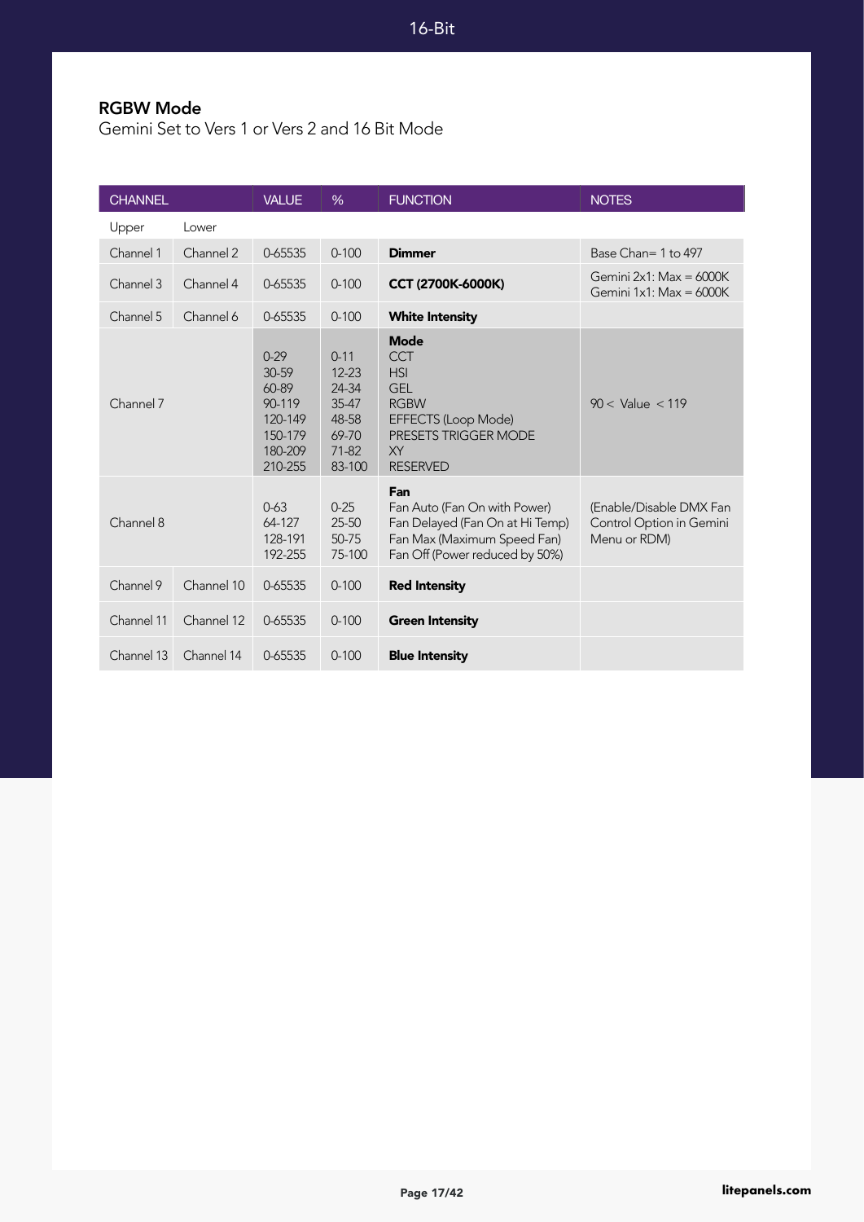## RGBW Mode

Gemini Set to Vers 1 or Vers 2 and 16 Bit Mode

| CHANNEL | | VALUE | % | FUNCTION | NOTES |
|---|---|---|---|---|---|
| Upper | Lower | | | | |
| Channel 1 | Channel 2 | 0-65535 | 0-100 | **Dimmer** | Base Chan= 1 to 497 |
| Channel 3 | Channel 4 | 0-65535 | 0-100 | **CCT (2700K-6000K)** | Gemini 2x1: Max = 6000K<br>Gemini 1x1: Max = 6000K |
| Channel 5 | Channel 6 | 0-65535 | 0-100 | **White Intensity** | |
| Channel 7 | | 0-29<br>30-59<br>60-89<br>90-119<br>120-149<br>150-179<br>180-209<br>210-255 | 0-11<br>12-23<br>24-34<br>35-47<br>48-58<br>69-70<br>71-82<br>83-100 | **Mode**<br>CCT<br>HSI<br>GEL<br>RGBW<br>EFFECTS (Loop Mode)<br>PRESETS TRIGGER MODE<br>XY<br>RESERVED | 90 < Value < 119 |
| Channel 8 | | 0-63<br>64-127<br>128-191<br>192-255 | 0-25<br>25-50<br>50-75<br>75-100 | **Fan**<br>Fan Auto (Fan On with Power)<br>Fan Delayed (Fan On at Hi Temp)<br>Fan Max (Maximum Speed Fan)<br>Fan Off (Power reduced by 50%) | (Enable/Disable DMX Fan Control Option in Gemini Menu or RDM) |
| Channel 9 | Channel 10 | 0-65535 | 0-100 | **Red Intensity** | |
| Channel 11 | Channel 12 | 0-65535 | 0-100 | **Green Intensity** | |
| Channel 13 | Channel 14 | 0-65535 | 0-100 | **Blue Intensity** | |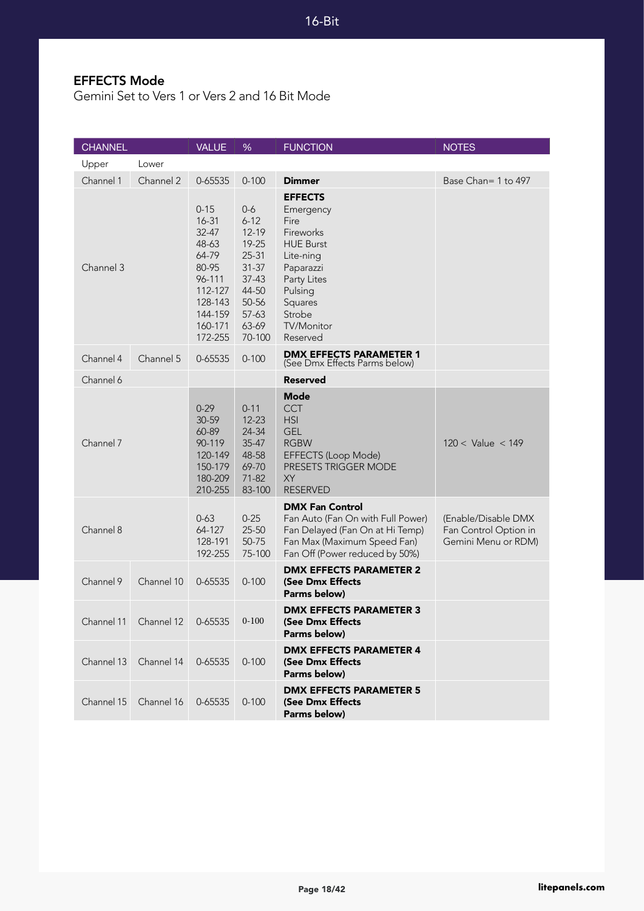## EFFECTS Mode

Gemini Set to Vers 1 or Vers 2 and 16 Bit Mode

| CHANNEL | | VALUE | % | FUNCTION | NOTES |
|---|---|---|---|---|---|
| Upper | Lower | | | | |
| Channel 1 | Channel 2 | 0-65535 | 0-100 | **Dimmer** | Base Chan= 1 to 497 |
| Channel 3 | | 0-15<br>16-31<br>32-47<br>48-63<br>64-79<br>80-95<br>96-111<br>112-127<br>128-143<br>144-159<br>160-171<br>172-255 | 0-6<br>6-12<br>12-19<br>19-25<br>25-31<br>31-37<br>37-43<br>44-50<br>50-56<br>57-63<br>63-69<br>70-100 | **EFFECTS**<br>Emergency<br>Fire<br>Fireworks<br>HUE Burst<br>Lite-ning<br>Paparazzi<br>Party Lites<br>Pulsing<br>Squares<br>Strobe<br>TV/Monitor<br>Reserved | |
| Channel 4 | Channel 5 | 0-65535 | 0-100 | **DMX EFFECTS PARAMETER 1**<br>(See Dmx Effects Parms below) | |
| Channel 6 | | | | **Reserved** | |
| Channel 7 | | 0-29<br>30-59<br>60-89<br>90-119<br>120-149<br>150-179<br>180-209<br>210-255 | 0-11<br>12-23<br>24-34<br>35-47<br>48-58<br>69-70<br>71-82<br>83-100 | **Mode**<br>CCT<br>HSI<br>GEL<br>RGBW<br>EFFECTS (Loop Mode)<br>PRESETS TRIGGER MODE<br>XY<br>RESERVED | 120 < Value < 149 |
| Channel 8 | | 0-63<br>64-127<br>128-191<br>192-255 | 0-25<br>25-50<br>50-75<br>75-100 | **DMX Fan Control**<br>Fan Auto (Fan On with Full Power)<br>Fan Delayed (Fan On at Hi Temp)<br>Fan Max (Maximum Speed Fan)<br>Fan Off (Power reduced by 50%) | (Enable/Disable DMX Fan Control Option in Gemini Menu or RDM) |
| Channel 9 | Channel 10 | 0-65535 | 0-100 | **DMX EFFECTS PARAMETER 2 (See Dmx Effects Parms below)** | |
| Channel 11 | Channel 12 | 0-65535 | 0-100 | **DMX EFFECTS PARAMETER 3 (See Dmx Effects Parms below)** | |
| Channel 13 | Channel 14 | 0-65535 | 0-100 | **DMX EFFECTS PARAMETER 4 (See Dmx Effects Parms below)** | |
| Channel 15 | Channel 16 | 0-65535 | 0-100 | **DMX EFFECTS PARAMETER 5 (See Dmx Effects Parms below)** | |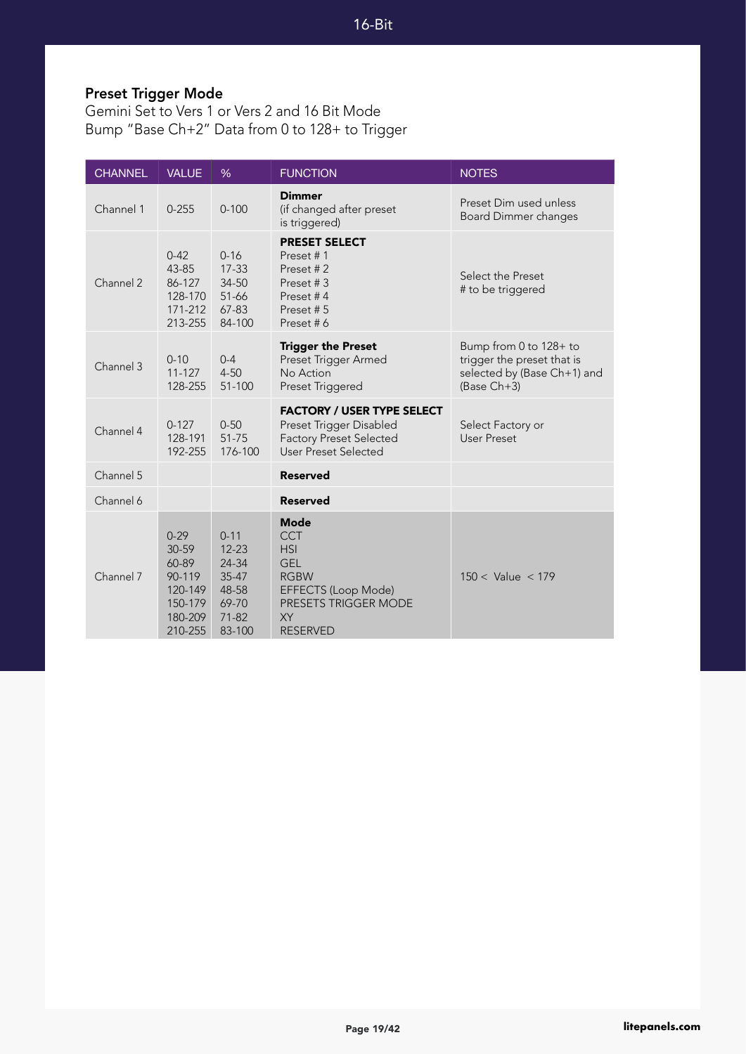## Preset Trigger Mode

Gemini Set to Vers 1 or Vers 2 and 16 Bit Mode
Bump "Base Ch+2" Data from 0 to 128+ to Trigger

| CHANNEL | VALUE | % | FUNCTION | NOTES |
|---|---|---|---|---|
| Channel 1 | 0-255 | 0-100 | **Dimmer**<br>(if changed after preset is triggered) | Preset Dim used unless Board Dimmer changes |
| Channel 2 | 0-42<br>43-85<br>86-127<br>128-170<br>171-212<br>213-255 | 0-16<br>17-33<br>34-50<br>51-66<br>67-83<br>84-100 | **PRESET SELECT**<br>Preset # 1<br>Preset # 2<br>Preset # 3<br>Preset # 4<br>Preset # 5<br>Preset # 6 | Select the Preset # to be triggered |
| Channel 3 | 0-10<br>11-127<br>128-255 | 0-4<br>4-50<br>51-100 | **Trigger the Preset**<br>Preset Trigger Armed<br>No Action<br>Preset Triggered | Bump from 0 to 128+ to trigger the preset that is selected by (Base Ch+1) and (Base Ch+3) |
| Channel 4 | 0-127<br>128-191<br>192-255 | 0-50<br>51-75<br>176-100 | **FACTORY / USER TYPE SELECT**<br>Preset Trigger Disabled<br>Factory Preset Selected<br>User Preset Selected | Select Factory or User Preset |
| Channel 5 | | | **Reserved** | |
| Channel 6 | | | **Reserved** | |
| Channel 7 | 0-29<br>30-59<br>60-89<br>90-119<br>120-149<br>150-179<br>180-209<br>210-255 | 0-11<br>12-23<br>24-34<br>35-47<br>48-58<br>69-70<br>71-82<br>83-100 | **Mode**<br>CCT<br>HSI<br>GEL<br>RGBW<br>EFFECTS (Loop Mode)<br>PRESETS TRIGGER MODE<br>XY<br>RESERVED | 150 < Value < 179 |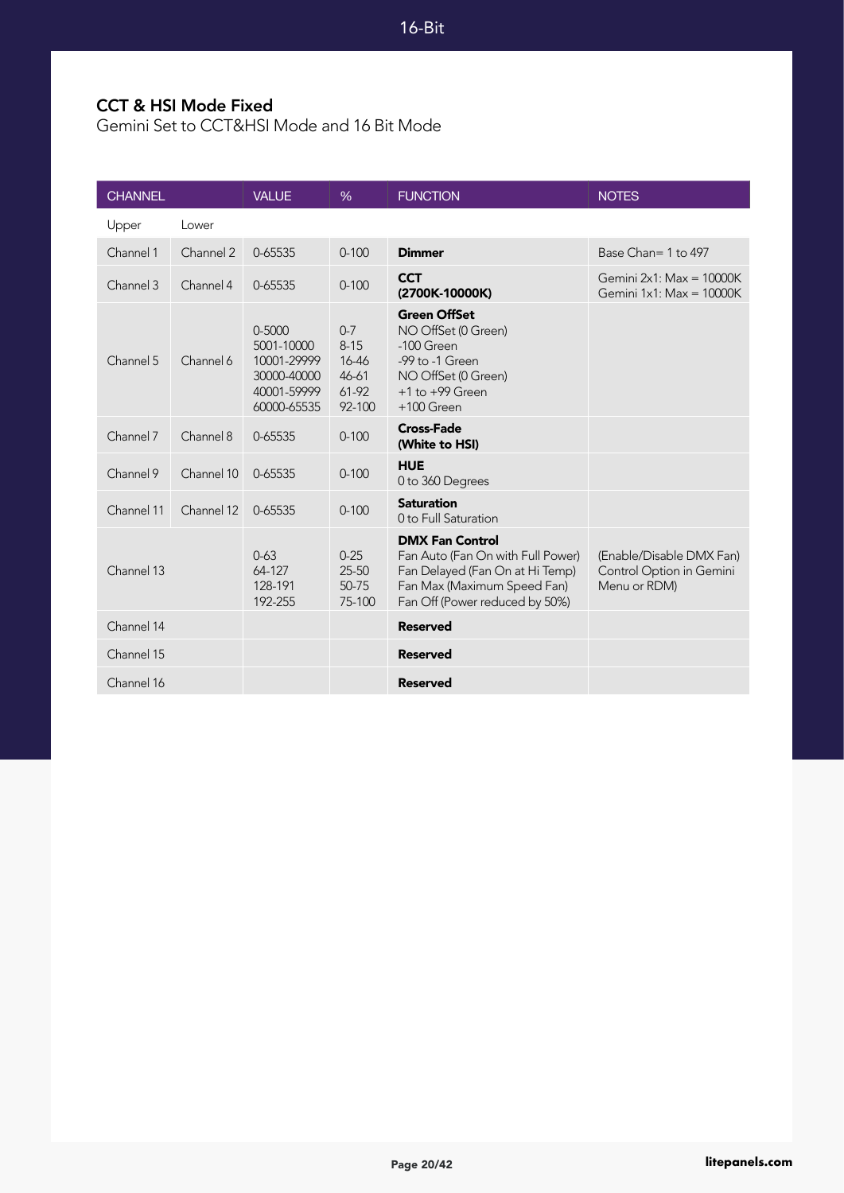## 16-Bit

### CCT & HSI Mode Fixed

Gemini Set to CCT&HSI Mode and 16 Bit Mode

| CHANNEL | | VALUE | % | FUNCTION | NOTES |
|---|---|---|---|---|---|
| Upper | Lower | | | | |
| Channel 1 | Channel 2 | 0-65535 | 0-100 | **Dimmer** | Base Chan= 1 to 497 |
| Channel 3 | Channel 4 | 0-65535 | 0-100 | **CCT (2700K-10000K)** | Gemini 2x1: Max = 10000K<br>Gemini 1x1: Max = 10000K |
| Channel 5 | Channel 6 | 0-5000<br>5001-10000<br>10001-29999<br>30000-40000<br>40001-59999<br>60000-65535 | 0-7<br>8-15<br>16-46<br>46-61<br>61-92<br>92-100 | **Green OffSet**<br>NO OffSet (0 Green)<br>-100 Green<br>-99 to -1 Green<br>NO OffSet (0 Green)<br>+1 to +99 Green<br>+100 Green | |
| Channel 7 | Channel 8 | 0-65535 | 0-100 | **Cross-Fade (White to HSI)** | |
| Channel 9 | Channel 10 | 0-65535 | 0-100 | **HUE**<br>0 to 360 Degrees | |
| Channel 11 | Channel 12 | 0-65535 | 0-100 | **Saturation**<br>0 to Full Saturation | |
| Channel 13 | | 0-63<br>64-127<br>128-191<br>192-255 | 0-25<br>25-50<br>50-75<br>75-100 | **DMX Fan Control**<br>Fan Auto (Fan On with Full Power)<br>Fan Delayed (Fan On at Hi Temp)<br>Fan Max (Maximum Speed Fan)<br>Fan Off (Power reduced by 50%) | (Enable/Disable DMX Fan) Control Option in Gemini Menu or RDM) |
| Channel 14 | | | | **Reserved** | |
| Channel 15 | | | | **Reserved** | |
| Channel 16 | | | | **Reserved** | |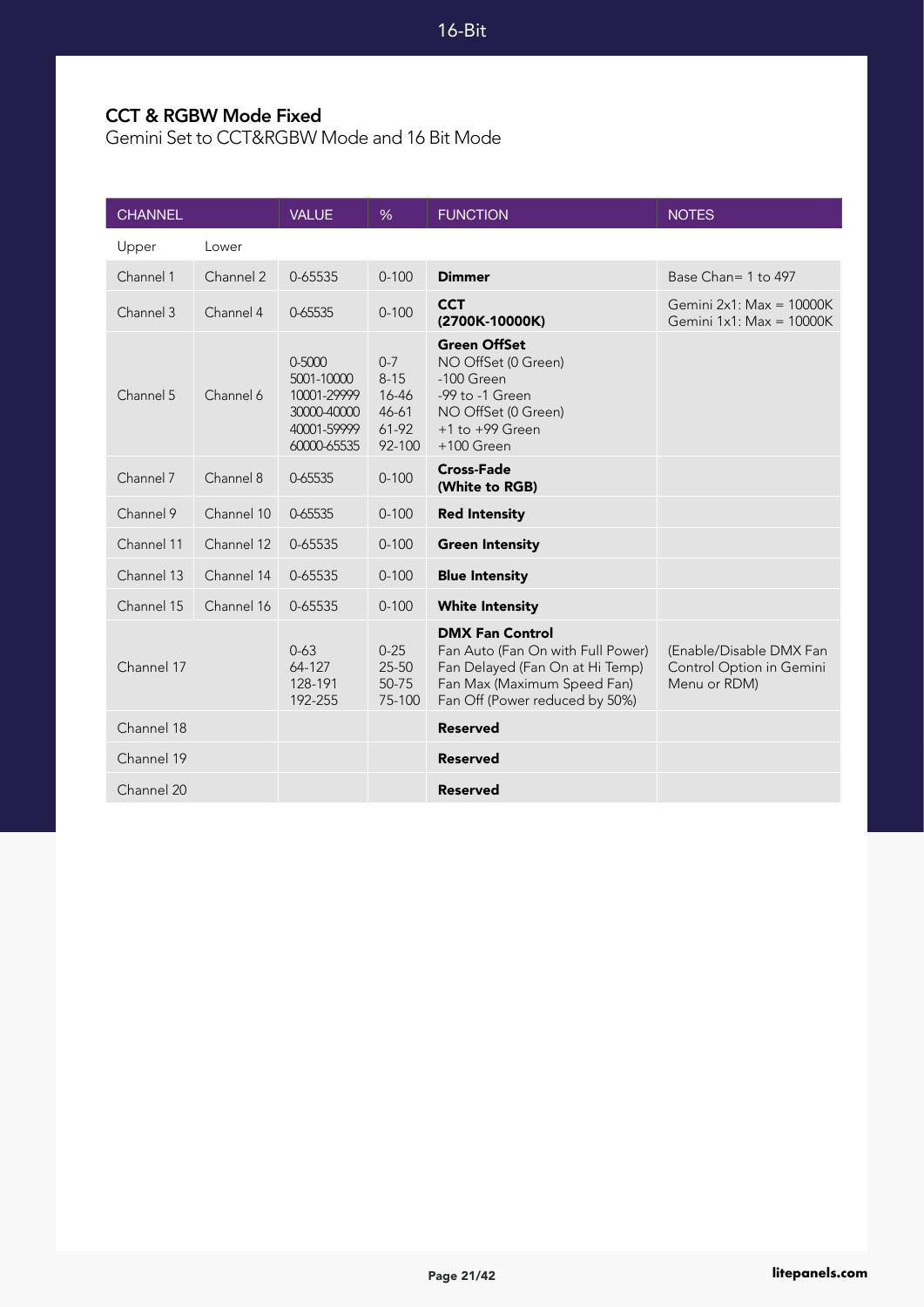## CCT & RGBW Mode Fixed

Gemini Set to CCT&RGBW Mode and 16 Bit Mode

| CHANNEL | | VALUE | % | FUNCTION | NOTES |
|---|---|---|---|---|---|
| Upper | Lower | | | | |
| Channel 1 | Channel 2 | 0-65535 | 0-100 | **Dimmer** | Base Chan= 1 to 497 |
| Channel 3 | Channel 4 | 0-65535 | 0-100 | **CCT (2700K-10000K)** | Gemini 2x1: Max = 10000K<br>Gemini 1x1: Max = 10000K |
| Channel 5 | Channel 6 | 0-5000<br>5001-10000<br>10001-29999<br>30000-40000<br>40001-59999<br>60000-65535 | 0-7<br>8-15<br>16-46<br>46-61<br>61-92<br>92-100 | **Green OffSet**<br>NO OffSet (0 Green)<br>-100 Green<br>-99 to -1 Green<br>NO OffSet (0 Green)<br>+1 to +99 Green<br>+100 Green | |
| Channel 7 | Channel 8 | 0-65535 | 0-100 | **Cross-Fade (White to RGB)** | |
| Channel 9 | Channel 10 | 0-65535 | 0-100 | **Red Intensity** | |
| Channel 11 | Channel 12 | 0-65535 | 0-100 | **Green Intensity** | |
| Channel 13 | Channel 14 | 0-65535 | 0-100 | **Blue Intensity** | |
| Channel 15 | Channel 16 | 0-65535 | 0-100 | **White Intensity** | |
| Channel 17 | | 0-63<br>64-127<br>128-191<br>192-255 | 0-25<br>25-50<br>50-75<br>75-100 | **DMX Fan Control**<br>Fan Auto (Fan On with Full Power)<br>Fan Delayed (Fan On at Hi Temp)<br>Fan Max (Maximum Speed Fan)<br>Fan Off (Power reduced by 50%) | (Enable/Disable DMX Fan Control Option in Gemini Menu or RDM) |
| Channel 18 | | | | **Reserved** | |
| Channel 19 | | | | **Reserved** | |
| Channel 20 | | | | **Reserved** | |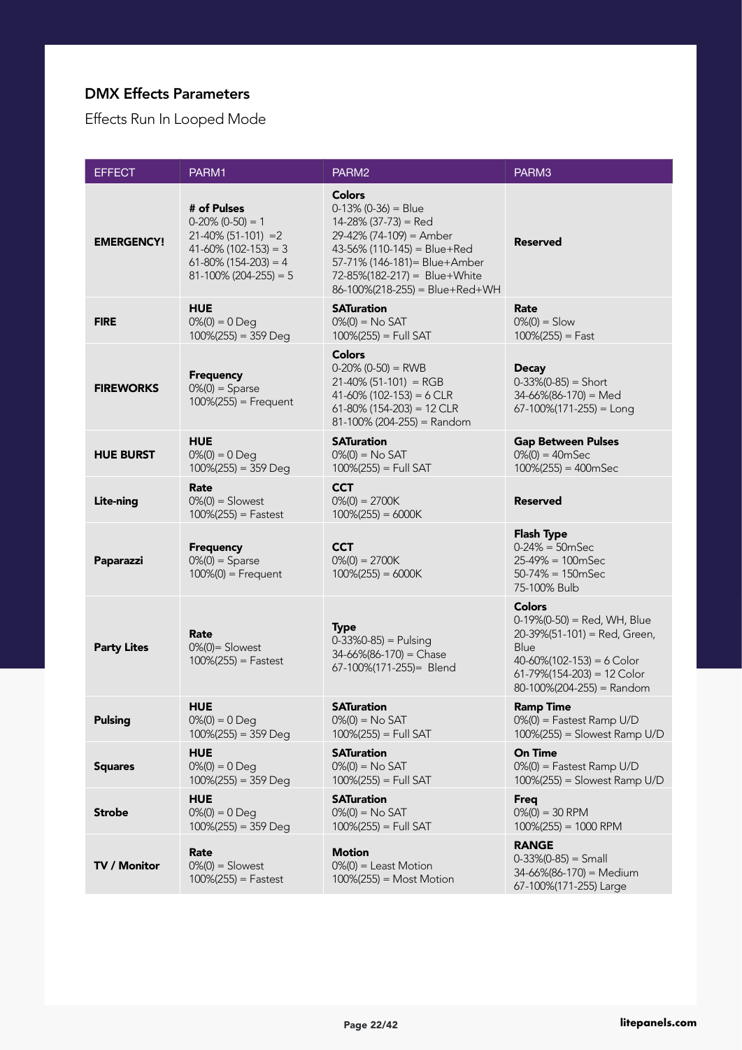## DMX Effects Parameters

Effects Run In Looped Mode

| EFFECT | PARM1 | PARM2 | PARM3 |
|---|---|---|---|
| **EMERGENCY!** | **# of Pulses**<br>0-20% (0-50) = 1<br>21-40% (51-101) =2<br>41-60% (102-153) = 3<br>61-80% (154-203) = 4<br>81-100% (204-255) = 5 | **Colors**<br>0-13% (0-36) = Blue<br>14-28% (37-73) = Red<br>29-42% (74-109) = Amber<br>43-56% (110-145) = Blue+Red<br>57-71% (146-181)= Blue+Amber<br>72-85%(182-217) = Blue+White<br>86-100%(218-255) = Blue+Red+WH | **Reserved** |
| **FIRE** | **HUE**<br>0%(0) = 0 Deg<br>100%(255) = 359 Deg | **SATuration**<br>0%(0) = No SAT<br>100%(255) = Full SAT | **Rate**<br>0%(0) = Slow<br>100%(255) = Fast |
| **FIREWORKS** | **Frequency**<br>0%(0) = Sparse<br>100%(255) = Frequent | **Colors**<br>0-20% (0-50) = RWB<br>21-40% (51-101) = RGB<br>41-60% (102-153) = 6 CLR<br>61-80% (154-203) = 12 CLR<br>81-100% (204-255) = Random | **Decay**<br>0-33%(0-85) = Short<br>34-66%(86-170) = Med<br>67-100%(171-255) = Long |
| **HUE BURST** | **HUE**<br>0%(0) = 0 Deg<br>100%(255) = 359 Deg | **SATuration**<br>0%(0) = No SAT<br>100%(255) = Full SAT | **Gap Between Pulses**<br>0%(0) = 40mSec<br>100%(255) = 400mSec |
| **Lite-ning** | **Rate**<br>0%(0) = Slowest<br>100%(255) = Fastest | **CCT**<br>0%(0) = 2700K<br>100%(255) = 6000K | **Reserved** |
| **Paparazzi** | **Frequency**<br>0%(0) = Sparse<br>100%(0) = Frequent | **CCT**<br>0%(0) = 2700K<br>100%(255) = 6000K | **Flash Type**<br>0-24% = 50mSec<br>25-49% = 100mSec<br>50-74% = 150mSec<br>75-100% Bulb |
| **Party Lites** | **Rate**<br>0%(0)= Slowest<br>100%(255) = Fastest | **Type**<br>0-33%0-85) = Pulsing<br>34-66%(86-170) = Chase<br>67-100%(171-255)= Blend | **Colors**<br>0-19%(0-50) = Red, WH, Blue<br>20-39%(51-101) = Red, Green, Blue<br>40-60%(102-153) = 6 Color<br>61-79%(154-203) = 12 Color<br>80-100%(204-255) = Random |
| **Pulsing** | **HUE**<br>0%(0) = 0 Deg<br>100%(255) = 359 Deg | **SATuration**<br>0%(0) = No SAT<br>100%(255) = Full SAT | **Ramp Time**<br>0%(0) = Fastest Ramp U/D<br>100%(255) = Slowest Ramp U/D |
| **Squares** | **HUE**<br>0%(0) = 0 Deg<br>100%(255) = 359 Deg | **SATuration**<br>0%(0) = No SAT<br>100%(255) = Full SAT | **On Time**<br>0%(0) = Fastest Ramp U/D<br>100%(255) = Slowest Ramp U/D |
| **Strobe** | **HUE**<br>0%(0) = 0 Deg<br>100%(255) = 359 Deg | **SATuration**<br>0%(0) = No SAT<br>100%(255) = Full SAT | **Freq**<br>0%(0) = 30 RPM<br>100%(255) = 1000 RPM |
| **TV / Monitor** | **Rate**<br>0%(0) = Slowest<br>100%(255) = Fastest | **Motion**<br>0%(0) = Least Motion<br>100%(255) = Most Motion | **RANGE**<br>0-33%(0-85) = Small<br>34-66%(86-170) = Medium<br>67-100%(171-255) Large |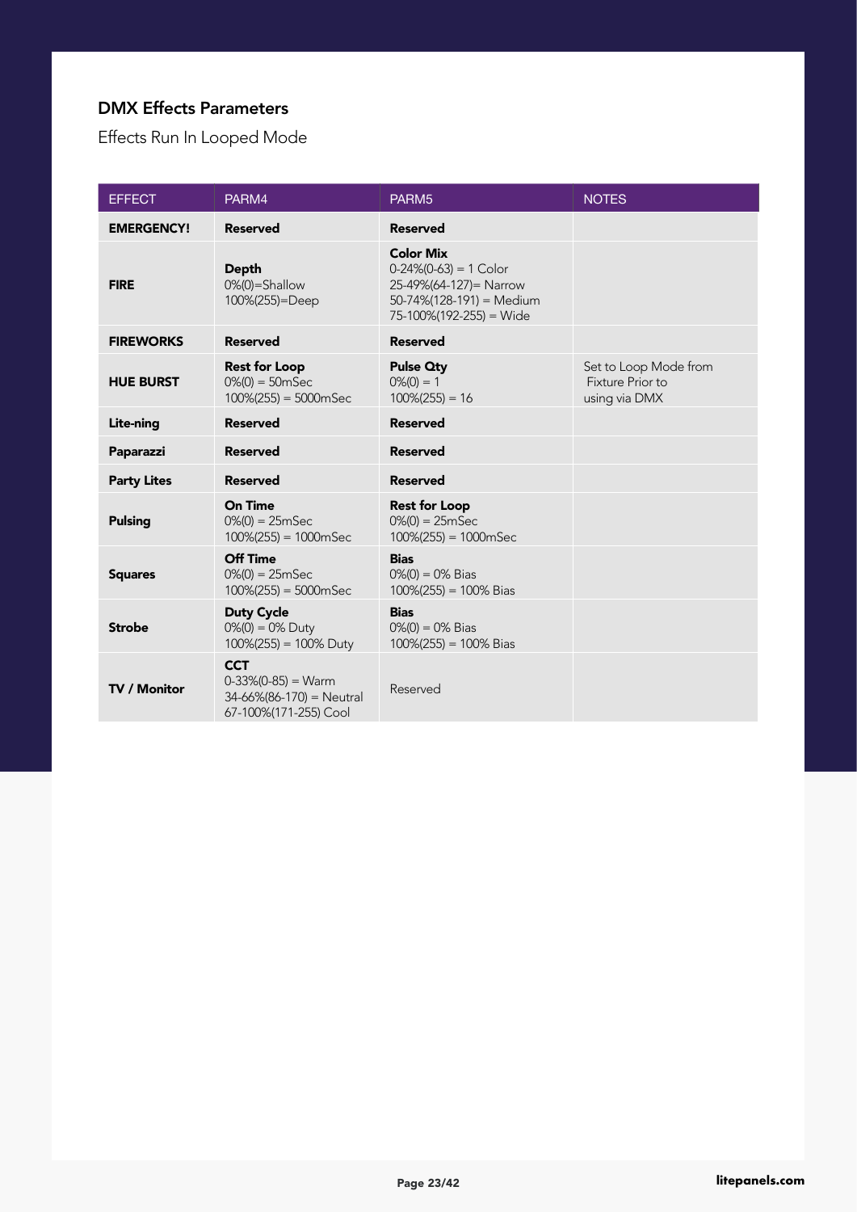## DMX Effects Parameters

Effects Run In Looped Mode

| EFFECT | PARM4 | PARM5 | NOTES |
|---|---|---|---|
| **EMERGENCY!** | **Reserved** | **Reserved** | |
| **FIRE** | **Depth**<br>0%(0)=Shallow<br>100%(255)=Deep | **Color Mix**<br>0-24%(0-63) = 1 Color<br>25-49%(64-127)= Narrow<br>50-74%(128-191) = Medium<br>75-100%(192-255) = Wide | |
| **FIREWORKS** | **Reserved** | **Reserved** | |
| **HUE BURST** | **Rest for Loop**<br>0%(0) = 50mSec<br>100%(255) = 5000mSec | **Pulse Qty**<br>0%(0) = 1<br>100%(255) = 16 | Set to Loop Mode from Fixture Prior to using via DMX |
| **Lite-ning** | **Reserved** | **Reserved** | |
| **Paparazzi** | **Reserved** | **Reserved** | |
| **Party Lites** | **Reserved** | **Reserved** | |
| **Pulsing** | **On Time**<br>0%(0) = 25mSec<br>100%(255) = 1000mSec | **Rest for Loop**<br>0%(0) = 25mSec<br>100%(255) = 1000mSec | |
| **Squares** | **Off Time**<br>0%(0) = 25mSec<br>100%(255) = 5000mSec | **Bias**<br>0%(0) = 0% Bias<br>100%(255) = 100% Bias | |
| **Strobe** | **Duty Cycle**<br>0%(0) = 0% Duty<br>100%(255) = 100% Duty | **Bias**<br>0%(0) = 0% Bias<br>100%(255) = 100% Bias | |
| **TV / Monitor** | **CCT**<br>0-33%(0-85) = Warm<br>34-66%(86-170) = Neutral<br>67-100%(171-255) Cool | Reserved | |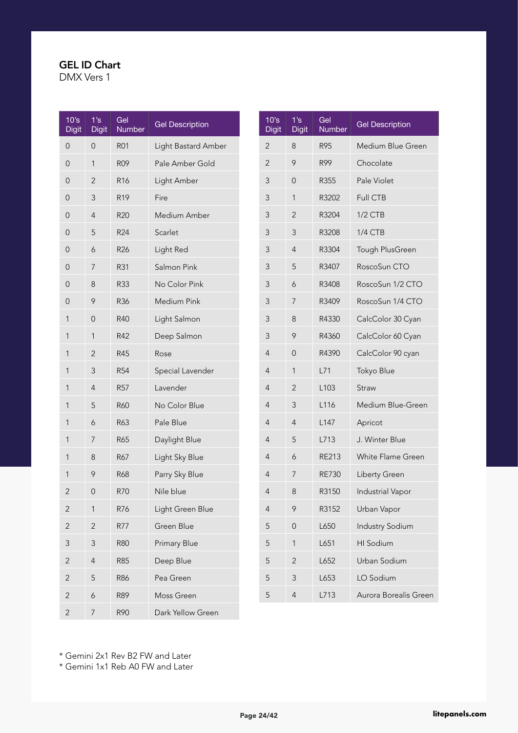## GEL ID Chart

DMX Vers 1

| 10's Digit | 1's Digit | Gel Number | Gel Description |
|---|---|---|---|
| 0 | 0 | R01 | Light Bastard Amber |
| 0 | 1 | R09 | Pale Amber Gold |
| 0 | 2 | R16 | Light Amber |
| 0 | 3 | R19 | Fire |
| 0 | 4 | R20 | Medium Amber |
| 0 | 5 | R24 | Scarlet |
| 0 | 6 | R26 | Light Red |
| 0 | 7 | R31 | Salmon Pink |
| 0 | 8 | R33 | No Color Pink |
| 0 | 9 | R36 | Medium Pink |
| 1 | 0 | R40 | Light Salmon |
| 1 | 1 | R42 | Deep Salmon |
| 1 | 2 | R45 | Rose |
| 1 | 3 | R54 | Special Lavender |
| 1 | 4 | R57 | Lavender |
| 1 | 5 | R60 | No Color Blue |
| 1 | 6 | R63 | Pale Blue |
| 1 | 7 | R65 | Daylight Blue |
| 1 | 8 | R67 | Light Sky Blue |
| 1 | 9 | R68 | Parry Sky Blue |
| 2 | 0 | R70 | Nile blue |
| 2 | 1 | R76 | Light Green Blue |
| 2 | 2 | R77 | Green Blue |
| 3 | 3 | R80 | Primary Blue |
| 2 | 4 | R85 | Deep Blue |
| 2 | 5 | R86 | Pea Green |
| 2 | 6 | R89 | Moss Green |
| 2 | 7 | R90 | Dark Yellow Green |
| 2 | 8 | R95 | Medium Blue Green |
| 2 | 9 | R99 | Chocolate |
| 3 | 0 | R355 | Pale Violet |
| 3 | 1 | R3202 | Full CTB |
| 3 | 2 | R3204 | 1/2 CTB |
| 3 | 3 | R3208 | 1/4 CTB |
| 3 | 4 | R3304 | Tough PlusGreen |
| 3 | 5 | R3407 | RoscoSun CTO |
| 3 | 6 | R3408 | RoscoSun 1/2 CTO |
| 3 | 7 | R3409 | RoscoSun 1/4 CTO |
| 3 | 8 | R4330 | CalcColor 30 Cyan |
| 3 | 9 | R4360 | CalcColor 60 Cyan |
| 4 | 0 | R4390 | CalcColor 90 cyan |
| 4 | 1 | L71 | Tokyo Blue |
| 4 | 2 | L103 | Straw |
| 4 | 3 | L116 | Medium Blue-Green |
| 4 | 4 | L147 | Apricot |
| 4 | 5 | L713 | J. Winter Blue |
| 4 | 6 | RE213 | White Flame Green |
| 4 | 7 | RE730 | Liberty Green |
| 4 | 8 | R3150 | Industrial Vapor |
| 4 | 9 | R3152 | Urban Vapor |
| 5 | 0 | L650 | Industry Sodium |
| 5 | 1 | L651 | HI Sodium |
| 5 | 2 | L652 | Urban Sodium |
| 5 | 3 | L653 | LO Sodium |
| 5 | 4 | L713 | Aurora Borealis Green |

* Gemini 2x1 Rev B2 FW and Later
* Gemini 1x1 Reb A0 FW and Later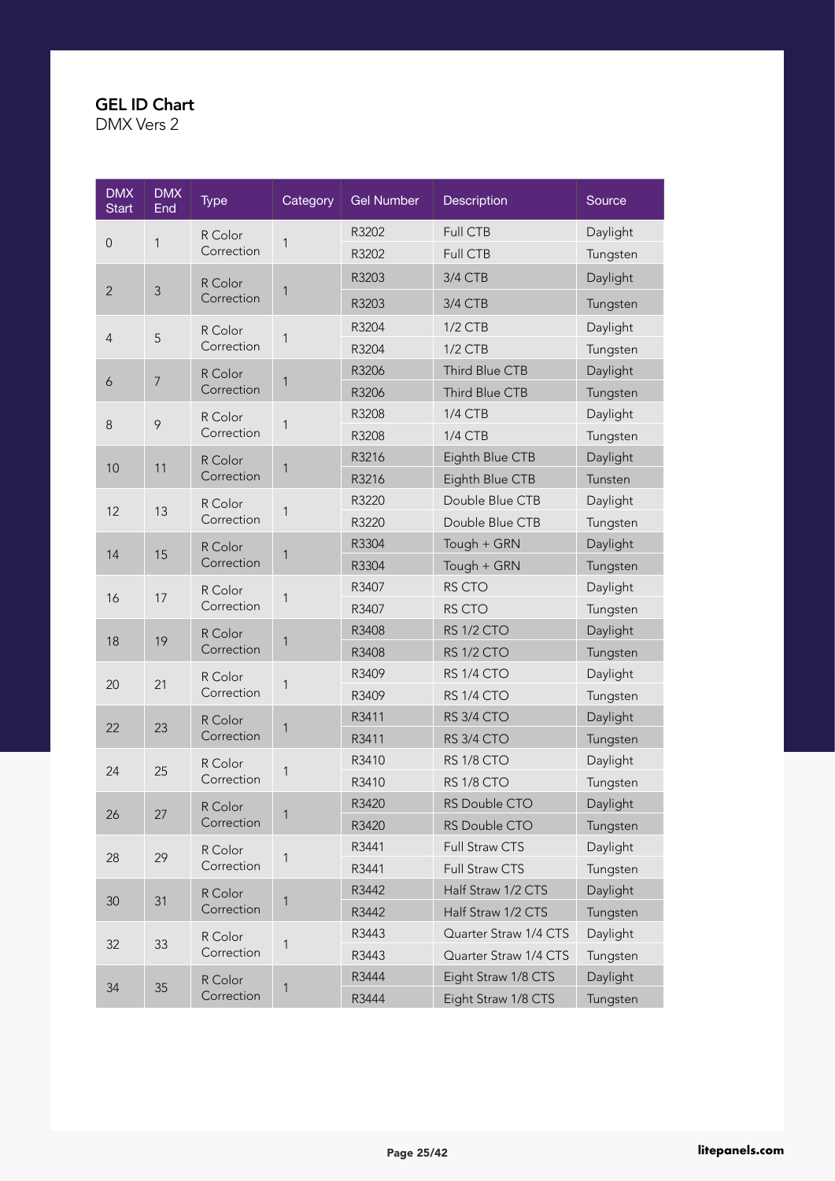## GEL ID Chart
DMX Vers 2

| DMX Start | DMX End | Type | Category | Gel Number | Description | Source |
|---|---|---|---|---|---|---|
| 0 | 1 | R Color Correction | 1 | R3202 | Full CTB | Daylight |
| | | | | R3202 | Full CTB | Tungsten |
| 2 | 3 | R Color Correction | 1 | R3203 | 3/4 CTB | Daylight |
| | | | | R3203 | 3/4 CTB | Tungsten |
| 4 | 5 | R Color Correction | 1 | R3204 | 1/2 CTB | Daylight |
| | | | | R3204 | 1/2 CTB | Tungsten |
| 6 | 7 | R Color Correction | 1 | R3206 | Third Blue CTB | Daylight |
| | | | | R3206 | Third Blue CTB | Tungsten |
| 8 | 9 | R Color Correction | 1 | R3208 | 1/4 CTB | Daylight |
| | | | | R3208 | 1/4 CTB | Tungsten |
| 10 | 11 | R Color Correction | 1 | R3216 | Eighth Blue CTB | Daylight |
| | | | | R3216 | Eighth Blue CTB | Tunsten |
| 12 | 13 | R Color Correction | 1 | R3220 | Double Blue CTB | Daylight |
| | | | | R3220 | Double Blue CTB | Tungsten |
| 14 | 15 | R Color Correction | 1 | R3304 | Tough + GRN | Daylight |
| | | | | R3304 | Tough + GRN | Tungsten |
| 16 | 17 | R Color Correction | 1 | R3407 | RS CTO | Daylight |
| | | | | R3407 | RS CTO | Tungsten |
| 18 | 19 | R Color Correction | 1 | R3408 | RS 1/2 CTO | Daylight |
| | | | | R3408 | RS 1/2 CTO | Tungsten |
| 20 | 21 | R Color Correction | 1 | R3409 | RS 1/4 CTO | Daylight |
| | | | | R3409 | RS 1/4 CTO | Tungsten |
| 22 | 23 | R Color Correction | 1 | R3411 | RS 3/4 CTO | Daylight |
| | | | | R3411 | RS 3/4 CTO | Tungsten |
| 24 | 25 | R Color Correction | 1 | R3410 | RS 1/8 CTO | Daylight |
| | | | | R3410 | RS 1/8 CTO | Tungsten |
| 26 | 27 | R Color Correction | 1 | R3420 | RS Double CTO | Daylight |
| | | | | R3420 | RS Double CTO | Tungsten |
| 28 | 29 | R Color Correction | 1 | R3441 | Full Straw CTS | Daylight |
| | | | | R3441 | Full Straw CTS | Tungsten |
| 30 | 31 | R Color Correction | 1 | R3442 | Half Straw 1/2 CTS | Daylight |
| | | | | R3442 | Half Straw 1/2 CTS | Tungsten |
| 32 | 33 | R Color Correction | 1 | R3443 | Quarter Straw 1/4 CTS | Daylight |
| | | | | R3443 | Quarter Straw 1/4 CTS | Tungsten |
| 34 | 35 | R Color Correction | 1 | R3444 | Eight Straw 1/8 CTS | Daylight |
| | | | | R3444 | Eight Straw 1/8 CTS | Tungsten |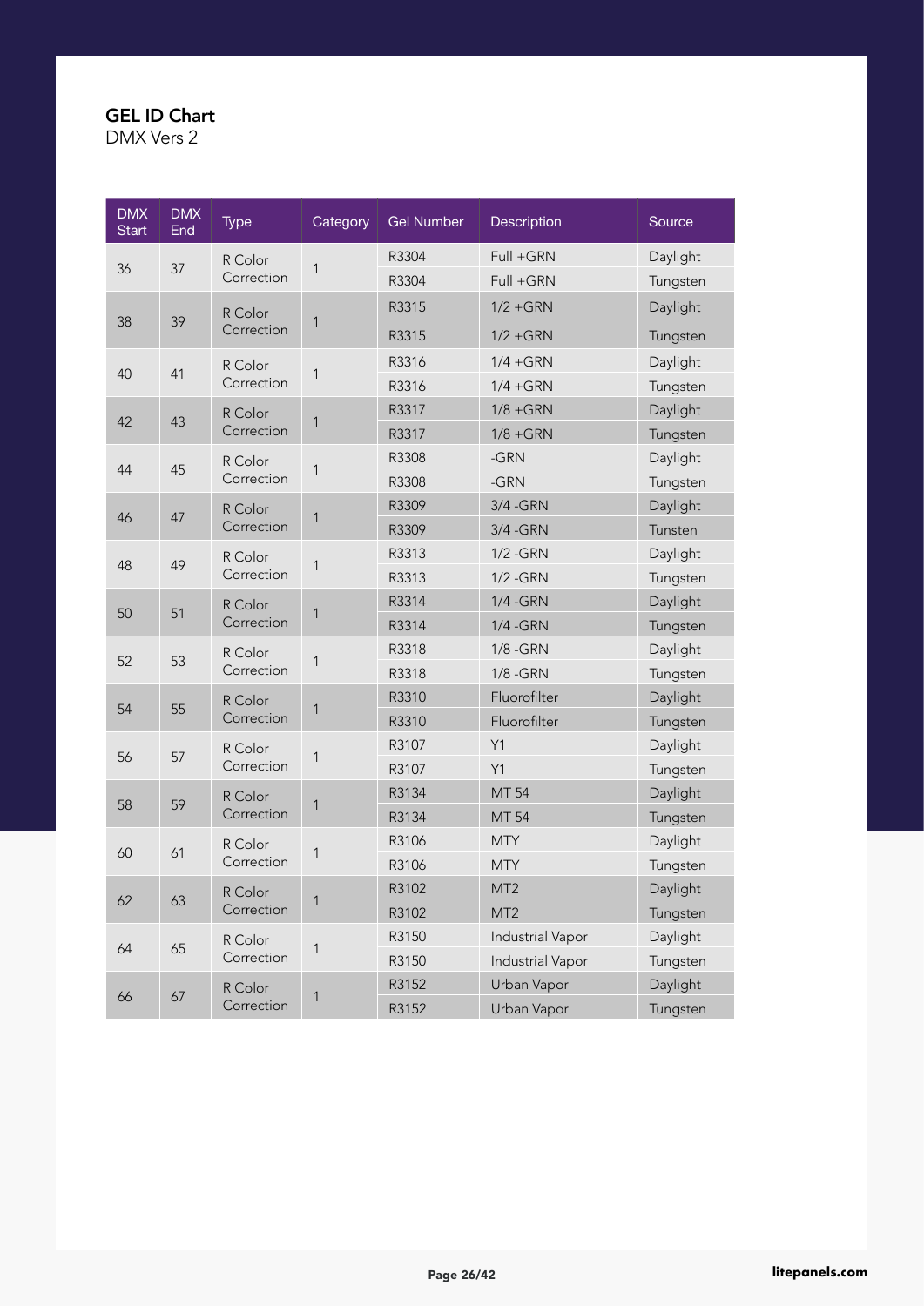# GEL ID Chart

DMX Vers 2

| DMX Start | DMX End | Type | Category | Gel Number | Description | Source |
|---|---|---|---|---|---|---|
| 36 | 37 | R Color Correction | 1 | R3304 | Full +GRN | Daylight |
| | | | | R3304 | Full +GRN | Tungsten |
| 38 | 39 | R Color Correction | 1 | R3315 | 1/2 +GRN | Daylight |
| | | | | R3315 | 1/2 +GRN | Tungsten |
| 40 | 41 | R Color Correction | 1 | R3316 | 1/4 +GRN | Daylight |
| | | | | R3316 | 1/4 +GRN | Tungsten |
| 42 | 43 | R Color Correction | 1 | R3317 | 1/8 +GRN | Daylight |
| | | | | R3317 | 1/8 +GRN | Tungsten |
| 44 | 45 | R Color Correction | 1 | R3308 | -GRN | Daylight |
| | | | | R3308 | -GRN | Tungsten |
| 46 | 47 | R Color Correction | 1 | R3309 | 3/4 -GRN | Daylight |
| | | | | R3309 | 3/4 -GRN | Tunsten |
| 48 | 49 | R Color Correction | 1 | R3313 | 1/2 -GRN | Daylight |
| | | | | R3313 | 1/2 -GRN | Tungsten |
| 50 | 51 | R Color Correction | 1 | R3314 | 1/4 -GRN | Daylight |
| | | | | R3314 | 1/4 -GRN | Tungsten |
| 52 | 53 | R Color Correction | 1 | R3318 | 1/8 -GRN | Daylight |
| | | | | R3318 | 1/8 -GRN | Tungsten |
| 54 | 55 | R Color Correction | 1 | R3310 | Fluorofilter | Daylight |
| | | | | R3310 | Fluorofilter | Tungsten |
| 56 | 57 | R Color Correction | 1 | R3107 | Y1 | Daylight |
| | | | | R3107 | Y1 | Tungsten |
| 58 | 59 | R Color Correction | 1 | R3134 | MT 54 | Daylight |
| | | | | R3134 | MT 54 | Tungsten |
| 60 | 61 | R Color Correction | 1 | R3106 | MTY | Daylight |
| | | | | R3106 | MTY | Tungsten |
| 62 | 63 | R Color Correction | 1 | R3102 | MT2 | Daylight |
| | | | | R3102 | MT2 | Tungsten |
| 64 | 65 | R Color Correction | 1 | R3150 | Industrial Vapor | Daylight |
| | | | | R3150 | Industrial Vapor | Tungsten |
| 66 | 67 | R Color Correction | 1 | R3152 | Urban Vapor | Daylight |
| | | | | R3152 | Urban Vapor | Tungsten |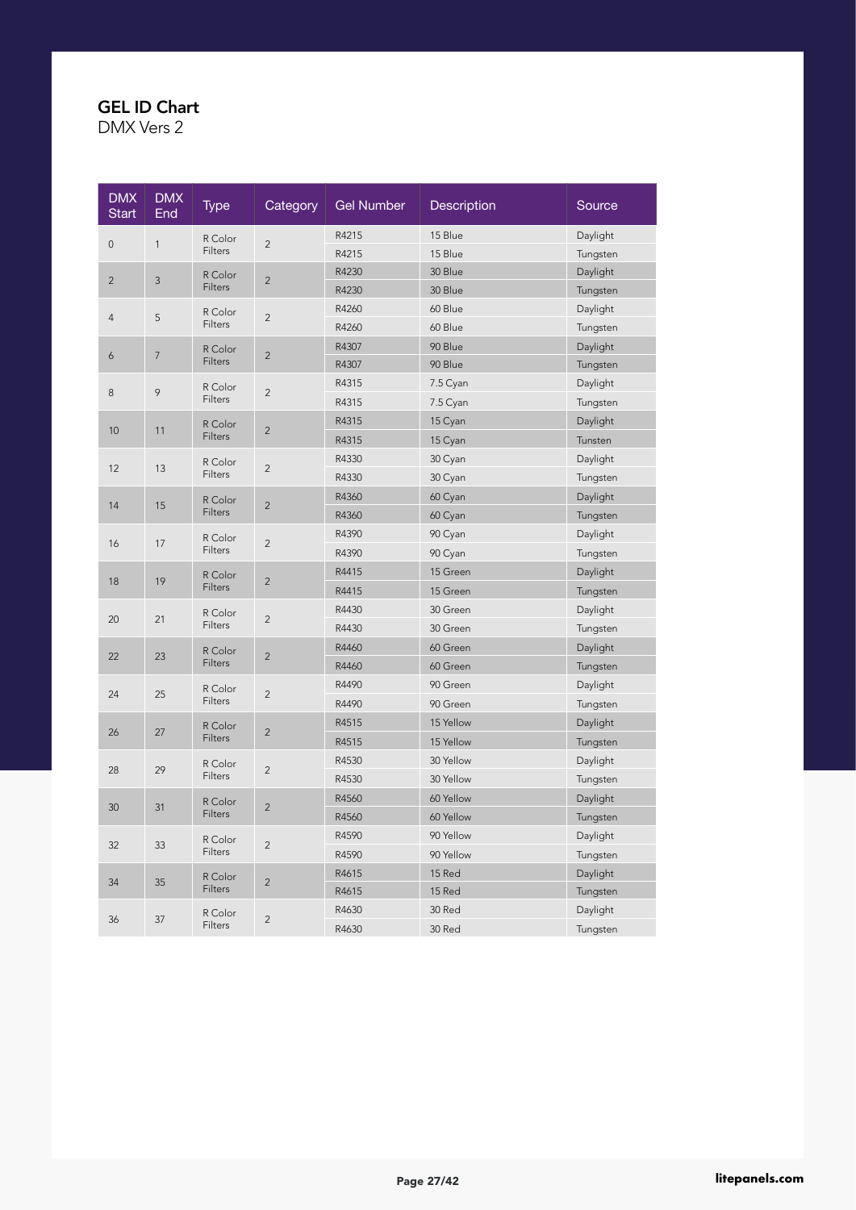# GEL ID Chart

DMX Vers 2

| DMX Start | DMX End | Type | Category | Gel Number | Description | Source |
|---|---|---|---|---|---|---|
| 0 | 1 | R Color Filters | 2 | R4215 | 15 Blue | Daylight |
| | | | | R4215 | 15 Blue | Tungsten |
| 2 | 3 | R Color Filters | 2 | R4230 | 30 Blue | Daylight |
| | | | | R4230 | 30 Blue | Tungsten |
| 4 | 5 | R Color Filters | 2 | R4260 | 60 Blue | Daylight |
| | | | | R4260 | 60 Blue | Tungsten |
| 6 | 7 | R Color Filters | 2 | R4307 | 90 Blue | Daylight |
| | | | | R4307 | 90 Blue | Tungsten |
| 8 | 9 | R Color Filters | 2 | R4315 | 7.5 Cyan | Daylight |
| | | | | R4315 | 7.5 Cyan | Tungsten |
| 10 | 11 | R Color Filters | 2 | R4315 | 15 Cyan | Daylight |
| | | | | R4315 | 15 Cyan | Tunsten |
| 12 | 13 | R Color Filters | 2 | R4330 | 30 Cyan | Daylight |
| | | | | R4330 | 30 Cyan | Tungsten |
| 14 | 15 | R Color Filters | 2 | R4360 | 60 Cyan | Daylight |
| | | | | R4360 | 60 Cyan | Tungsten |
| 16 | 17 | R Color Filters | 2 | R4390 | 90 Cyan | Daylight |
| | | | | R4390 | 90 Cyan | Tungsten |
| 18 | 19 | R Color Filters | 2 | R4415 | 15 Green | Daylight |
| | | | | R4415 | 15 Green | Tungsten |
| 20 | 21 | R Color Filters | 2 | R4430 | 30 Green | Daylight |
| | | | | R4430 | 30 Green | Tungsten |
| 22 | 23 | R Color Filters | 2 | R4460 | 60 Green | Daylight |
| | | | | R4460 | 60 Green | Tungsten |
| 24 | 25 | R Color Filters | 2 | R4490 | 90 Green | Daylight |
| | | | | R4490 | 90 Green | Tungsten |
| 26 | 27 | R Color Filters | 2 | R4515 | 15 Yellow | Daylight |
| | | | | R4515 | 15 Yellow | Tungsten |
| 28 | 29 | R Color Filters | 2 | R4530 | 30 Yellow | Daylight |
| | | | | R4530 | 30 Yellow | Tungsten |
| 30 | 31 | R Color Filters | 2 | R4560 | 60 Yellow | Daylight |
| | | | | R4560 | 60 Yellow | Tungsten |
| 32 | 33 | R Color Filters | 2 | R4590 | 90 Yellow | Daylight |
| | | | | R4590 | 90 Yellow | Tungsten |
| 34 | 35 | R Color Filters | 2 | R4615 | 15 Red | Daylight |
| | | | | R4615 | 15 Red | Tungsten |
| 36 | 37 | R Color Filters | 2 | R4630 | 30 Red | Daylight |
| | | | | R4630 | 30 Red | Tungsten |

litepanels.com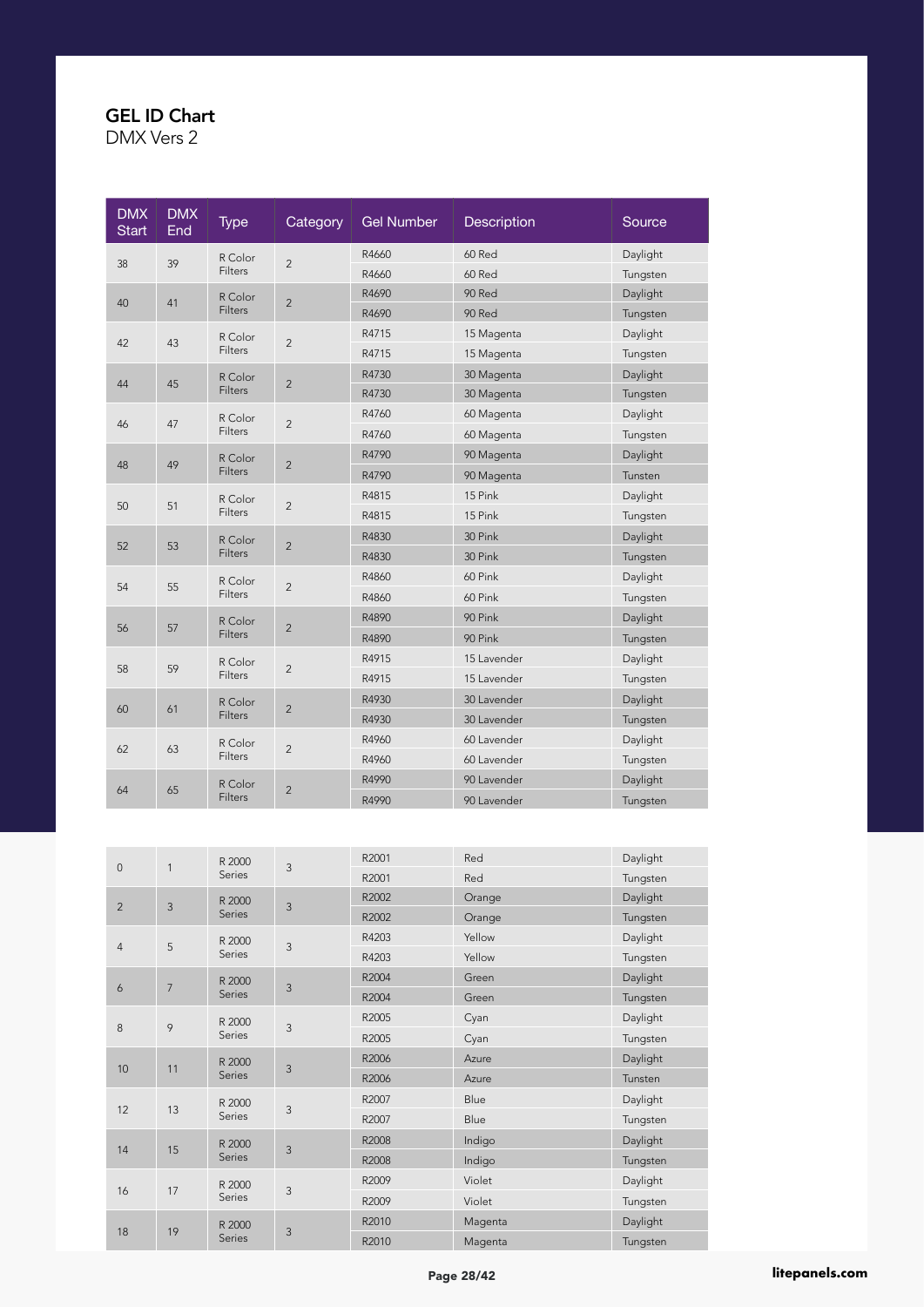## GEL ID Chart

DMX Vers 2

| DMX Start | DMX End | Type | Category | Gel Number | Description | Source |
|---|---|---|---|---|---|---|
| 38 | 39 | R Color Filters | 2 | R4660 | 60 Red | Daylight |
| | | | | R4660 | 60 Red | Tungsten |
| 40 | 41 | R Color Filters | 2 | R4690 | 90 Red | Daylight |
| | | | | R4690 | 90 Red | Tungsten |
| 42 | 43 | R Color Filters | 2 | R4715 | 15 Magenta | Daylight |
| | | | | R4715 | 15 Magenta | Tungsten |
| 44 | 45 | R Color Filters | 2 | R4730 | 30 Magenta | Daylight |
| | | | | R4730 | 30 Magenta | Tungsten |
| 46 | 47 | R Color Filters | 2 | R4760 | 60 Magenta | Daylight |
| | | | | R4760 | 60 Magenta | Tungsten |
| 48 | 49 | R Color Filters | 2 | R4790 | 90 Magenta | Daylight |
| | | | | R4790 | 90 Magenta | Tunsten |
| 50 | 51 | R Color Filters | 2 | R4815 | 15 Pink | Daylight |
| | | | | R4815 | 15 Pink | Tungsten |
| 52 | 53 | R Color Filters | 2 | R4830 | 30 Pink | Daylight |
| | | | | R4830 | 30 Pink | Tungsten |
| 54 | 55 | R Color Filters | 2 | R4860 | 60 Pink | Daylight |
| | | | | R4860 | 60 Pink | Tungsten |
| 56 | 57 | R Color Filters | 2 | R4890 | 90 Pink | Daylight |
| | | | | R4890 | 90 Pink | Tungsten |
| 58 | 59 | R Color Filters | 2 | R4915 | 15 Lavender | Daylight |
| | | | | R4915 | 15 Lavender | Tungsten |
| 60 | 61 | R Color Filters | 2 | R4930 | 30 Lavender | Daylight |
| | | | | R4930 | 30 Lavender | Tungsten |
| 62 | 63 | R Color Filters | 2 | R4960 | 60 Lavender | Daylight |
| | | | | R4960 | 60 Lavender | Tungsten |
| 64 | 65 | R Color Filters | 2 | R4990 | 90 Lavender | Daylight |
| | | | | R4990 | 90 Lavender | Tungsten |

| DMX Start | DMX End | Type | Category | Gel Number | Description | Source |
|---|---|---|---|---|---|---|
| 0 | 1 | R 2000 Series | 3 | R2001 | Red | Daylight |
| | | | | R2001 | Red | Tungsten |
| 2 | 3 | R 2000 Series | 3 | R2002 | Orange | Daylight |
| | | | | R2002 | Orange | Tungsten |
| 4 | 5 | R 2000 Series | 3 | R4203 | Yellow | Daylight |
| | | | | R4203 | Yellow | Tungsten |
| 6 | 7 | R 2000 Series | 3 | R2004 | Green | Daylight |
| | | | | R2004 | Green | Tungsten |
| 8 | 9 | R 2000 Series | 3 | R2005 | Cyan | Daylight |
| | | | | R2005 | Cyan | Tungsten |
| 10 | 11 | R 2000 Series | 3 | R2006 | Azure | Daylight |
| | | | | R2006 | Azure | Tunsten |
| 12 | 13 | R 2000 Series | 3 | R2007 | Blue | Daylight |
| | | | | R2007 | Blue | Tungsten |
| 14 | 15 | R 2000 Series | 3 | R2008 | Indigo | Daylight |
| | | | | R2008 | Indigo | Tungsten |
| 16 | 17 | R 2000 Series | 3 | R2009 | Violet | Daylight |
| | | | | R2009 | Violet | Tungsten |
| 18 | 19 | R 2000 Series | 3 | R2010 | Magenta | Daylight |
| | | | | R2010 | Magenta | Tungsten |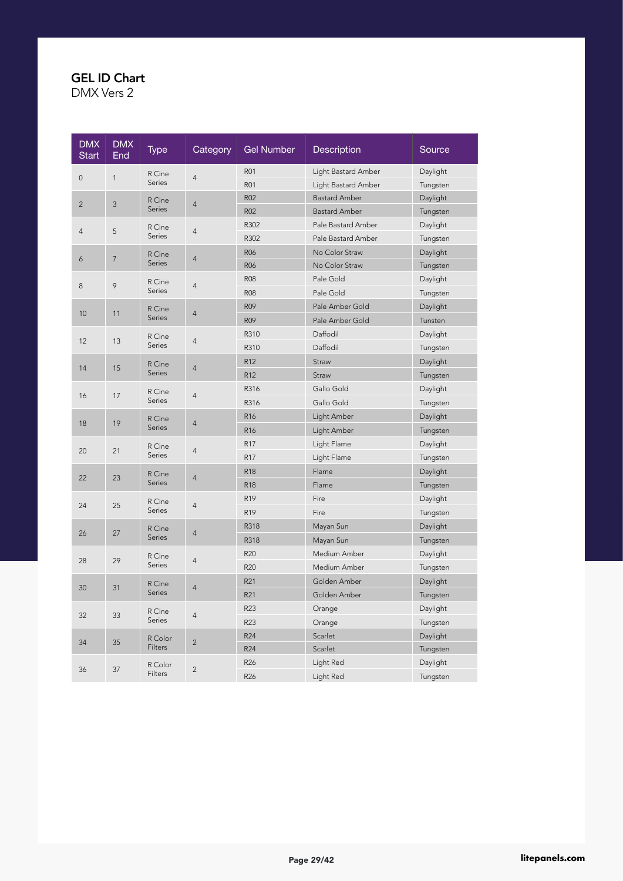## GEL ID Chart

DMX Vers 2

| DMX Start | DMX End | Type | Category | Gel Number | Description | Source |
|---|---|---|---|---|---|---|
| 0 | 1 | R Cine Series | 4 | R01 | Light Bastard Amber | Daylight |
| | | | | R01 | Light Bastard Amber | Tungsten |
| 2 | 3 | R Cine Series | 4 | R02 | Bastard Amber | Daylight |
| | | | | R02 | Bastard Amber | Tungsten |
| 4 | 5 | R Cine Series | 4 | R302 | Pale Bastard Amber | Daylight |
| | | | | R302 | Pale Bastard Amber | Tungsten |
| 6 | 7 | R Cine Series | 4 | R06 | No Color Straw | Daylight |
| | | | | R06 | No Color Straw | Tungsten |
| 8 | 9 | R Cine Series | 4 | R08 | Pale Gold | Daylight |
| | | | | R08 | Pale Gold | Tungsten |
| 10 | 11 | R Cine Series | 4 | R09 | Pale Amber Gold | Daylight |
| | | | | R09 | Pale Amber Gold | Tunsten |
| 12 | 13 | R Cine Series | 4 | R310 | Daffodil | Daylight |
| | | | | R310 | Daffodil | Tungsten |
| 14 | 15 | R Cine Series | 4 | R12 | Straw | Daylight |
| | | | | R12 | Straw | Tungsten |
| 16 | 17 | R Cine Series | 4 | R316 | Gallo Gold | Daylight |
| | | | | R316 | Gallo Gold | Tungsten |
| 18 | 19 | R Cine Series | 4 | R16 | Light Amber | Daylight |
| | | | | R16 | Light Amber | Tungsten |
| 20 | 21 | R Cine Series | 4 | R17 | Light Flame | Daylight |
| | | | | R17 | Light Flame | Tungsten |
| 22 | 23 | R Cine Series | 4 | R18 | Flame | Daylight |
| | | | | R18 | Flame | Tungsten |
| 24 | 25 | R Cine Series | 4 | R19 | Fire | Daylight |
| | | | | R19 | Fire | Tungsten |
| 26 | 27 | R Cine Series | 4 | R318 | Mayan Sun | Daylight |
| | | | | R318 | Mayan Sun | Tungsten |
| 28 | 29 | R Cine Series | 4 | R20 | Medium Amber | Daylight |
| | | | | R20 | Medium Amber | Tungsten |
| 30 | 31 | R Cine Series | 4 | R21 | Golden Amber | Daylight |
| | | | | R21 | Golden Amber | Tungsten |
| 32 | 33 | R Cine Series | 4 | R23 | Orange | Daylight |
| | | | | R23 | Orange | Tungsten |
| 34 | 35 | R Color Filters | 2 | R24 | Scarlet | Daylight |
| | | | | R24 | Scarlet | Tungsten |
| 36 | 37 | R Color Filters | 2 | R26 | Light Red | Daylight |
| | | | | R26 | Light Red | Tungsten |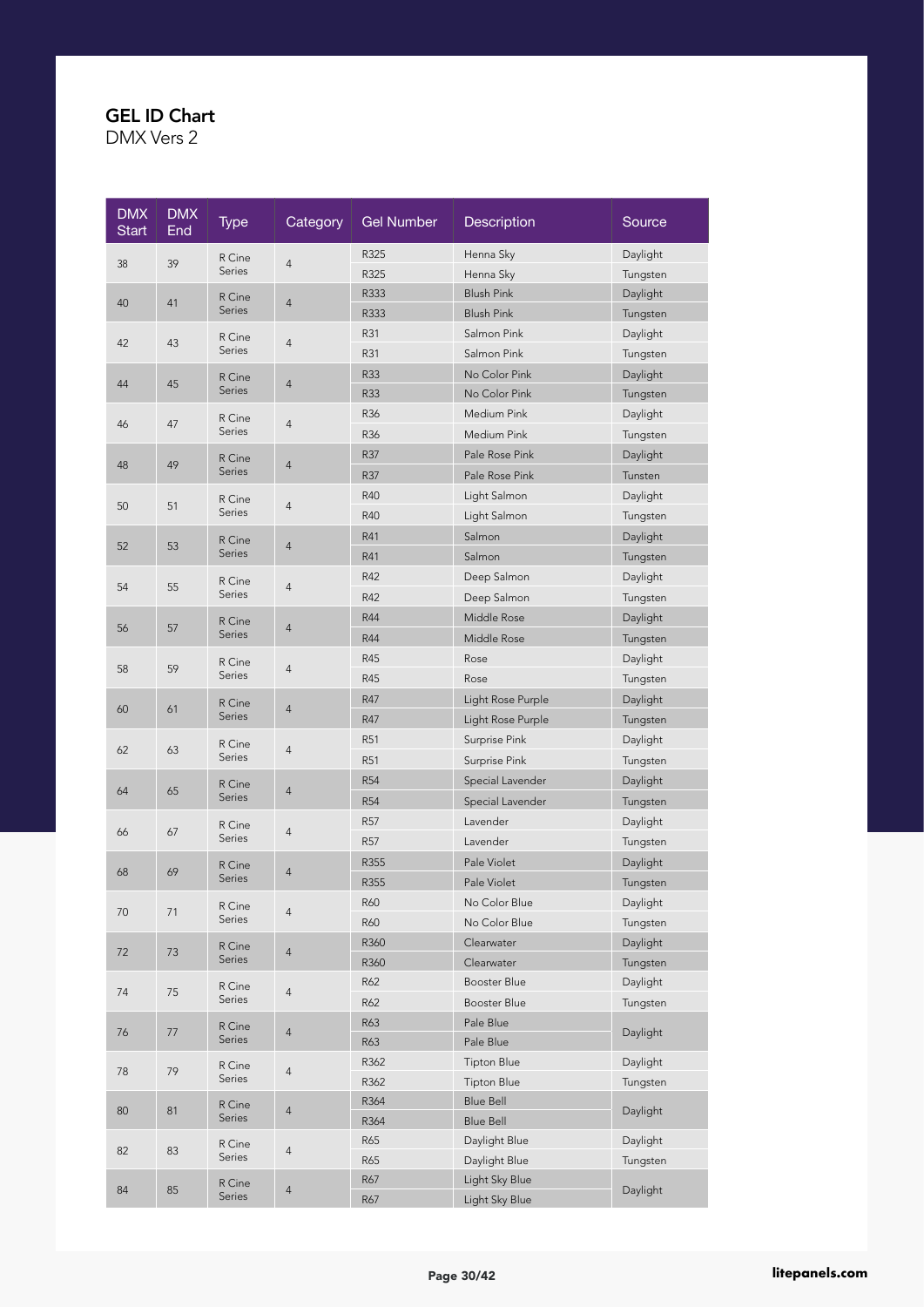# GEL ID Chart

DMX Vers 2

| DMX Start | DMX End | Type | Category | Gel Number | Description | Source |
|---|---|---|---|---|---|---|
| 38 | 39 | R Cine Series | 4 | R325 | Henna Sky | Daylight |
| | | | | R325 | Henna Sky | Tungsten |
| 40 | 41 | R Cine Series | 4 | R333 | Blush Pink | Daylight |
| | | | | R333 | Blush Pink | Tungsten |
| 42 | 43 | R Cine Series | 4 | R31 | Salmon Pink | Daylight |
| | | | | R31 | Salmon Pink | Tungsten |
| 44 | 45 | R Cine Series | 4 | R33 | No Color Pink | Daylight |
| | | | | R33 | No Color Pink | Tungsten |
| 46 | 47 | R Cine Series | 4 | R36 | Medium Pink | Daylight |
| | | | | R36 | Medium Pink | Tungsten |
| 48 | 49 | R Cine Series | 4 | R37 | Pale Rose Pink | Daylight |
| | | | | R37 | Pale Rose Pink | Tunsten |
| 50 | 51 | R Cine Series | 4 | R40 | Light Salmon | Daylight |
| | | | | R40 | Light Salmon | Tungsten |
| 52 | 53 | R Cine Series | 4 | R41 | Salmon | Daylight |
| | | | | R41 | Salmon | Tungsten |
| 54 | 55 | R Cine Series | 4 | R42 | Deep Salmon | Daylight |
| | | | | R42 | Deep Salmon | Tungsten |
| 56 | 57 | R Cine Series | 4 | R44 | Middle Rose | Daylight |
| | | | | R44 | Middle Rose | Tungsten |
| 58 | 59 | R Cine Series | 4 | R45 | Rose | Daylight |
| | | | | R45 | Rose | Tungsten |
| 60 | 61 | R Cine Series | 4 | R47 | Light Rose Purple | Daylight |
| | | | | R47 | Light Rose Purple | Tungsten |
| 62 | 63 | R Cine Series | 4 | R51 | Surprise Pink | Daylight |
| | | | | R51 | Surprise Pink | Tungsten |
| 64 | 65 | R Cine Series | 4 | R54 | Special Lavender | Daylight |
| | | | | R54 | Special Lavender | Tungsten |
| 66 | 67 | R Cine Series | 4 | R57 | Lavender | Daylight |
| | | | | R57 | Lavender | Tungsten |
| 68 | 69 | R Cine Series | 4 | R355 | Pale Violet | Daylight |
| | | | | R355 | Pale Violet | Tungsten |
| 70 | 71 | R Cine Series | 4 | R60 | No Color Blue | Daylight |
| | | | | R60 | No Color Blue | Tungsten |
| 72 | 73 | R Cine Series | 4 | R360 | Clearwater | Daylight |
| | | | | R360 | Clearwater | Tungsten |
| 74 | 75 | R Cine Series | 4 | R62 | Booster Blue | Daylight |
| | | | | R62 | Booster Blue | Tungsten |
| 76 | 77 | R Cine Series | 4 | R63 | Pale Blue | Daylight |
| | | | | R63 | Pale Blue | |
| 78 | 79 | R Cine Series | 4 | R362 | Tipton Blue | Daylight |
| | | | | R362 | Tipton Blue | Tungsten |
| 80 | 81 | R Cine Series | 4 | R364 | Blue Bell | Daylight |
| | | | | R364 | Blue Bell | |
| 82 | 83 | R Cine Series | 4 | R65 | Daylight Blue | Daylight |
| | | | | R65 | Daylight Blue | Tungsten |
| 84 | 85 | R Cine Series | 4 | R67 | Light Sky Blue | Daylight |
| | | | | R67 | Light Sky Blue | |

litepanels.com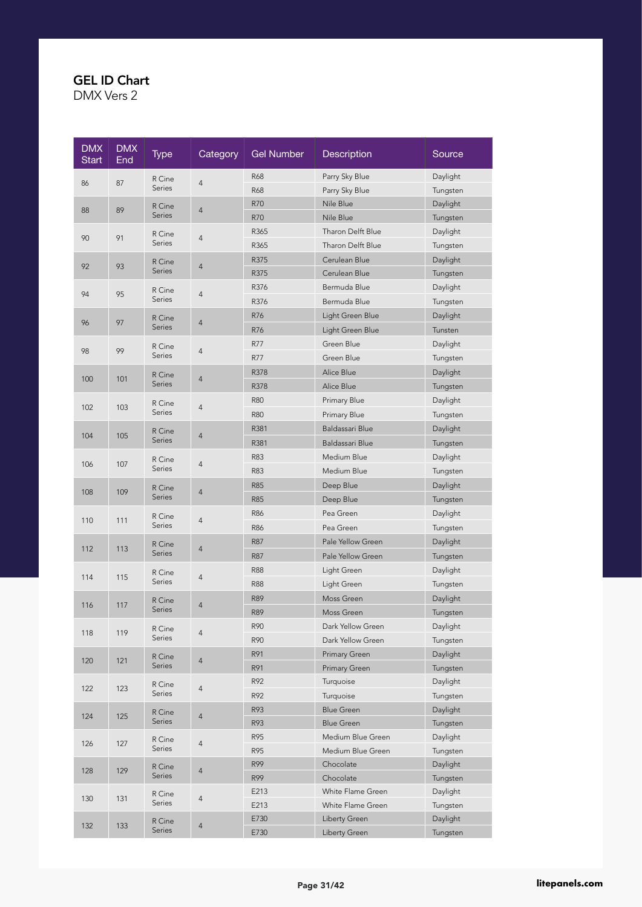# GEL ID Chart

DMX Vers 2

| DMX Start | DMX End | Type | Category | Gel Number | Description | Source |
|---|---|---|---|---|---|---|
| 86 | 87 | R Cine Series | 4 | R68 | Parry Sky Blue | Daylight |
| | | | | R68 | Parry Sky Blue | Tungsten |
| 88 | 89 | R Cine Series | 4 | R70 | Nile Blue | Daylight |
| | | | | R70 | Nile Blue | Tungsten |
| 90 | 91 | R Cine Series | 4 | R365 | Tharon Delft Blue | Daylight |
| | | | | R365 | Tharon Delft Blue | Tungsten |
| 92 | 93 | R Cine Series | 4 | R375 | Cerulean Blue | Daylight |
| | | | | R375 | Cerulean Blue | Tungsten |
| 94 | 95 | R Cine Series | 4 | R376 | Bermuda Blue | Daylight |
| | | | | R376 | Bermuda Blue | Tungsten |
| 96 | 97 | R Cine Series | 4 | R76 | Light Green Blue | Daylight |
| | | | | R76 | Light Green Blue | Tunsten |
| 98 | 99 | R Cine Series | 4 | R77 | Green Blue | Daylight |
| | | | | R77 | Green Blue | Tungsten |
| 100 | 101 | R Cine Series | 4 | R378 | Alice Blue | Daylight |
| | | | | R378 | Alice Blue | Tungsten |
| 102 | 103 | R Cine Series | 4 | R80 | Primary Blue | Daylight |
| | | | | R80 | Primary Blue | Tungsten |
| 104 | 105 | R Cine Series | 4 | R381 | Baldassari Blue | Daylight |
| | | | | R381 | Baldassari Blue | Tungsten |
| 106 | 107 | R Cine Series | 4 | R83 | Medium Blue | Daylight |
| | | | | R83 | Medium Blue | Tungsten |
| 108 | 109 | R Cine Series | 4 | R85 | Deep Blue | Daylight |
| | | | | R85 | Deep Blue | Tungsten |
| 110 | 111 | R Cine Series | 4 | R86 | Pea Green | Daylight |
| | | | | R86 | Pea Green | Tungsten |
| 112 | 113 | R Cine Series | 4 | R87 | Pale Yellow Green | Daylight |
| | | | | R87 | Pale Yellow Green | Tungsten |
| 114 | 115 | R Cine Series | 4 | R88 | Light Green | Daylight |
| | | | | R88 | Light Green | Tungsten |
| 116 | 117 | R Cine Series | 4 | R89 | Moss Green | Daylight |
| | | | | R89 | Moss Green | Tungsten |
| 118 | 119 | R Cine Series | 4 | R90 | Dark Yellow Green | Daylight |
| | | | | R90 | Dark Yellow Green | Tungsten |
| 120 | 121 | R Cine Series | 4 | R91 | Primary Green | Daylight |
| | | | | R91 | Primary Green | Tungsten |
| 122 | 123 | R Cine Series | 4 | R92 | Turquoise | Daylight |
| | | | | R92 | Turquoise | Tungsten |
| 124 | 125 | R Cine Series | 4 | R93 | Blue Green | Daylight |
| | | | | R93 | Blue Green | Tungsten |
| 126 | 127 | R Cine Series | 4 | R95 | Medium Blue Green | Daylight |
| | | | | R95 | Medium Blue Green | Tungsten |
| 128 | 129 | R Cine Series | 4 | R99 | Chocolate | Daylight |
| | | | | R99 | Chocolate | Tungsten |
| 130 | 131 | R Cine Series | 4 | E213 | White Flame Green | Daylight |
| | | | | E213 | White Flame Green | Tungsten |
| 132 | 133 | R Cine Series | 4 | E730 | Liberty Green | Daylight |
| | | | | E730 | Liberty Green | Tungsten |

litepanels.com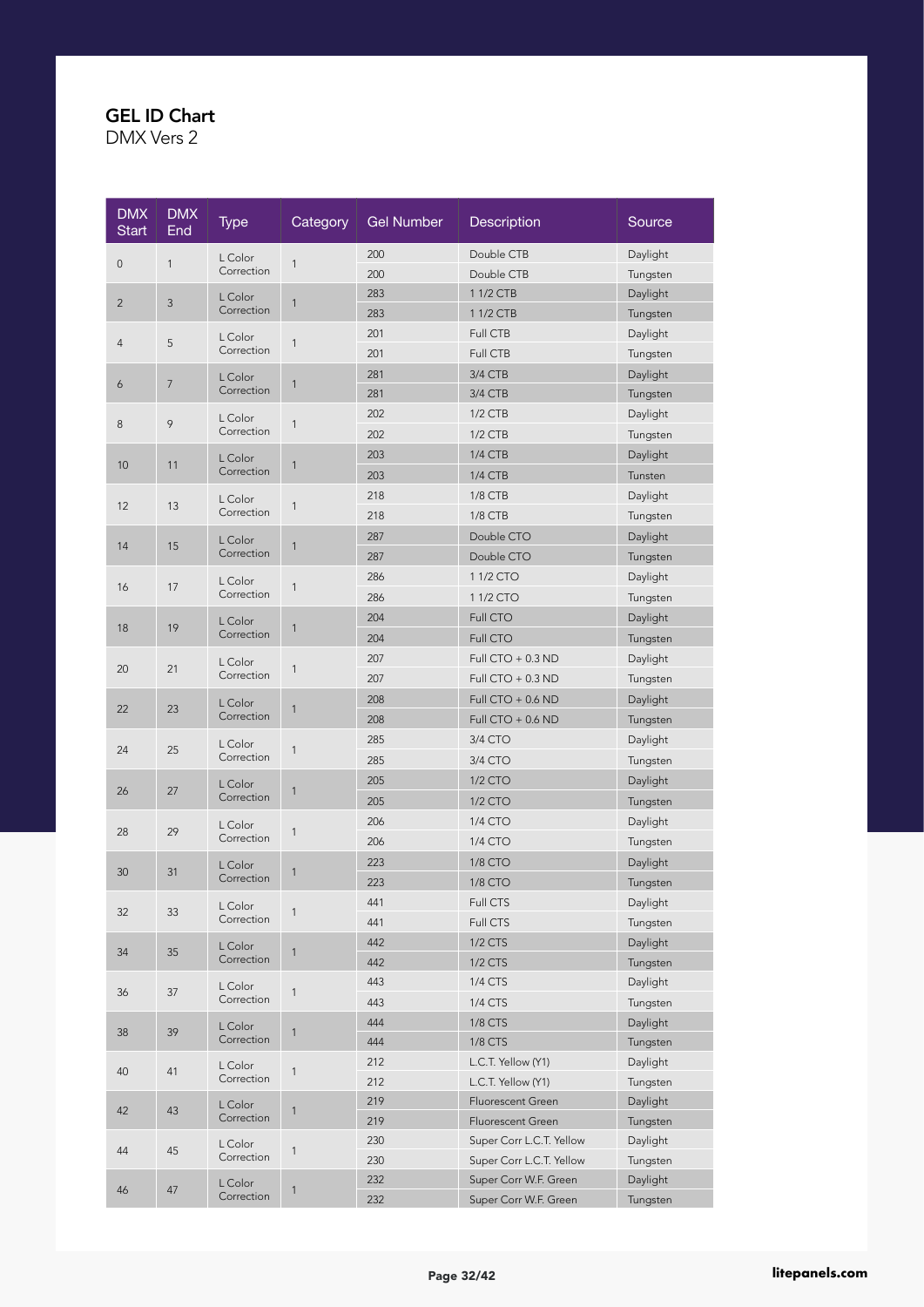## GEL ID Chart
DMX Vers 2

| DMX Start | DMX End | Type | Category | Gel Number | Description | Source |
|---|---|---|---|---|---|---|
| 0 | 1 | L Color Correction | 1 | 200 | Double CTB | Daylight |
| | | | | 200 | Double CTB | Tungsten |
| 2 | 3 | L Color Correction | 1 | 283 | 1 1/2 CTB | Daylight |
| | | | | 283 | 1 1/2 CTB | Tungsten |
| 4 | 5 | L Color Correction | 1 | 201 | Full CTB | Daylight |
| | | | | 201 | Full CTB | Tungsten |
| 6 | 7 | L Color Correction | 1 | 281 | 3/4 CTB | Daylight |
| | | | | 281 | 3/4 CTB | Tungsten |
| 8 | 9 | L Color Correction | 1 | 202 | 1/2 CTB | Daylight |
| | | | | 202 | 1/2 CTB | Tungsten |
| 10 | 11 | L Color Correction | 1 | 203 | 1/4 CTB | Daylight |
| | | | | 203 | 1/4 CTB | Tunsten |
| 12 | 13 | L Color Correction | 1 | 218 | 1/8 CTB | Daylight |
| | | | | 218 | 1/8 CTB | Tungsten |
| 14 | 15 | L Color Correction | 1 | 287 | Double CTO | Daylight |
| | | | | 287 | Double CTO | Tungsten |
| 16 | 17 | L Color Correction | 1 | 286 | 1 1/2 CTO | Daylight |
| | | | | 286 | 1 1/2 CTO | Tungsten |
| 18 | 19 | L Color Correction | 1 | 204 | Full CTO | Daylight |
| | | | | 204 | Full CTO | Tungsten |
| 20 | 21 | L Color Correction | 1 | 207 | Full CTO + 0.3 ND | Daylight |
| | | | | 207 | Full CTO + 0.3 ND | Tungsten |
| 22 | 23 | L Color Correction | 1 | 208 | Full CTO + 0.6 ND | Daylight |
| | | | | 208 | Full CTO + 0.6 ND | Tungsten |
| 24 | 25 | L Color Correction | 1 | 285 | 3/4 CTO | Daylight |
| | | | | 285 | 3/4 CTO | Tungsten |
| 26 | 27 | L Color Correction | 1 | 205 | 1/2 CTO | Daylight |
| | | | | 205 | 1/2 CTO | Tungsten |
| 28 | 29 | L Color Correction | 1 | 206 | 1/4 CTO | Daylight |
| | | | | 206 | 1/4 CTO | Tungsten |
| 30 | 31 | L Color Correction | 1 | 223 | 1/8 CTO | Daylight |
| | | | | 223 | 1/8 CTO | Tungsten |
| 32 | 33 | L Color Correction | 1 | 441 | Full CTS | Daylight |
| | | | | 441 | Full CTS | Tungsten |
| 34 | 35 | L Color Correction | 1 | 442 | 1/2 CTS | Daylight |
| | | | | 442 | 1/2 CTS | Tungsten |
| 36 | 37 | L Color Correction | 1 | 443 | 1/4 CTS | Daylight |
| | | | | 443 | 1/4 CTS | Tungsten |
| 38 | 39 | L Color Correction | 1 | 444 | 1/8 CTS | Daylight |
| | | | | 444 | 1/8 CTS | Tungsten |
| 40 | 41 | L Color Correction | 1 | 212 | L.C.T. Yellow (Y1) | Daylight |
| | | | | 212 | L.C.T. Yellow (Y1) | Tungsten |
| 42 | 43 | L Color Correction | 1 | 219 | Fluorescent Green | Daylight |
| | | | | 219 | Fluorescent Green | Tungsten |
| 44 | 45 | L Color Correction | 1 | 230 | Super Corr L.C.T. Yellow | Daylight |
| | | | | 230 | Super Corr L.C.T. Yellow | Tungsten |
| 46 | 47 | L Color Correction | 1 | 232 | Super Corr W.F. Green | Daylight |
| | | | | 232 | Super Corr W.F. Green | Tungsten |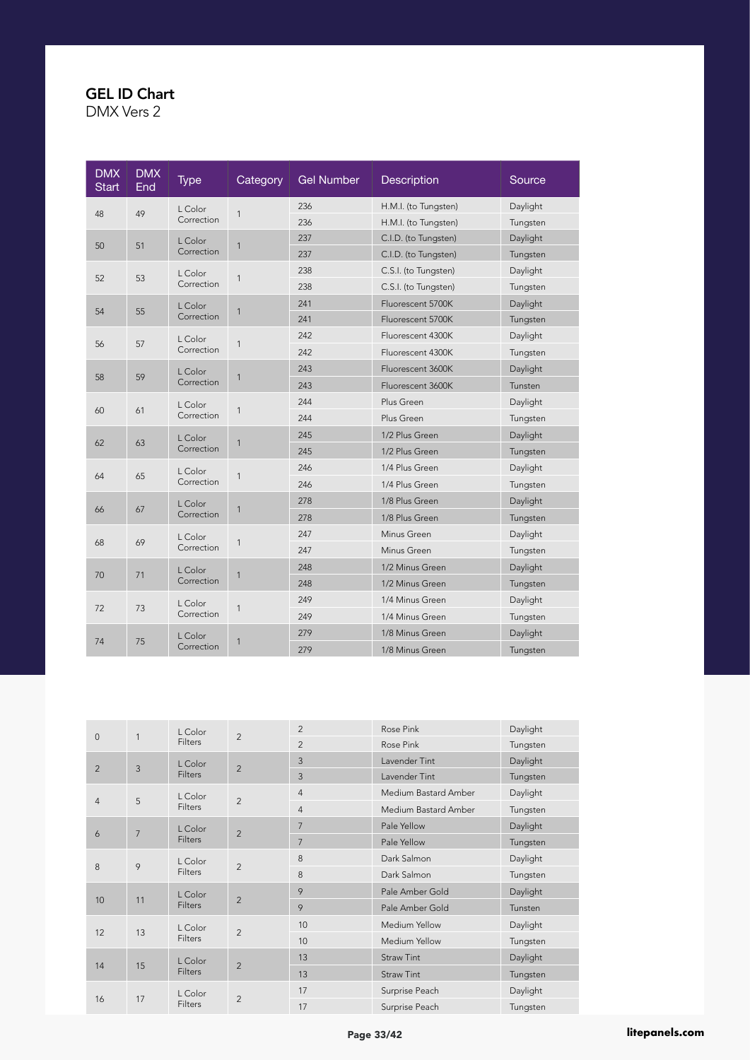# GEL ID Chart

DMX Vers 2

| DMX Start | DMX End | Type | Category | Gel Number | Description | Source |
|---|---|---|---|---|---|---|
| 48 | 49 | L Color Correction | 1 | 236 | H.M.I. (to Tungsten) | Daylight |
| | | | | 236 | H.M.I. (to Tungsten) | Tungsten |
| 50 | 51 | L Color Correction | 1 | 237 | C.I.D. (to Tungsten) | Daylight |
| | | | | 237 | C.I.D. (to Tungsten) | Tungsten |
| 52 | 53 | L Color Correction | 1 | 238 | C.S.I. (to Tungsten) | Daylight |
| | | | | 238 | C.S.I. (to Tungsten) | Tungsten |
| 54 | 55 | L Color Correction | 1 | 241 | Fluorescent 5700K | Daylight |
| | | | | 241 | Fluorescent 5700K | Tungsten |
| 56 | 57 | L Color Correction | 1 | 242 | Fluorescent 4300K | Daylight |
| | | | | 242 | Fluorescent 4300K | Tungsten |
| 58 | 59 | L Color Correction | 1 | 243 | Fluorescent 3600K | Daylight |
| | | | | 243 | Fluorescent 3600K | Tunsten |
| 60 | 61 | L Color Correction | 1 | 244 | Plus Green | Daylight |
| | | | | 244 | Plus Green | Tungsten |
| 62 | 63 | L Color Correction | 1 | 245 | 1/2 Plus Green | Daylight |
| | | | | 245 | 1/2 Plus Green | Tungsten |
| 64 | 65 | L Color Correction | 1 | 246 | 1/4 Plus Green | Daylight |
| | | | | 246 | 1/4 Plus Green | Tungsten |
| 66 | 67 | L Color Correction | 1 | 278 | 1/8 Plus Green | Daylight |
| | | | | 278 | 1/8 Plus Green | Tungsten |
| 68 | 69 | L Color Correction | 1 | 247 | Minus Green | Daylight |
| | | | | 247 | Minus Green | Tungsten |
| 70 | 71 | L Color Correction | 1 | 248 | 1/2 Minus Green | Daylight |
| | | | | 248 | 1/2 Minus Green | Tungsten |
| 72 | 73 | L Color Correction | 1 | 249 | 1/4 Minus Green | Daylight |
| | | | | 249 | 1/4 Minus Green | Tungsten |
| 74 | 75 | L Color Correction | 1 | 279 | 1/8 Minus Green | Daylight |
| | | | | 279 | 1/8 Minus Green | Tungsten |

| DMX Start | DMX End | Type | Category | Gel Number | Description | Source |
|---|---|---|---|---|---|---|
| 0 | 1 | L Color Filters | 2 | 2 | Rose Pink | Daylight |
| | | | | 2 | Rose Pink | Tungsten |
| 2 | 3 | L Color Filters | 2 | 3 | Lavender Tint | Daylight |
| | | | | 3 | Lavender Tint | Tungsten |
| 4 | 5 | L Color Filters | 2 | 4 | Medium Bastard Amber | Daylight |
| | | | | 4 | Medium Bastard Amber | Tungsten |
| 6 | 7 | L Color Filters | 2 | 7 | Pale Yellow | Daylight |
| | | | | 7 | Pale Yellow | Tungsten |
| 8 | 9 | L Color Filters | 2 | 8 | Dark Salmon | Daylight |
| | | | | 8 | Dark Salmon | Tungsten |
| 10 | 11 | L Color Filters | 2 | 9 | Pale Amber Gold | Daylight |
| | | | | 9 | Pale Amber Gold | Tunsten |
| 12 | 13 | L Color Filters | 2 | 10 | Medium Yellow | Daylight |
| | | | | 10 | Medium Yellow | Tungsten |
| 14 | 15 | L Color Filters | 2 | 13 | Straw Tint | Daylight |
| | | | | 13 | Straw Tint | Tungsten |
| 16 | 17 | L Color Filters | 2 | 17 | Surprise Peach | Daylight |
| | | | | 17 | Surprise Peach | Tungsten |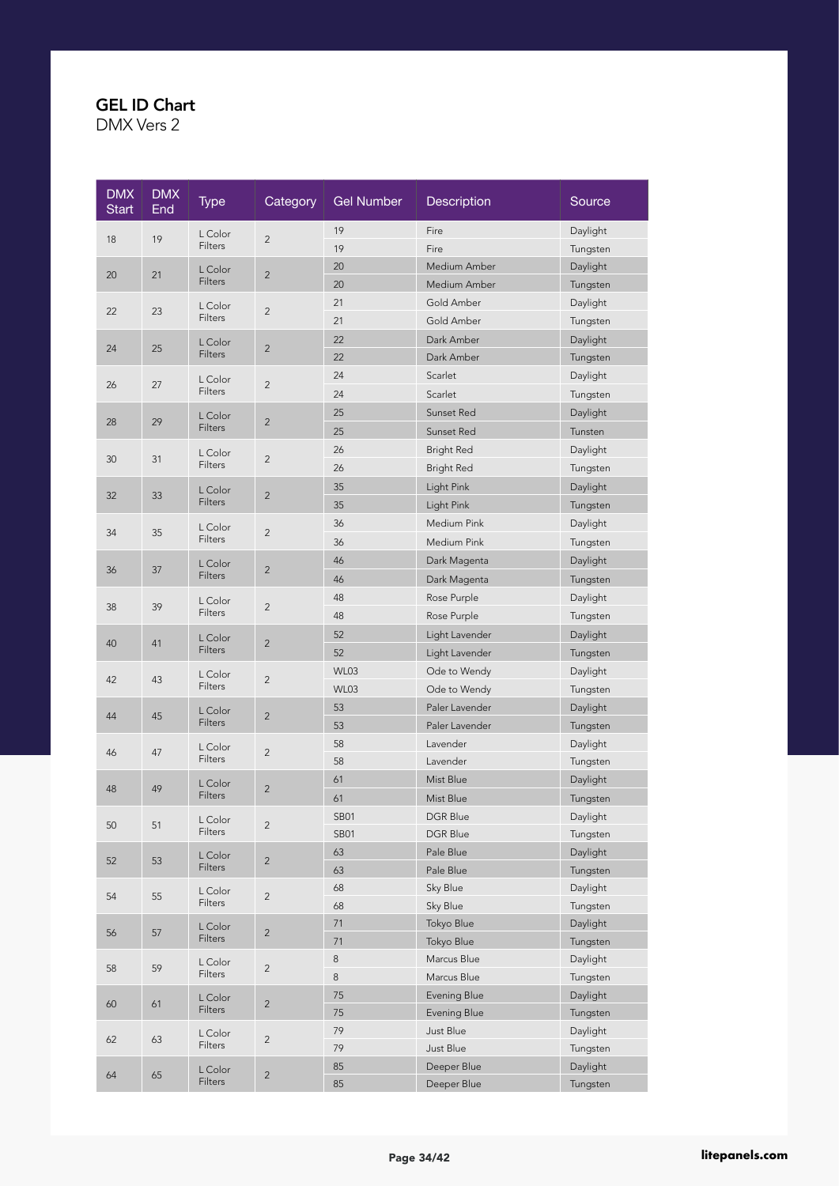## GEL ID Chart

DMX Vers 2

| DMX Start | DMX End | Type | Category | Gel Number | Description | Source |
|---|---|---|---|---|---|---|
| 18 | 19 | L Color Filters | 2 | 19 | Fire | Daylight |
| | | | | 19 | Fire | Tungsten |
| 20 | 21 | L Color Filters | 2 | 20 | Medium Amber | Daylight |
| | | | | 20 | Medium Amber | Tungsten |
| 22 | 23 | L Color Filters | 2 | 21 | Gold Amber | Daylight |
| | | | | 21 | Gold Amber | Tungsten |
| 24 | 25 | L Color Filters | 2 | 22 | Dark Amber | Daylight |
| | | | | 22 | Dark Amber | Tungsten |
| 26 | 27 | L Color Filters | 2 | 24 | Scarlet | Daylight |
| | | | | 24 | Scarlet | Tungsten |
| 28 | 29 | L Color Filters | 2 | 25 | Sunset Red | Daylight |
| | | | | 25 | Sunset Red | Tunsten |
| 30 | 31 | L Color Filters | 2 | 26 | Bright Red | Daylight |
| | | | | 26 | Bright Red | Tungsten |
| 32 | 33 | L Color Filters | 2 | 35 | Light Pink | Daylight |
| | | | | 35 | Light Pink | Tungsten |
| 34 | 35 | L Color Filters | 2 | 36 | Medium Pink | Daylight |
| | | | | 36 | Medium Pink | Tungsten |
| 36 | 37 | L Color Filters | 2 | 46 | Dark Magenta | Daylight |
| | | | | 46 | Dark Magenta | Tungsten |
| 38 | 39 | L Color Filters | 2 | 48 | Rose Purple | Daylight |
| | | | | 48 | Rose Purple | Tungsten |
| 40 | 41 | L Color Filters | 2 | 52 | Light Lavender | Daylight |
| | | | | 52 | Light Lavender | Tungsten |
| 42 | 43 | L Color Filters | 2 | WL03 | Ode to Wendy | Daylight |
| | | | | WL03 | Ode to Wendy | Tungsten |
| 44 | 45 | L Color Filters | 2 | 53 | Paler Lavender | Daylight |
| | | | | 53 | Paler Lavender | Tungsten |
| 46 | 47 | L Color Filters | 2 | 58 | Lavender | Daylight |
| | | | | 58 | Lavender | Tungsten |
| 48 | 49 | L Color Filters | 2 | 61 | Mist Blue | Daylight |
| | | | | 61 | Mist Blue | Tungsten |
| 50 | 51 | L Color Filters | 2 | SB01 | DGR Blue | Daylight |
| | | | | SB01 | DGR Blue | Tungsten |
| 52 | 53 | L Color Filters | 2 | 63 | Pale Blue | Daylight |
| | | | | 63 | Pale Blue | Tungsten |
| 54 | 55 | L Color Filters | 2 | 68 | Sky Blue | Daylight |
| | | | | 68 | Sky Blue | Tungsten |
| 56 | 57 | L Color Filters | 2 | 71 | Tokyo Blue | Daylight |
| | | | | 71 | Tokyo Blue | Tungsten |
| 58 | 59 | L Color Filters | 2 | 8 | Marcus Blue | Daylight |
| | | | | 8 | Marcus Blue | Tungsten |
| 60 | 61 | L Color Filters | 2 | 75 | Evening Blue | Daylight |
| | | | | 75 | Evening Blue | Tungsten |
| 62 | 63 | L Color Filters | 2 | 79 | Just Blue | Daylight |
| | | | | 79 | Just Blue | Tungsten |
| 64 | 65 | L Color Filters | 2 | 85 | Deeper Blue | Daylight |
| | | | | 85 | Deeper Blue | Tungsten |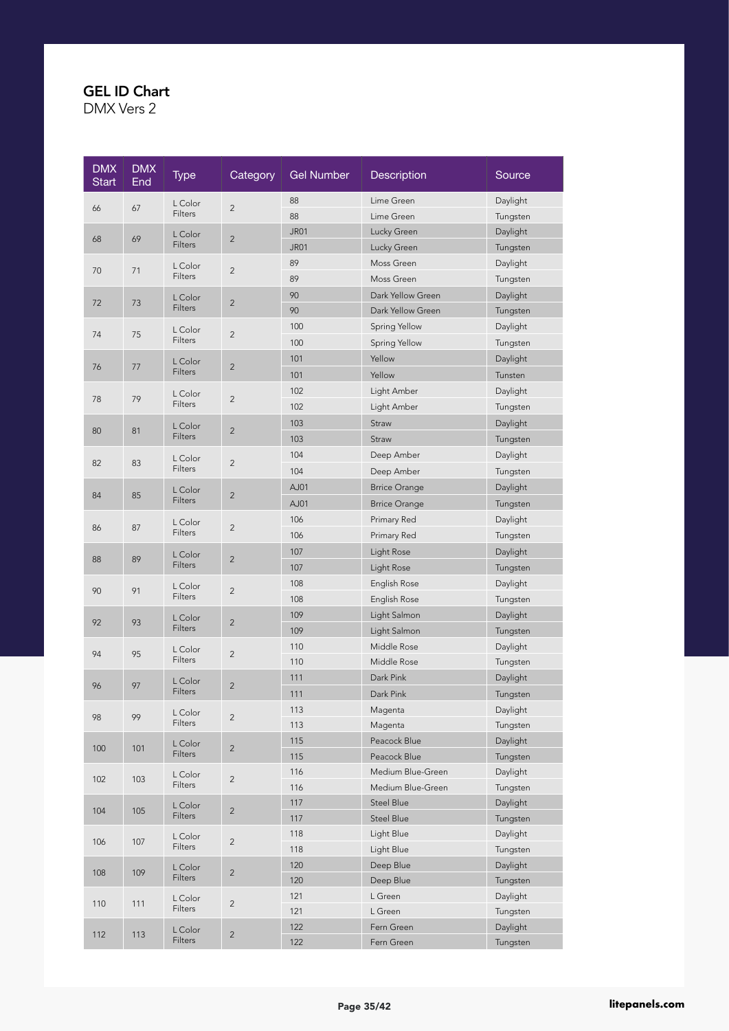## GEL ID Chart

DMX Vers 2

| DMX Start | DMX End | Type | Category | Gel Number | Description | Source |
|---|---|---|---|---|---|---|
| 66 | 67 | L Color Filters | 2 | 88 | Lime Green | Daylight |
| | | | | 88 | Lime Green | Tungsten |
| 68 | 69 | L Color Filters | 2 | JR01 | Lucky Green | Daylight |
| | | | | JR01 | Lucky Green | Tungsten |
| 70 | 71 | L Color Filters | 2 | 89 | Moss Green | Daylight |
| | | | | 89 | Moss Green | Tungsten |
| 72 | 73 | L Color Filters | 2 | 90 | Dark Yellow Green | Daylight |
| | | | | 90 | Dark Yellow Green | Tungsten |
| 74 | 75 | L Color Filters | 2 | 100 | Spring Yellow | Daylight |
| | | | | 100 | Spring Yellow | Tungsten |
| 76 | 77 | L Color Filters | 2 | 101 | Yellow | Daylight |
| | | | | 101 | Yellow | Tunsten |
| 78 | 79 | L Color Filters | 2 | 102 | Light Amber | Daylight |
| | | | | 102 | Light Amber | Tungsten |
| 80 | 81 | L Color Filters | 2 | 103 | Straw | Daylight |
| | | | | 103 | Straw | Tungsten |
| 82 | 83 | L Color Filters | 2 | 104 | Deep Amber | Daylight |
| | | | | 104 | Deep Amber | Tungsten |
| 84 | 85 | L Color Filters | 2 | AJ01 | Brrice Orange | Daylight |
| | | | | AJ01 | Brrice Orange | Tungsten |
| 86 | 87 | L Color Filters | 2 | 106 | Primary Red | Daylight |
| | | | | 106 | Primary Red | Tungsten |
| 88 | 89 | L Color Filters | 2 | 107 | Light Rose | Daylight |
| | | | | 107 | Light Rose | Tungsten |
| 90 | 91 | L Color Filters | 2 | 108 | English Rose | Daylight |
| | | | | 108 | English Rose | Tungsten |
| 92 | 93 | L Color Filters | 2 | 109 | Light Salmon | Daylight |
| | | | | 109 | Light Salmon | Tungsten |
| 94 | 95 | L Color Filters | 2 | 110 | Middle Rose | Daylight |
| | | | | 110 | Middle Rose | Tungsten |
| 96 | 97 | L Color Filters | 2 | 111 | Dark Pink | Daylight |
| | | | | 111 | Dark Pink | Tungsten |
| 98 | 99 | L Color Filters | 2 | 113 | Magenta | Daylight |
| | | | | 113 | Magenta | Tungsten |
| 100 | 101 | L Color Filters | 2 | 115 | Peacock Blue | Daylight |
| | | | | 115 | Peacock Blue | Tungsten |
| 102 | 103 | L Color Filters | 2 | 116 | Medium Blue-Green | Daylight |
| | | | | 116 | Medium Blue-Green | Tungsten |
| 104 | 105 | L Color Filters | 2 | 117 | Steel Blue | Daylight |
| | | | | 117 | Steel Blue | Tungsten |
| 106 | 107 | L Color Filters | 2 | 118 | Light Blue | Daylight |
| | | | | 118 | Light Blue | Tungsten |
| 108 | 109 | L Color Filters | 2 | 120 | Deep Blue | Daylight |
| | | | | 120 | Deep Blue | Tungsten |
| 110 | 111 | L Color Filters | 2 | 121 | L Green | Daylight |
| | | | | 121 | L Green | Tungsten |
| 112 | 113 | L Color Filters | 2 | 122 | Fern Green | Daylight |
| | | | | 122 | Fern Green | Tungsten |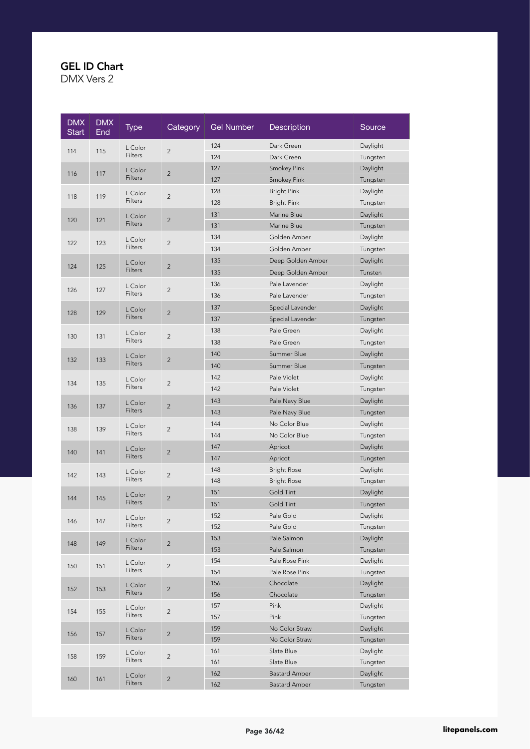## GEL ID Chart
DMX Vers 2

| DMX Start | DMX End | Type | Category | Gel Number | Description | Source |
|---|---|---|---|---|---|---|
| 114 | 115 | L Color Filters | 2 | 124 | Dark Green | Daylight |
| | | | | 124 | Dark Green | Tungsten |
| 116 | 117 | L Color Filters | 2 | 127 | Smokey Pink | Daylight |
| | | | | 127 | Smokey Pink | Tungsten |
| 118 | 119 | L Color Filters | 2 | 128 | Bright Pink | Daylight |
| | | | | 128 | Bright Pink | Tungsten |
| 120 | 121 | L Color Filters | 2 | 131 | Marine Blue | Daylight |
| | | | | 131 | Marine Blue | Tungsten |
| 122 | 123 | L Color Filters | 2 | 134 | Golden Amber | Daylight |
| | | | | 134 | Golden Amber | Tungsten |
| 124 | 125 | L Color Filters | 2 | 135 | Deep Golden Amber | Daylight |
| | | | | 135 | Deep Golden Amber | Tunsten |
| 126 | 127 | L Color Filters | 2 | 136 | Pale Lavender | Daylight |
| | | | | 136 | Pale Lavender | Tungsten |
| 128 | 129 | L Color Filters | 2 | 137 | Special Lavender | Daylight |
| | | | | 137 | Special Lavender | Tungsten |
| 130 | 131 | L Color Filters | 2 | 138 | Pale Green | Daylight |
| | | | | 138 | Pale Green | Tungsten |
| 132 | 133 | L Color Filters | 2 | 140 | Summer Blue | Daylight |
| | | | | 140 | Summer Blue | Tungsten |
| 134 | 135 | L Color Filters | 2 | 142 | Pale Violet | Daylight |
| | | | | 142 | Pale Violet | Tungsten |
| 136 | 137 | L Color Filters | 2 | 143 | Pale Navy Blue | Daylight |
| | | | | 143 | Pale Navy Blue | Tungsten |
| 138 | 139 | L Color Filters | 2 | 144 | No Color Blue | Daylight |
| | | | | 144 | No Color Blue | Tungsten |
| 140 | 141 | L Color Filters | 2 | 147 | Apricot | Daylight |
| | | | | 147 | Apricot | Tungsten |
| 142 | 143 | L Color Filters | 2 | 148 | Bright Rose | Daylight |
| | | | | 148 | Bright Rose | Tungsten |
| 144 | 145 | L Color Filters | 2 | 151 | Gold Tint | Daylight |
| | | | | 151 | Gold Tint | Tungsten |
| 146 | 147 | L Color Filters | 2 | 152 | Pale Gold | Daylight |
| | | | | 152 | Pale Gold | Tungsten |
| 148 | 149 | L Color Filters | 2 | 153 | Pale Salmon | Daylight |
| | | | | 153 | Pale Salmon | Tungsten |
| 150 | 151 | L Color Filters | 2 | 154 | Pale Rose Pink | Daylight |
| | | | | 154 | Pale Rose Pink | Tungsten |
| 152 | 153 | L Color Filters | 2 | 156 | Chocolate | Daylight |
| | | | | 156 | Chocolate | Tungsten |
| 154 | 155 | L Color Filters | 2 | 157 | Pink | Daylight |
| | | | | 157 | Pink | Tungsten |
| 156 | 157 | L Color Filters | 2 | 159 | No Color Straw | Daylight |
| | | | | 159 | No Color Straw | Tungsten |
| 158 | 159 | L Color Filters | 2 | 161 | Slate Blue | Daylight |
| | | | | 161 | Slate Blue | Tungsten |
| 160 | 161 | L Color Filters | 2 | 162 | Bastard Amber | Daylight |
| | | | | 162 | Bastard Amber | Tungsten |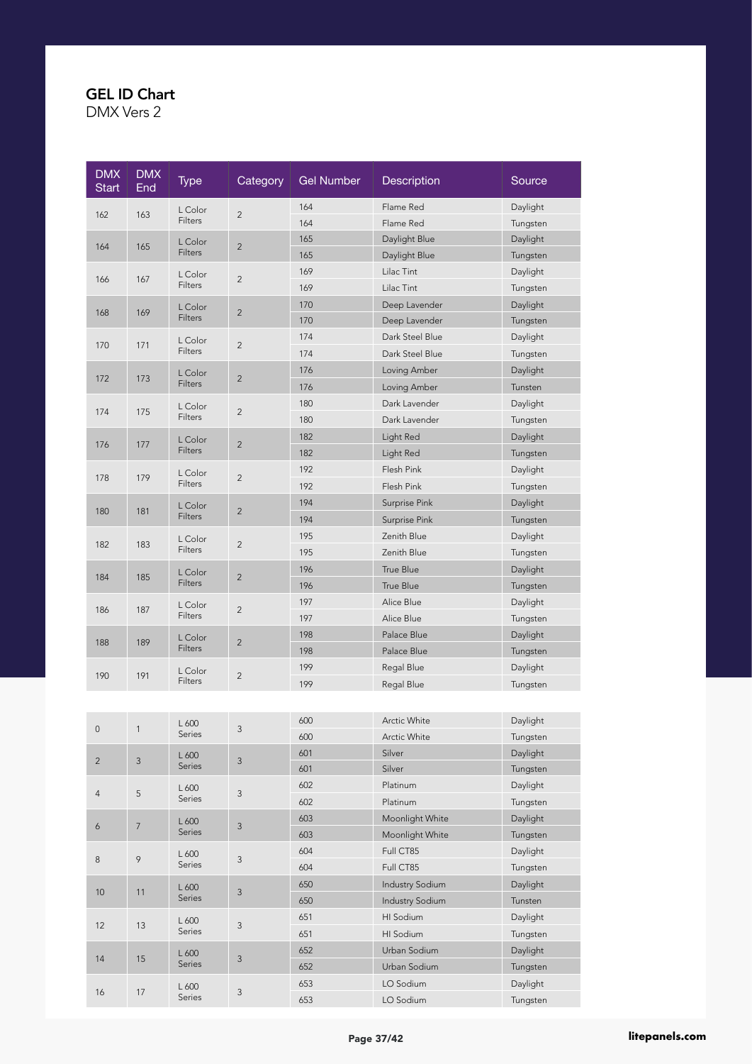## GEL ID Chart

DMX Vers 2

| DMX Start | DMX End | Type | Category | Gel Number | Description | Source |
|---|---|---|---|---|---|---|
| 162 | 163 | L Color Filters | 2 | 164 | Flame Red | Daylight |
| | | | | 164 | Flame Red | Tungsten |
| 164 | 165 | L Color Filters | 2 | 165 | Daylight Blue | Daylight |
| | | | | 165 | Daylight Blue | Tungsten |
| 166 | 167 | L Color Filters | 2 | 169 | Lilac Tint | Daylight |
| | | | | 169 | Lilac Tint | Tungsten |
| 168 | 169 | L Color Filters | 2 | 170 | Deep Lavender | Daylight |
| | | | | 170 | Deep Lavender | Tungsten |
| 170 | 171 | L Color Filters | 2 | 174 | Dark Steel Blue | Daylight |
| | | | | 174 | Dark Steel Blue | Tungsten |
| 172 | 173 | L Color Filters | 2 | 176 | Loving Amber | Daylight |
| | | | | 176 | Loving Amber | Tunsten |
| 174 | 175 | L Color Filters | 2 | 180 | Dark Lavender | Daylight |
| | | | | 180 | Dark Lavender | Tungsten |
| 176 | 177 | L Color Filters | 2 | 182 | Light Red | Daylight |
| | | | | 182 | Light Red | Tungsten |
| 178 | 179 | L Color Filters | 2 | 192 | Flesh Pink | Daylight |
| | | | | 192 | Flesh Pink | Tungsten |
| 180 | 181 | L Color Filters | 2 | 194 | Surprise Pink | Daylight |
| | | | | 194 | Surprise Pink | Tungsten |
| 182 | 183 | L Color Filters | 2 | 195 | Zenith Blue | Daylight |
| | | | | 195 | Zenith Blue | Tungsten |
| 184 | 185 | L Color Filters | 2 | 196 | True Blue | Daylight |
| | | | | 196 | True Blue | Tungsten |
| 186 | 187 | L Color Filters | 2 | 197 | Alice Blue | Daylight |
| | | | | 197 | Alice Blue | Tungsten |
| 188 | 189 | L Color Filters | 2 | 198 | Palace Blue | Daylight |
| | | | | 198 | Palace Blue | Tungsten |
| 190 | 191 | L Color Filters | 2 | 199 | Regal Blue | Daylight |
| | | | | 199 | Regal Blue | Tungsten |
| 0 | 1 | L 600 Series | 3 | 600 | Arctic White | Daylight |
| | | | | 600 | Arctic White | Tungsten |
| 2 | 3 | L 600 Series | 3 | 601 | Silver | Daylight |
| | | | | 601 | Silver | Tungsten |
| 4 | 5 | L 600 Series | 3 | 602 | Platinum | Daylight |
| | | | | 602 | Platinum | Tungsten |
| 6 | 7 | L 600 Series | 3 | 603 | Moonlight White | Daylight |
| | | | | 603 | Moonlight White | Tungsten |
| 8 | 9 | L 600 Series | 3 | 604 | Full CT85 | Daylight |
| | | | | 604 | Full CT85 | Tungsten |
| 10 | 11 | L 600 Series | 3 | 650 | Industry Sodium | Daylight |
| | | | | 650 | Industry Sodium | Tunsten |
| 12 | 13 | L 600 Series | 3 | 651 | HI Sodium | Daylight |
| | | | | 651 | HI Sodium | Tungsten |
| 14 | 15 | L 600 Series | 3 | 652 | Urban Sodium | Daylight |
| | | | | 652 | Urban Sodium | Tungsten |
| 16 | 17 | L 600 Series | 3 | 653 | LO Sodium | Daylight |
| | | | | 653 | LO Sodium | Tungsten |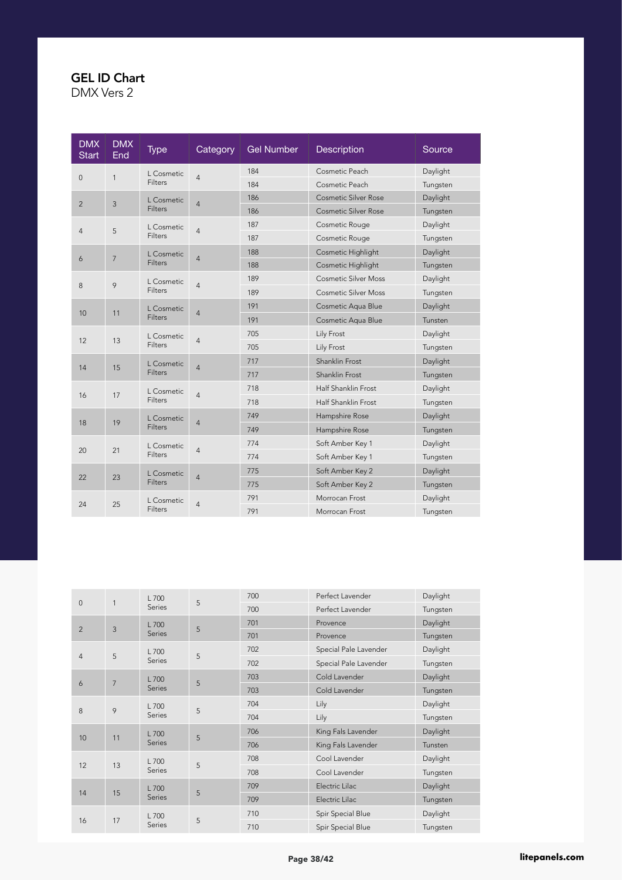## GEL ID Chart

DMX Vers 2

| DMX Start | DMX End | Type | Category | Gel Number | Description | Source |
|---|---|---|---|---|---|---|
| 0 | 1 | L Cosmetic Filters | 4 | 184 | Cosmetic Peach | Daylight |
| | | | | 184 | Cosmetic Peach | Tungsten |
| 2 | 3 | L Cosmetic Filters | 4 | 186 | Cosmetic Silver Rose | Daylight |
| | | | | 186 | Cosmetic Silver Rose | Tungsten |
| 4 | 5 | L Cosmetic Filters | 4 | 187 | Cosmetic Rouge | Daylight |
| | | | | 187 | Cosmetic Rouge | Tungsten |
| 6 | 7 | L Cosmetic Filters | 4 | 188 | Cosmetic Highlight | Daylight |
| | | | | 188 | Cosmetic Highlight | Tungsten |
| 8 | 9 | L Cosmetic Filters | 4 | 189 | Cosmetic Silver Moss | Daylight |
| | | | | 189 | Cosmetic Silver Moss | Tungsten |
| 10 | 11 | L Cosmetic Filters | 4 | 191 | Cosmetic Aqua Blue | Daylight |
| | | | | 191 | Cosmetic Aqua Blue | Tunsten |
| 12 | 13 | L Cosmetic Filters | 4 | 705 | Lily Frost | Daylight |
| | | | | 705 | Lily Frost | Tungsten |
| 14 | 15 | L Cosmetic Filters | 4 | 717 | Shanklin Frost | Daylight |
| | | | | 717 | Shanklin Frost | Tungsten |
| 16 | 17 | L Cosmetic Filters | 4 | 718 | Half Shanklin Frost | Daylight |
| | | | | 718 | Half Shanklin Frost | Tungsten |
| 18 | 19 | L Cosmetic Filters | 4 | 749 | Hampshire Rose | Daylight |
| | | | | 749 | Hampshire Rose | Tungsten |
| 20 | 21 | L Cosmetic Filters | 4 | 774 | Soft Amber Key 1 | Daylight |
| | | | | 774 | Soft Amber Key 1 | Tungsten |
| 22 | 23 | L Cosmetic Filters | 4 | 775 | Soft Amber Key 2 | Daylight |
| | | | | 775 | Soft Amber Key 2 | Tungsten |
| 24 | 25 | L Cosmetic Filters | 4 | 791 | Morrocan Frost | Daylight |
| | | | | 791 | Morrocan Frost | Tungsten |

| DMX Start | DMX End | Type | Category | Gel Number | Description | Source |
|---|---|---|---|---|---|---|
| 0 | 1 | L 700 Series | 5 | 700 | Perfect Lavender | Daylight |
| | | | | 700 | Perfect Lavender | Tungsten |
| 2 | 3 | L 700 Series | 5 | 701 | Provence | Daylight |
| | | | | 701 | Provence | Tungsten |
| 4 | 5 | L 700 Series | 5 | 702 | Special Pale Lavender | Daylight |
| | | | | 702 | Special Pale Lavender | Tungsten |
| 6 | 7 | L 700 Series | 5 | 703 | Cold Lavender | Daylight |
| | | | | 703 | Cold Lavender | Tungsten |
| 8 | 9 | L 700 Series | 5 | 704 | Lily | Daylight |
| | | | | 704 | Lily | Tungsten |
| 10 | 11 | L 700 Series | 5 | 706 | King Fals Lavender | Daylight |
| | | | | 706 | King Fals Lavender | Tunsten |
| 12 | 13 | L 700 Series | 5 | 708 | Cool Lavender | Daylight |
| | | | | 708 | Cool Lavender | Tungsten |
| 14 | 15 | L 700 Series | 5 | 709 | Electric Lilac | Daylight |
| | | | | 709 | Electric Lilac | Tungsten |
| 16 | 17 | L 700 Series | 5 | 710 | Spir Special Blue | Daylight |
| | | | | 710 | Spir Special Blue | Tungsten |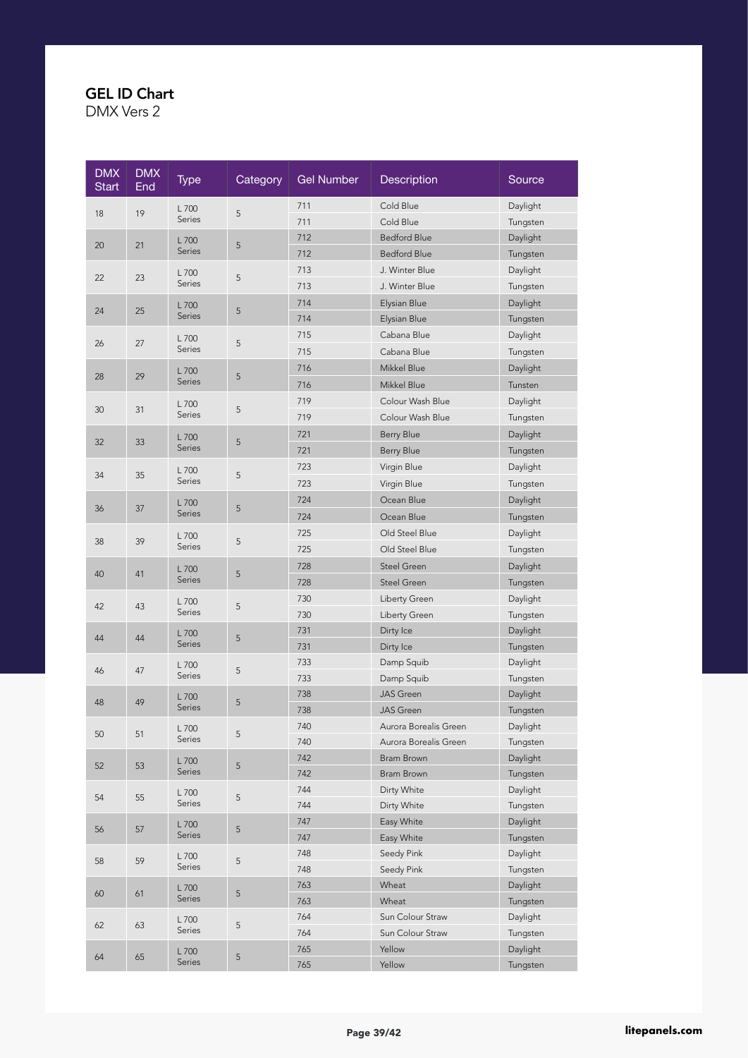# GEL ID Chart

DMX Vers 2

| DMX Start | DMX End | Type | Category | Gel Number | Description | Source |
|---|---|---|---|---|---|---|
| 18 | 19 | L 700 Series | 5 | 711 | Cold Blue | Daylight |
| | | | | 711 | Cold Blue | Tungsten |
| 20 | 21 | L 700 Series | 5 | 712 | Bedford Blue | Daylight |
| | | | | 712 | Bedford Blue | Tungsten |
| 22 | 23 | L 700 Series | 5 | 713 | J. Winter Blue | Daylight |
| | | | | 713 | J. Winter Blue | Tungsten |
| 24 | 25 | L 700 Series | 5 | 714 | Elysian Blue | Daylight |
| | | | | 714 | Elysian Blue | Tungsten |
| 26 | 27 | L 700 Series | 5 | 715 | Cabana Blue | Daylight |
| | | | | 715 | Cabana Blue | Tungsten |
| 28 | 29 | L 700 Series | 5 | 716 | Mikkel Blue | Daylight |
| | | | | 716 | Mikkel Blue | Tunsten |
| 30 | 31 | L 700 Series | 5 | 719 | Colour Wash Blue | Daylight |
| | | | | 719 | Colour Wash Blue | Tungsten |
| 32 | 33 | L 700 Series | 5 | 721 | Berry Blue | Daylight |
| | | | | 721 | Berry Blue | Tungsten |
| 34 | 35 | L 700 Series | 5 | 723 | Virgin Blue | Daylight |
| | | | | 723 | Virgin Blue | Tungsten |
| 36 | 37 | L 700 Series | 5 | 724 | Ocean Blue | Daylight |
| | | | | 724 | Ocean Blue | Tungsten |
| 38 | 39 | L 700 Series | 5 | 725 | Old Steel Blue | Daylight |
| | | | | 725 | Old Steel Blue | Tungsten |
| 40 | 41 | L 700 Series | 5 | 728 | Steel Green | Daylight |
| | | | | 728 | Steel Green | Tungsten |
| 42 | 43 | L 700 Series | 5 | 730 | Liberty Green | Daylight |
| | | | | 730 | Liberty Green | Tungsten |
| 44 | 44 | L 700 Series | 5 | 731 | Dirty Ice | Daylight |
| | | | | 731 | Dirty Ice | Tungsten |
| 46 | 47 | L 700 Series | 5 | 733 | Damp Squib | Daylight |
| | | | | 733 | Damp Squib | Tungsten |
| 48 | 49 | L 700 Series | 5 | 738 | JAS Green | Daylight |
| | | | | 738 | JAS Green | Tungsten |
| 50 | 51 | L 700 Series | 5 | 740 | Aurora Borealis Green | Daylight |
| | | | | 740 | Aurora Borealis Green | Tungsten |
| 52 | 53 | L 700 Series | 5 | 742 | Bram Brown | Daylight |
| | | | | 742 | Bram Brown | Tungsten |
| 54 | 55 | L 700 Series | 5 | 744 | Dirty White | Daylight |
| | | | | 744 | Dirty White | Tungsten |
| 56 | 57 | L 700 Series | 5 | 747 | Easy White | Daylight |
| | | | | 747 | Easy White | Tungsten |
| 58 | 59 | L 700 Series | 5 | 748 | Seedy Pink | Daylight |
| | | | | 748 | Seedy Pink | Tungsten |
| 60 | 61 | L 700 Series | 5 | 763 | Wheat | Daylight |
| | | | | 763 | Wheat | Tungsten |
| 62 | 63 | L 700 Series | 5 | 764 | Sun Colour Straw | Daylight |
| | | | | 764 | Sun Colour Straw | Tungsten |
| 64 | 65 | L 700 Series | 5 | 765 | Yellow | Daylight |
| | | | | 765 | Yellow | Tungsten |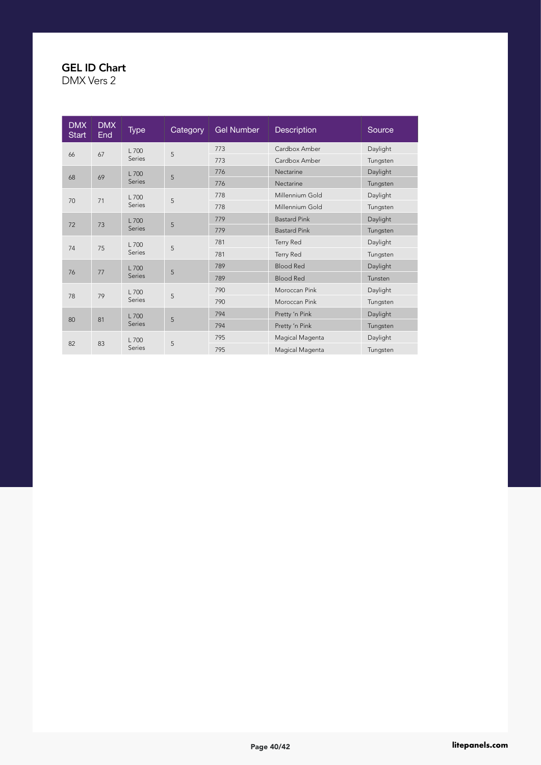## GEL ID Chart

DMX Vers 2

| DMX Start | DMX End | Type | Category | Gel Number | Description | Source |
|---|---|---|---|---|---|---|
| 66 | 67 | L 700 Series | 5 | 773 | Cardbox Amber | Daylight |
| | | | | 773 | Cardbox Amber | Tungsten |
| 68 | 69 | L 700 Series | 5 | 776 | Nectarine | Daylight |
| | | | | 776 | Nectarine | Tungsten |
| 70 | 71 | L 700 Series | 5 | 778 | Millennium Gold | Daylight |
| | | | | 778 | Millennium Gold | Tungsten |
| 72 | 73 | L 700 Series | 5 | 779 | Bastard Pink | Daylight |
| | | | | 779 | Bastard Pink | Tungsten |
| 74 | 75 | L 700 Series | 5 | 781 | Terry Red | Daylight |
| | | | | 781 | Terry Red | Tungsten |
| 76 | 77 | L 700 Series | 5 | 789 | Blood Red | Daylight |
| | | | | 789 | Blood Red | Tunsten |
| 78 | 79 | L 700 Series | 5 | 790 | Moroccan Pink | Daylight |
| | | | | 790 | Moroccan Pink | Tungsten |
| 80 | 81 | L 700 Series | 5 | 794 | Pretty 'n Pink | Daylight |
| | | | | 794 | Pretty 'n Pink | Tungsten |
| 82 | 83 | L 700 Series | 5 | 795 | Magical Magenta | Daylight |
| | | | | 795 | Magical Magenta | Tungsten |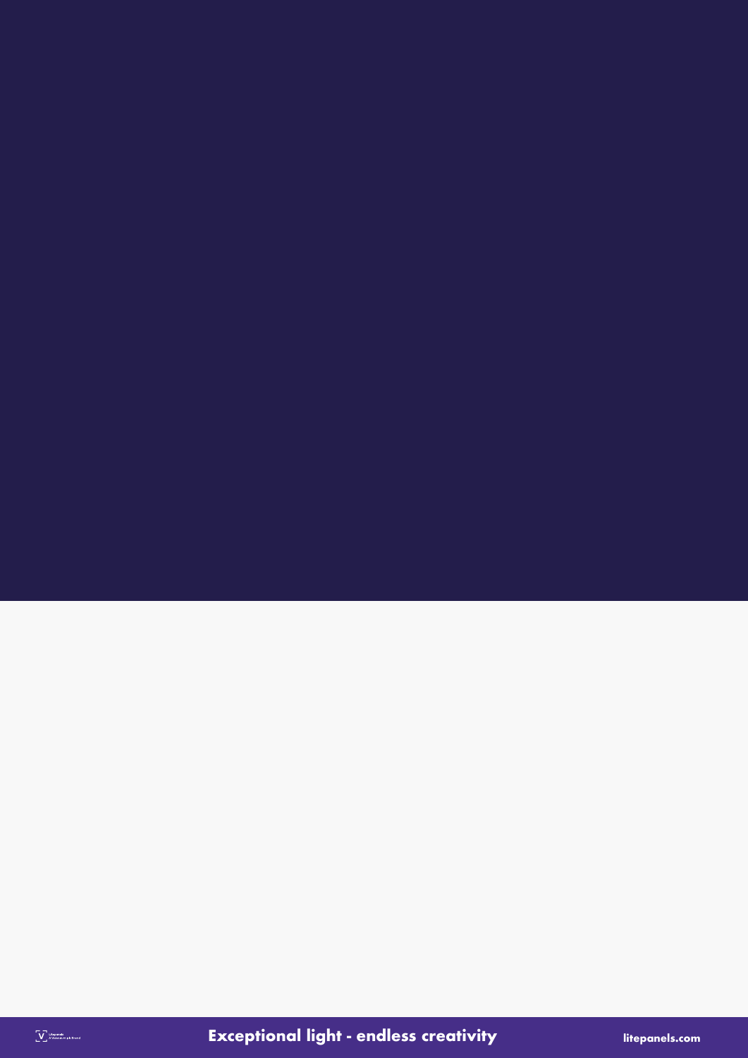Exceptional light - endless creativity

litepanels.com